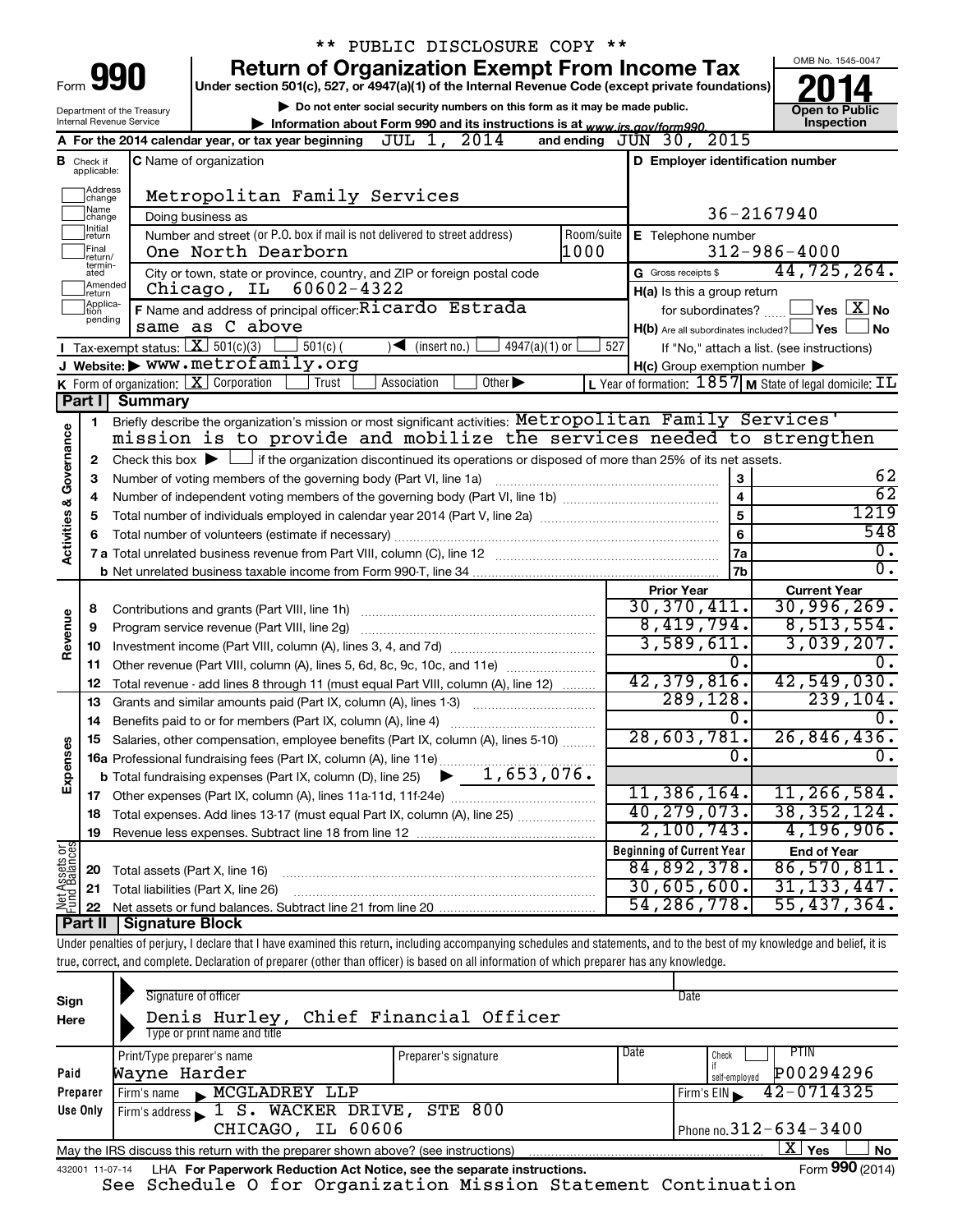** PUBLIC DISCLOSURE COPY **

# Form 990 — Return of Organization Exempt From Income Tax (2014)

Under section 501(c), 527, or 4947(a)(1) of the Internal Revenue Code (except private foundations)

▶ Do not enter social security numbers on this form as it may be made public.

▶ Information about Form 990 and its instructions is at www.irs.gov/form990.

Department of the Treasury, Internal Revenue Service

OMB No. 1545-0047 | **Open to Public Inspection**

**A** For the 2014 calendar year, or tax year beginning JUL 1, 2014 and ending JUN 30, 2015

**B** Check if applicable: Address change, Name change, Initial return, Final return/terminated, Amended return, Application pending

**C** Name of organization: Metropolitan Family Services

Doing business as

Number and street (or P.O. box if mail is not delivered to street address): One North Dearborn — Room/suite: 1000

City or town, state or province, country, and ZIP or foreign postal code: Chicago, IL 60602-4322

**D** Employer identification number: 36-2167940

**E** Telephone number: 312-986-4000

**G** Gross receipts $ 44,725,264.

**F** Name and address of principal officer: Ricardo Estrada, same as C above

**H(a)** Is this a group return for subordinates? ☐ Yes ☒ No

**H(b)** Are all subordinates included? ☐ Yes ☐ No — If "No," attach a list. (see instructions)

**H(c)** Group exemption number ▶

**I** Tax-exempt status: ☒ 501(c)(3) ☐ 501(c) ( ) ◀ (insert no.) ☐ 4947(a)(1) or ☐ 527

**J** Website: ▶ www.metrofamily.org

**K** Form of organization: ☒ Corporation ☐ Trust ☐ Association ☐ Other ▶

**L** Year of formation: 1857 **M** State of legal domicile: IL

## Part I Summary

**Activities & Governance**

1. Briefly describe the organization's mission or most significant activities: Metropolitan Family Services' mission is to provide and mobilize the services needed to strengthen
2. Check this box ▶ ☐ if the organization discontinued its operations or disposed of more than 25% of its net assets.

| | | | |
|---|---|---|---|
| 3 | Number of voting members of the governing body (Part VI, line 1a) | 3 | 62 |
| 4 | Number of independent voting members of the governing body (Part VI, line 1b) | 4 | 62 |
| 5 | Total number of individuals employed in calendar year 2014 (Part V, line 2a) | 5 | 1219 |
| 6 | Total number of volunteers (estimate if necessary) | 6 | 548 |
| 7a | Total unrelated business revenue from Part VIII, column (C), line 12 | 7a | 0. |
| b | Net unrelated business taxable income from Form 990-T, line 34 | 7b | 0. |

| | | | Prior Year | Current Year |
|---|---|---|---|---|
| **Revenue** | 8 | Contributions and grants (Part VIII, line 1h) | 30,370,411. | 30,996,269. |
| | 9 | Program service revenue (Part VIII, line 2g) | 8,419,794. | 8,513,554. |
| | 10 | Investment income (Part VIII, column (A), lines 3, 4, and 7d) | 3,589,611. | 3,039,207. |
| | 11 | Other revenue (Part VIII, column (A), lines 5, 6d, 8c, 9c, 10c, and 11e) | 0. | 0. |
| | 12 | Total revenue - add lines 8 through 11 (must equal Part VIII, column (A), line 12) | 42,379,816. | 42,549,030. |
| **Expenses** | 13 | Grants and similar amounts paid (Part IX, column (A), lines 1-3) | 289,128. | 239,104. |
| | 14 | Benefits paid to or for members (Part IX, column (A), line 4) | 0. | 0. |
| | 15 | Salaries, other compensation, employee benefits (Part IX, column (A), lines 5-10) | 28,603,781. | 26,846,436. |
| | 16a | Professional fundraising fees (Part IX, column (A), line 11e) | 0. | 0. |
| | b | Total fundraising expenses (Part IX, column (D), line 25) ▶ 1,653,076. | | |
| | 17 | Other expenses (Part IX, column (A), lines 11a-11d, 11f-24e) | 11,386,164. | 11,266,584. |
| | 18 | Total expenses. Add lines 13-17 (must equal Part IX, column (A), line 25) | 40,279,073. | 38,352,124. |
| | 19 | Revenue less expenses. Subtract line 18 from line 12 | 2,100,743. | 4,196,906. |

| | | | Beginning of Current Year | End of Year |
|---|---|---|---|---|
| **Net Assets or Fund Balances** | 20 | Total assets (Part X, line 16) | 84,892,378. | 86,570,811. |
| | 21 | Total liabilities (Part X, line 26) | 30,605,600. | 31,133,447. |
| | 22 | Net assets or fund balances. Subtract line 21 from line 20 | 54,286,778. | 55,437,364. |

## Part II Signature Block

Under penalties of perjury, I declare that I have examined this return, including accompanying schedules and statements, and to the best of my knowledge and belief, it is true, correct, and complete. Declaration of preparer (other than officer) is based on all information of which preparer has any knowledge.

**Sign Here**

Signature of officer — Date

Denis Hurley, Chief Financial Officer

Type or print name and title

**Paid Preparer Use Only**

| Print/Type preparer's name | Preparer's signature | Date | Check ☐ if self-employed | PTIN |
|---|---|---|---|---|
| Wayne Harder | | | | P00294296 |

Firm's name ▶ MCGLADREY LLP — Firm's EIN ▶ 42-0714325

Firm's address ▶ 1 S. WACKER DRIVE, STE 800, CHICAGO, IL 60606 — Phone no. 312-634-3400

May the IRS discuss this return with the preparer shown above? (see instructions) ☒ Yes ☐ No

432001 11-07-14 LHA For Paperwork Reduction Act Notice, see the separate instructions. Form **990** (2014)

See Schedule O for Organization Mission Statement Continuation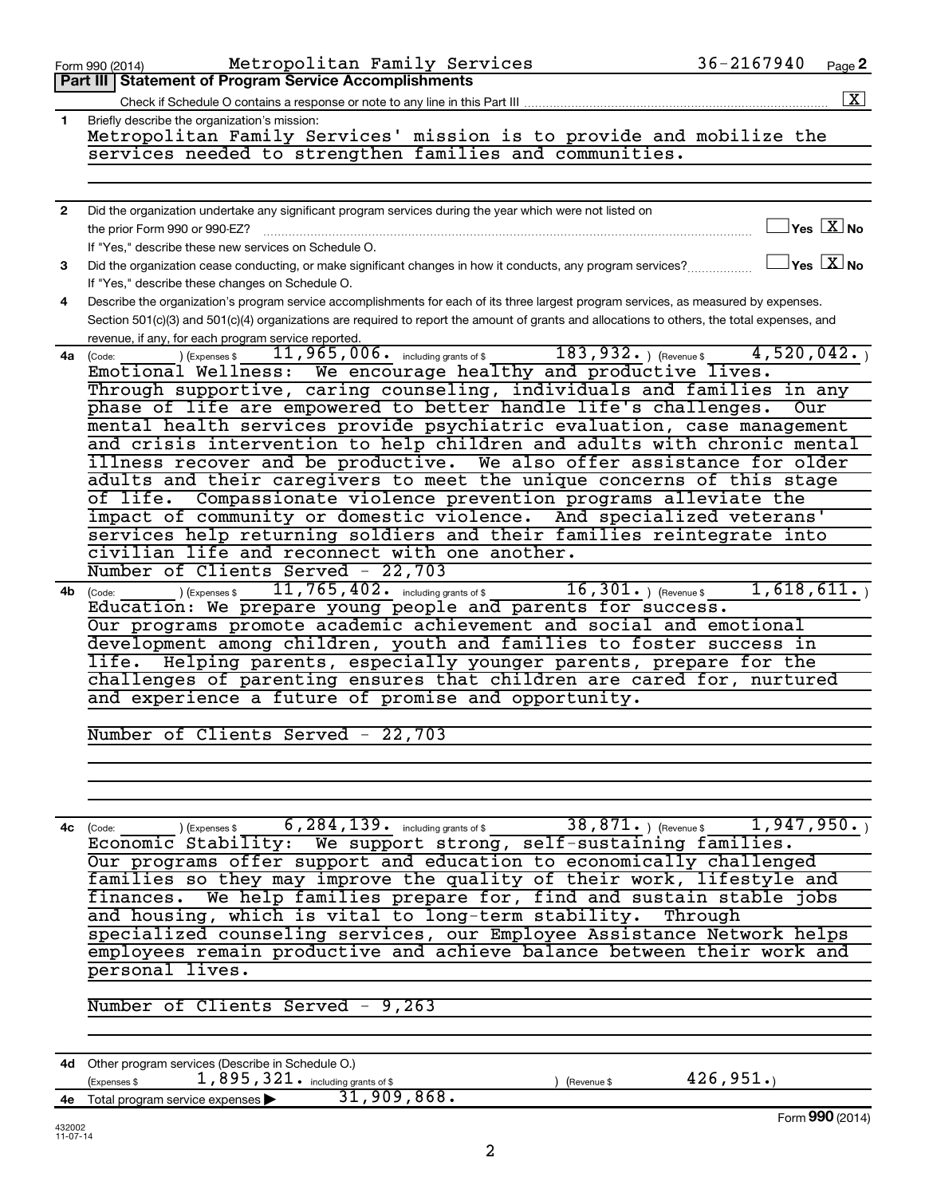Form 990 (2014) Metropolitan Family Services 36-2167940 Page 2

**Part III Statement of Program Service Accomplishments**

Check if Schedule O contains a response or note to any line in this Part III ..... [X]

**1** Briefly describe the organization's mission:

Metropolitan Family Services' mission is to provide and mobilize the services needed to strengthen families and communities.

**2** Did the organization undertake any significant program services during the year which were not listed on the prior Form 990 or 990-EZ? ..... [ ] Yes [X] No

If "Yes," describe these new services on Schedule O.

**3** Did the organization cease conducting, or make significant changes in how it conducts, any program services? ..... [ ] Yes [X] No

If "Yes," describe these changes on Schedule O.

**4** Describe the organization's program service accomplishments for each of its three largest program services, as measured by expenses. Section 501(c)(3) and 501(c)(4) organizations are required to report the amount of grants and allocations to others, the total expenses, and revenue, if any, for each program service reported.

**4a** (Code: ) (Expenses $ 11,965,006. including grants of $ 183,932. ) (Revenue $ 4,520,042. )

Emotional Wellness: We encourage healthy and productive lives. Through supportive, caring counseling, individuals and families in any phase of life are empowered to better handle life's challenges. Our mental health services provide psychiatric evaluation, case management and crisis intervention to help children and adults with chronic mental illness recover and be productive. We also offer assistance for older adults and their caregivers to meet the unique concerns of this stage of life. Compassionate violence prevention programs alleviate the impact of community or domestic violence. And specialized veterans' services help returning soldiers and their families reintegrate into civilian life and reconnect with one another.

Number of Clients Served - 22,703

**4b** (Code: ) (Expenses $ 11,765,402. including grants of $ 16,301. ) (Revenue $ 1,618,611. )

Education: We prepare young people and parents for success. Our programs promote academic achievement and social and emotional development among children, youth and families to foster success in life. Helping parents, especially younger parents, prepare for the challenges of parenting ensures that children are cared for, nurtured and experience a future of promise and opportunity.

Number of Clients Served - 22,703

**4c** (Code: ) (Expenses $ 6,284,139. including grants of $ 38,871. ) (Revenue $ 1,947,950. )

Economic Stability: We support strong, self-sustaining families. Our programs offer support and education to economically challenged families so they may improve the quality of their work, lifestyle and finances. We help families prepare for, find and sustain stable jobs and housing, which is vital to long-term stability. Through specialized counseling services, our Employee Assistance Network helps employees remain productive and achieve balance between their work and personal lives.

Number of Clients Served - 9,263

**4d** Other program services (Describe in Schedule O.)

(Expenses $ 1,895,321. including grants of $ ) (Revenue $ 426,951.)

**4e** Total program service expenses ▶ 31,909,868.

Form **990** (2014)

432002 11-07-14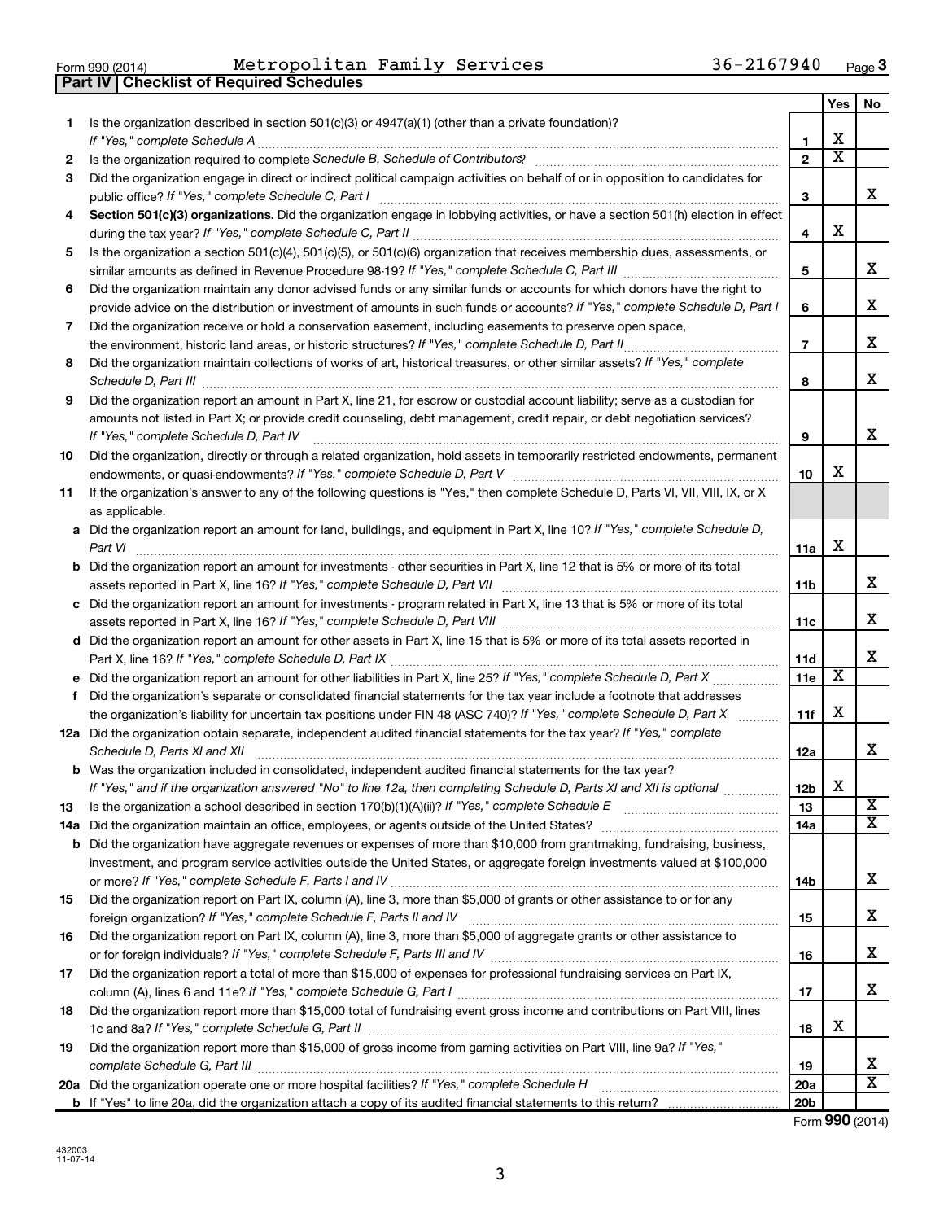Form 990 (2014) Metropolitan Family Services 36-2167940 Page 3

## Part IV Checklist of Required Schedules

| | | | Yes | No |
|---|---|---|---|---|
| 1 | Is the organization described in section 501(c)(3) or 4947(a)(1) (other than a private foundation)? *If "Yes," complete Schedule A* | 1 | X | |
| 2 | Is the organization required to complete *Schedule B, Schedule of Contributors*? | 2 | X | |
| 3 | Did the organization engage in direct or indirect political campaign activities on behalf of or in opposition to candidates for public office? *If "Yes," complete Schedule C, Part I* | 3 | | X |
| 4 | **Section 501(c)(3) organizations.** Did the organization engage in lobbying activities, or have a section 501(h) election in effect during the tax year? *If "Yes," complete Schedule C, Part II* | 4 | X | |
| 5 | Is the organization a section 501(c)(4), 501(c)(5), or 501(c)(6) organization that receives membership dues, assessments, or similar amounts as defined in Revenue Procedure 98-19? *If "Yes," complete Schedule C, Part III* | 5 | | X |
| 6 | Did the organization maintain any donor advised funds or any similar funds or accounts for which donors have the right to provide advice on the distribution or investment of amounts in such funds or accounts? *If "Yes," complete Schedule D, Part I* | 6 | | X |
| 7 | Did the organization receive or hold a conservation easement, including easements to preserve open space, the environment, historic land areas, or historic structures? *If "Yes," complete Schedule D, Part II* | 7 | | X |
| 8 | Did the organization maintain collections of works of art, historical treasures, or other similar assets? *If "Yes," complete Schedule D, Part III* | 8 | | X |
| 9 | Did the organization report an amount in Part X, line 21, for escrow or custodial account liability; serve as a custodian for amounts not listed in Part X; or provide credit counseling, debt management, credit repair, or debt negotiation services? *If "Yes," complete Schedule D, Part IV* | 9 | | X |
| 10 | Did the organization, directly or through a related organization, hold assets in temporarily restricted endowments, permanent endowments, or quasi-endowments? *If "Yes," complete Schedule D, Part V* | 10 | X | |
| 11 | If the organization's answer to any of the following questions is "Yes," then complete Schedule D, Parts VI, VII, VIII, IX, or X as applicable. | | | |
| a | Did the organization report an amount for land, buildings, and equipment in Part X, line 10? *If "Yes," complete Schedule D, Part VI* | 11a | X | |
| b | Did the organization report an amount for investments - other securities in Part X, line 12 that is 5% or more of its total assets reported in Part X, line 16? *If "Yes," complete Schedule D, Part VII* | 11b | | X |
| c | Did the organization report an amount for investments - program related in Part X, line 13 that is 5% or more of its total assets reported in Part X, line 16? *If "Yes," complete Schedule D, Part VIII* | 11c | | X |
| d | Did the organization report an amount for other assets in Part X, line 15 that is 5% or more of its total assets reported in Part X, line 16? *If "Yes," complete Schedule D, Part IX* | 11d | | X |
| e | Did the organization report an amount for other liabilities in Part X, line 25? *If "Yes," complete Schedule D, Part X* | 11e | X | |
| f | Did the organization's separate or consolidated financial statements for the tax year include a footnote that addresses the organization's liability for uncertain tax positions under FIN 48 (ASC 740)? *If "Yes," complete Schedule D, Part X* | 11f | X | |
| 12a | Did the organization obtain separate, independent audited financial statements for the tax year? *If "Yes," complete Schedule D, Parts XI and XII* | 12a | | X |
| b | Was the organization included in consolidated, independent audited financial statements for the tax year? *If "Yes," and if the organization answered "No" to line 12a, then completing Schedule D, Parts XI and XII is optional* | 12b | X | |
| 13 | Is the organization a school described in section 170(b)(1)(A)(ii)? *If "Yes," complete Schedule E* | 13 | | X |
| 14a | Did the organization maintain an office, employees, or agents outside of the United States? | 14a | | X |
| b | Did the organization have aggregate revenues or expenses of more than $10,000 from grantmaking, fundraising, business, investment, and program service activities outside the United States, or aggregate foreign investments valued at $100,000 or more? *If "Yes," complete Schedule F, Parts I and IV* | 14b | | X |
| 15 | Did the organization report on Part IX, column (A), line 3, more than $5,000 of grants or other assistance to or for any foreign organization? *If "Yes," complete Schedule F, Parts II and IV* | 15 | | X |
| 16 | Did the organization report on Part IX, column (A), line 3, more than $5,000 of aggregate grants or other assistance to or for foreign individuals? *If "Yes," complete Schedule F, Parts III and IV* | 16 | | X |
| 17 | Did the organization report a total of more than $15,000 of expenses for professional fundraising services on Part IX, column (A), lines 6 and 11e? *If "Yes," complete Schedule G, Part I* | 17 | | X |
| 18 | Did the organization report more than $15,000 total of fundraising event gross income and contributions on Part VIII, lines 1c and 8a? *If "Yes," complete Schedule G, Part II* | 18 | X | |
| 19 | Did the organization report more than $15,000 of gross income from gaming activities on Part VIII, line 9a? *If "Yes," complete Schedule G, Part III* | 19 | | X |
| 20a | Did the organization operate one or more hospital facilities? *If "Yes," complete Schedule H* | 20a | | X |
| b | If "Yes" to line 20a, did the organization attach a copy of its audited financial statements to this return? | 20b | | |

Form **990** (2014)

432003 11-07-14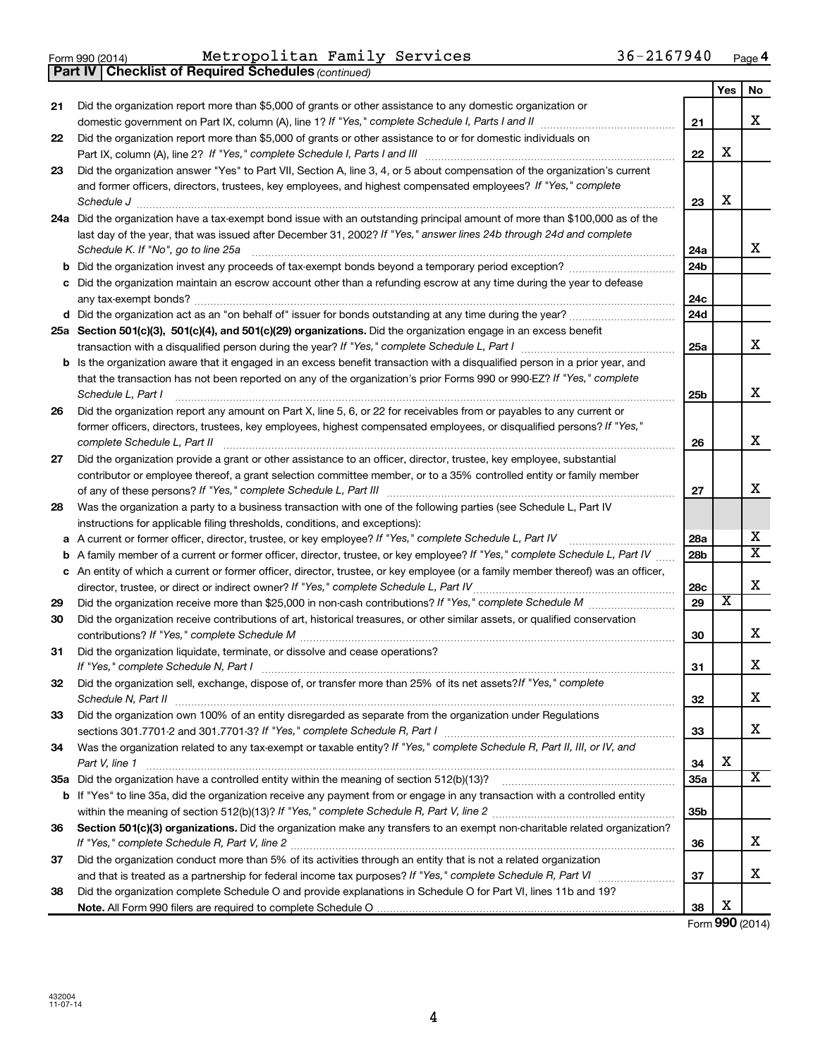Form 990 (2014) Metropolitan Family Services 36-2167940 Page 4

**Part IV | Checklist of Required Schedules** *(continued)*

| | | | Yes | No |
|---|---|---|---|---|
| 21 | Did the organization report more than $5,000 of grants or other assistance to any domestic organization or domestic government on Part IX, column (A), line 1? *If "Yes," complete Schedule I, Parts I and II* | 21 | | X |
| 22 | Did the organization report more than $5,000 of grants or other assistance to or for domestic individuals on Part IX, column (A), line 2? *If "Yes," complete Schedule I, Parts I and III* | 22 | X | |
| 23 | Did the organization answer "Yes" to Part VII, Section A, line 3, 4, or 5 about compensation of the organization's current and former officers, directors, trustees, key employees, and highest compensated employees? *If "Yes," complete Schedule J* | 23 | X | |
| 24a | Did the organization have a tax-exempt bond issue with an outstanding principal amount of more than $100,000 as of the last day of the year, that was issued after December 31, 2002? *If "Yes," answer lines 24b through 24d and complete Schedule K. If "No", go to line 25a* | 24a | | X |
| b | Did the organization invest any proceeds of tax-exempt bonds beyond a temporary period exception? | 24b | | |
| c | Did the organization maintain an escrow account other than a refunding escrow at any time during the year to defease any tax-exempt bonds? | 24c | | |
| d | Did the organization act as an "on behalf of" issuer for bonds outstanding at any time during the year? | 24d | | |
| 25a | **Section 501(c)(3), 501(c)(4), and 501(c)(29) organizations.** Did the organization engage in an excess benefit transaction with a disqualified person during the year? *If "Yes," complete Schedule L, Part I* | 25a | | X |
| b | Is the organization aware that it engaged in an excess benefit transaction with a disqualified person in a prior year, and that the transaction has not been reported on any of the organization's prior Forms 990 or 990-EZ? *If "Yes," complete Schedule L, Part I* | 25b | | X |
| 26 | Did the organization report any amount on Part X, line 5, 6, or 22 for receivables from or payables to any current or former officers, directors, trustees, key employees, highest compensated employees, or disqualified persons? *If "Yes," complete Schedule L, Part II* | 26 | | X |
| 27 | Did the organization provide a grant or other assistance to an officer, director, trustee, key employee, substantial contributor or employee thereof, a grant selection committee member, or to a 35% controlled entity or family member of any of these persons? *If "Yes," complete Schedule L, Part III* | 27 | | X |
| 28 | Was the organization a party to a business transaction with one of the following parties (see Schedule L, Part IV instructions for applicable filing thresholds, conditions, and exceptions): | | | |
| a | A current or former officer, director, trustee, or key employee? *If "Yes," complete Schedule L, Part IV* | 28a | | X |
| b | A family member of a current or former officer, director, trustee, or key employee? *If "Yes," complete Schedule L, Part IV* | 28b | | X |
| c | An entity of which a current or former officer, director, trustee, or key employee (or a family member thereof) was an officer, director, trustee, or direct or indirect owner? *If "Yes," complete Schedule L, Part IV* | 28c | | X |
| 29 | Did the organization receive more than $25,000 in non-cash contributions? *If "Yes," complete Schedule M* | 29 | X | |
| 30 | Did the organization receive contributions of art, historical treasures, or other similar assets, or qualified conservation contributions? *If "Yes," complete Schedule M* | 30 | | X |
| 31 | Did the organization liquidate, terminate, or dissolve and cease operations? *If "Yes," complete Schedule N, Part I* | 31 | | X |
| 32 | Did the organization sell, exchange, dispose of, or transfer more than 25% of its net assets? *If "Yes," complete Schedule N, Part II* | 32 | | X |
| 33 | Did the organization own 100% of an entity disregarded as separate from the organization under Regulations sections 301.7701-2 and 301.7701-3? *If "Yes," complete Schedule R, Part I* | 33 | | X |
| 34 | Was the organization related to any tax-exempt or taxable entity? *If "Yes," complete Schedule R, Part II, III, or IV, and Part V, line 1* | 34 | X | |
| 35a | Did the organization have a controlled entity within the meaning of section 512(b)(13)? | 35a | | X |
| b | If "Yes" to line 35a, did the organization receive any payment from or engage in any transaction with a controlled entity within the meaning of section 512(b)(13)? *If "Yes," complete Schedule R, Part V, line 2* | 35b | | |
| 36 | **Section 501(c)(3) organizations.** Did the organization make any transfers to an exempt non-charitable related organization? *If "Yes," complete Schedule R, Part V, line 2* | 36 | | X |
| 37 | Did the organization conduct more than 5% of its activities through an entity that is not a related organization and that is treated as a partnership for federal income tax purposes? *If "Yes," complete Schedule R, Part VI* | 37 | | X |
| 38 | Did the organization complete Schedule O and provide explanations in Schedule O for Part VI, lines 11b and 19? **Note.** All Form 990 filers are required to complete Schedule O | 38 | X | |

Form **990** (2014)

432004
11-07-14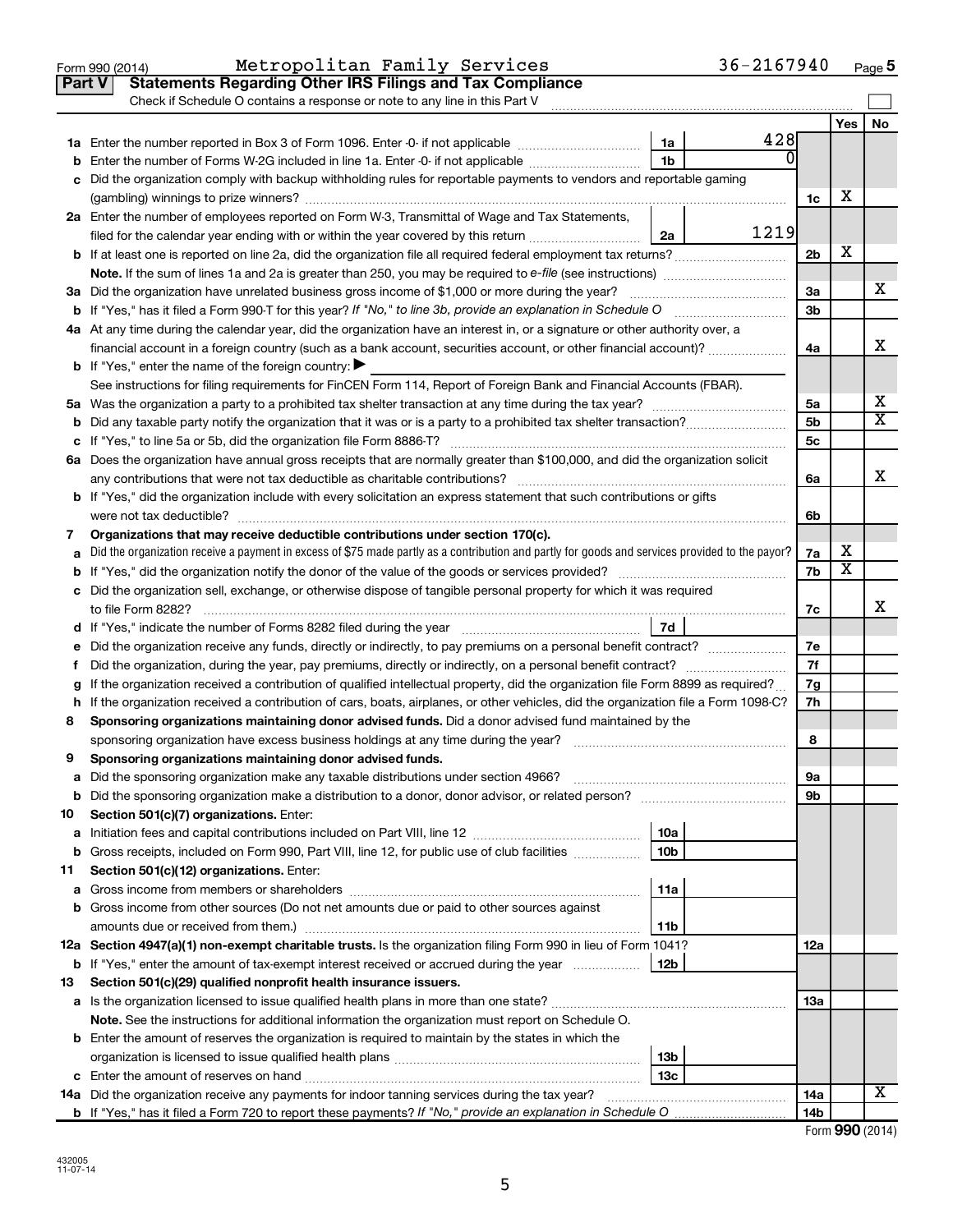Form 990 (2014) Metropolitan Family Services 36-2167940 Page 5

## Part V Statements Regarding Other IRS Filings and Tax Compliance

Check if Schedule O contains a response or note to any line in this Part V

| | | | | | Yes | No |
|---|---|---|---|---|---|---|
| **1a** | Enter the number reported in Box 3 of Form 1096. Enter -0- if not applicable | 1a | 428 | | | |
| **b** | Enter the number of Forms W-2G included in line 1a. Enter -0- if not applicable | 1b | 0 | | | |
| **c** | Did the organization comply with backup withholding rules for reportable payments to vendors and reportable gaming (gambling) winnings to prize winners? | | | 1c | X | |
| **2a** | Enter the number of employees reported on Form W-3, Transmittal of Wage and Tax Statements, filed for the calendar year ending with or within the year covered by this return | 2a | 1219 | | | |
| **b** | If at least one is reported on line 2a, did the organization file all required federal employment tax returns? | | | 2b | X | |
| | **Note.** If the sum of lines 1a and 2a is greater than 250, you may be required to *e-file* (see instructions) | | | | | |
| **3a** | Did the organization have unrelated business gross income of $1,000 or more during the year? | | | 3a | | X |
| **b** | If "Yes," has it filed a Form 990-T for this year? *If "No," to line 3b, provide an explanation in Schedule O* | | | 3b | | |
| **4a** | At any time during the calendar year, did the organization have an interest in, or a signature or other authority over, a financial account in a foreign country (such as a bank account, securities account, or other financial account)? | | | 4a | | X |
| **b** | If "Yes," enter the name of the foreign country: ▶ | | | | | |
| | See instructions for filing requirements for FinCEN Form 114, Report of Foreign Bank and Financial Accounts (FBAR). | | | | | |
| **5a** | Was the organization a party to a prohibited tax shelter transaction at any time during the tax year? | | | 5a | | X |
| **b** | Did any taxable party notify the organization that it was or is a party to a prohibited tax shelter transaction? | | | 5b | | X |
| **c** | If "Yes," to line 5a or 5b, did the organization file Form 8886-T? | | | 5c | | |
| **6a** | Does the organization have annual gross receipts that are normally greater than $100,000, and did the organization solicit any contributions that were not tax deductible as charitable contributions? | | | 6a | | X |
| **b** | If "Yes," did the organization include with every solicitation an express statement that such contributions or gifts were not tax deductible? | | | 6b | | |
| **7** | **Organizations that may receive deductible contributions under section 170(c).** | | | | | |
| **a** | Did the organization receive a payment in excess of $75 made partly as a contribution and partly for goods and services provided to the payor? | | | 7a | X | |
| **b** | If "Yes," did the organization notify the donor of the value of the goods or services provided? | | | 7b | X | |
| **c** | Did the organization sell, exchange, or otherwise dispose of tangible personal property for which it was required to file Form 8282? | | | 7c | | X |
| **d** | If "Yes," indicate the number of Forms 8282 filed during the year | 7d | | | | |
| **e** | Did the organization receive any funds, directly or indirectly, to pay premiums on a personal benefit contract? | | | 7e | | |
| **f** | Did the organization, during the year, pay premiums, directly or indirectly, on a personal benefit contract? | | | 7f | | |
| **g** | If the organization received a contribution of qualified intellectual property, did the organization file Form 8899 as required? | | | 7g | | |
| **h** | If the organization received a contribution of cars, boats, airplanes, or other vehicles, did the organization file a Form 1098-C? | | | 7h | | |
| **8** | **Sponsoring organizations maintaining donor advised funds.** Did a donor advised fund maintained by the sponsoring organization have excess business holdings at any time during the year? | | | 8 | | |
| **9** | **Sponsoring organizations maintaining donor advised funds.** | | | | | |
| **a** | Did the sponsoring organization make any taxable distributions under section 4966? | | | 9a | | |
| **b** | Did the sponsoring organization make a distribution to a donor, donor advisor, or related person? | | | 9b | | |
| **10** | **Section 501(c)(7) organizations.** Enter: | | | | | |
| **a** | Initiation fees and capital contributions included on Part VIII, line 12 | 10a | | | | |
| **b** | Gross receipts, included on Form 990, Part VIII, line 12, for public use of club facilities | 10b | | | | |
| **11** | **Section 501(c)(12) organizations.** Enter: | | | | | |
| **a** | Gross income from members or shareholders | 11a | | | | |
| **b** | Gross income from other sources (Do not net amounts due or paid to other sources against amounts due or received from them.) | 11b | | | | |
| **12a** | **Section 4947(a)(1) non-exempt charitable trusts.** Is the organization filing Form 990 in lieu of Form 1041? | | | 12a | | |
| **b** | If "Yes," enter the amount of tax-exempt interest received or accrued during the year | 12b | | | | |
| **13** | **Section 501(c)(29) qualified nonprofit health insurance issuers.** | | | | | |
| **a** | Is the organization licensed to issue qualified health plans in more than one state? | | | 13a | | |
| | **Note.** See the instructions for additional information the organization must report on Schedule O. | | | | | |
| **b** | Enter the amount of reserves the organization is required to maintain by the states in which the organization is licensed to issue qualified health plans | 13b | | | | |
| **c** | Enter the amount of reserves on hand | 13c | | | | |
| **14a** | Did the organization receive any payments for indoor tanning services during the tax year? | | | 14a | | X |
| **b** | If "Yes," has it filed a Form 720 to report these payments? *If "No," provide an explanation in Schedule O* | | | 14b | | |

Form **990** (2014)

432005 11-07-14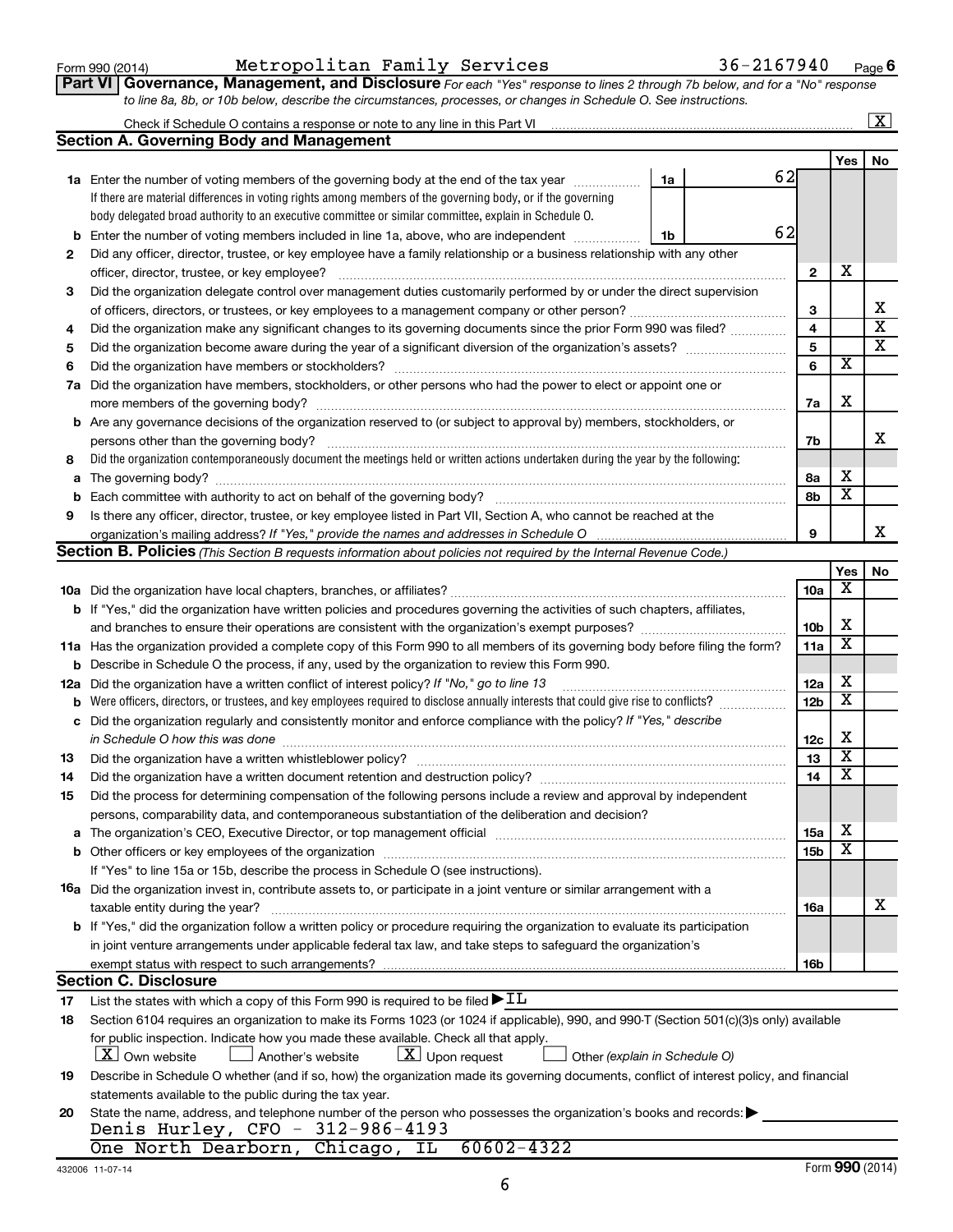Form 990 (2014) Metropolitan Family Services 36-2167940 Page 6

**Part VI Governance, Management, and Disclosure** *For each "Yes" response to lines 2 through 7b below, and for a "No" response to line 8a, 8b, or 10b below, describe the circumstances, processes, or changes in Schedule O. See instructions.*

Check if Schedule O contains a response or note to any line in this Part VI ..... [X]

## Section A. Governing Body and Management

| | | | | Yes | No |
|---|---|---|---|---|---|
| **1a** | Enter the number of voting members of the governing body at the end of the tax year ..... If there are material differences in voting rights among members of the governing body, or if the governing body delegated broad authority to an executive committee or similar committee, explain in Schedule O. | 1a | 62 | | |
| **b** | Enter the number of voting members included in line 1a, above, who are independent ..... | 1b | 62 | | |
| **2** | Did any officer, director, trustee, or key employee have a family relationship or a business relationship with any other officer, director, trustee, or key employee? ..... | | 2 | X | |
| **3** | Did the organization delegate control over management duties customarily performed by or under the direct supervision of officers, directors, or trustees, or key employees to a management company or other person? ..... | | 3 | | X |
| **4** | Did the organization make any significant changes to its governing documents since the prior Form 990 was filed? ..... | | 4 | | X |
| **5** | Did the organization become aware during the year of a significant diversion of the organization's assets? ..... | | 5 | | X |
| **6** | Did the organization have members or stockholders? ..... | | 6 | X | |
| **7a** | Did the organization have members, stockholders, or other persons who had the power to elect or appoint one or more members of the governing body? ..... | | 7a | X | |
| **b** | Are any governance decisions of the organization reserved to (or subject to approval by) members, stockholders, or persons other than the governing body? ..... | | 7b | | X |
| **8** | Did the organization contemporaneously document the meetings held or written actions undertaken during the year by the following: | | | | |
| **a** | The governing body? ..... | | 8a | X | |
| **b** | Each committee with authority to act on behalf of the governing body? ..... | | 8b | X | |
| **9** | Is there any officer, director, trustee, or key employee listed in Part VII, Section A, who cannot be reached at the organization's mailing address? *If "Yes," provide the names and addresses in Schedule O* ..... | | 9 | | X |

## Section B. Policies *(This Section B requests information about policies not required by the Internal Revenue Code.)*

| | | | Yes | No |
|---|---|---|---|---|
| **10a** | Did the organization have local chapters, branches, or affiliates? ..... | 10a | X | |
| **b** | If "Yes," did the organization have written policies and procedures governing the activities of such chapters, affiliates, and branches to ensure their operations are consistent with the organization's exempt purposes? ..... | 10b | X | |
| **11a** | Has the organization provided a complete copy of this Form 990 to all members of its governing body before filing the form? | 11a | X | |
| **b** | Describe in Schedule O the process, if any, used by the organization to review this Form 990. | | | |
| **12a** | Did the organization have a written conflict of interest policy? *If "No," go to line 13* ..... | 12a | X | |
| **b** | Were officers, directors, or trustees, and key employees required to disclose annually interests that could give rise to conflicts? ..... | 12b | X | |
| **c** | Did the organization regularly and consistently monitor and enforce compliance with the policy? *If "Yes," describe in Schedule O how this was done* ..... | 12c | X | |
| **13** | Did the organization have a written whistleblower policy? ..... | 13 | X | |
| **14** | Did the organization have a written document retention and destruction policy? ..... | 14 | X | |
| **15** | Did the process for determining compensation of the following persons include a review and approval by independent persons, comparability data, and contemporaneous substantiation of the deliberation and decision? | | | |
| **a** | The organization's CEO, Executive Director, or top management official ..... | 15a | X | |
| **b** | Other officers or key employees of the organization ..... | 15b | X | |
| | If "Yes" to line 15a or 15b, describe the process in Schedule O (see instructions). | | | |
| **16a** | Did the organization invest in, contribute assets to, or participate in a joint venture or similar arrangement with a taxable entity during the year? ..... | 16a | | X |
| **b** | If "Yes," did the organization follow a written policy or procedure requiring the organization to evaluate its participation in joint venture arrangements under applicable federal tax law, and take steps to safeguard the organization's exempt status with respect to such arrangements? ..... | 16b | | |

## Section C. Disclosure

**17** List the states with which a copy of this Form 990 is required to be filed ▶ IL

**18** Section 6104 requires an organization to make its Forms 1023 (or 1024 if applicable), 990, and 990-T (Section 501(c)(3)s only) available for public inspection. Indicate how you made these available. Check all that apply.

[X] Own website [ ] Another's website [X] Upon request [ ] Other *(explain in Schedule O)*

**19** Describe in Schedule O whether (and if so, how) the organization made its governing documents, conflict of interest policy, and financial statements available to the public during the tax year.

**20** State the name, address, and telephone number of the person who possesses the organization's books and records: ▶

Denis Hurley, CFO - 312-986-4193
One North Dearborn, Chicago, IL 60602-4322

432006 11-07-14 Form **990** (2014)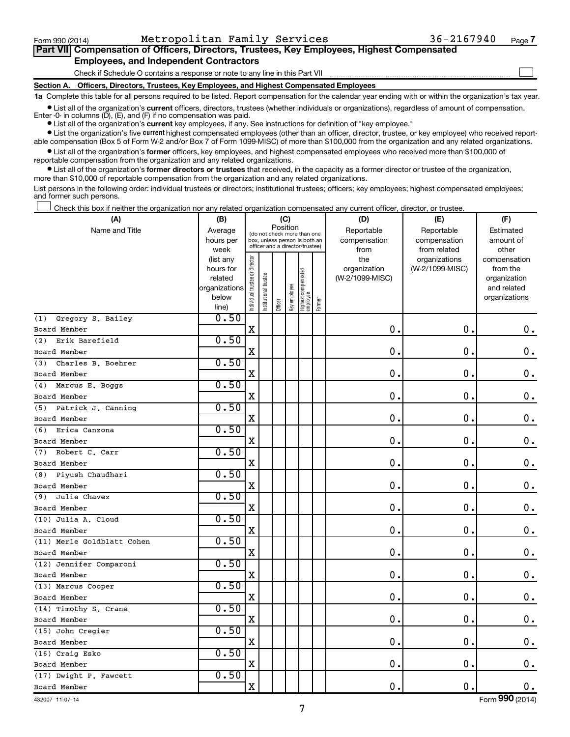Form 990 (2014) Metropolitan Family Services 36-2167940 Page 7

## Part VII Compensation of Officers, Directors, Trustees, Key Employees, Highest Compensated Employees, and Independent Contractors

Check if Schedule O contains a response or note to any line in this Part VII

### Section A. Officers, Directors, Trustees, Key Employees, and Highest Compensated Employees

**1a** Complete this table for all persons required to be listed. Report compensation for the calendar year ending with or within the organization's tax year.

- List all of the organization's **current** officers, directors, trustees (whether individuals or organizations), regardless of amount of compensation. Enter -0- in columns (D), (E), and (F) if no compensation was paid.
- List all of the organization's **current** key employees, if any. See instructions for definition of "key employee."
- List the organization's five **current** highest compensated employees (other than an officer, director, trustee, or key employee) who received reportable compensation (Box 5 of Form W-2 and/or Box 7 of Form 1099-MISC) of more than $100,000 from the organization and any related organizations.
- List all of the organization's **former** officers, key employees, and highest compensated employees who received more than $100,000 of reportable compensation from the organization and any related organizations.
- List all of the organization's **former directors or trustees** that received, in the capacity as a former director or trustee of the organization, more than $10,000 of reportable compensation from the organization and any related organizations.

List persons in the following order: individual trustees or directors; institutional trustees; officers; key employees; highest compensated employees; and former such persons.

Check this box if neither the organization nor any related organization compensated any current officer, director, or trustee.

| (A) Name and Title | (B) Average hours per week (list any hours for related organizations below line) | (C) Position: Individual trustee or director | Institutional trustee | Officer | Key employee | Highest compensated employee | Former | (D) Reportable compensation from the organization (W-2/1099-MISC) | (E) Reportable compensation from related organizations (W-2/1099-MISC) | (F) Estimated amount of other compensation from the organization and related organizations |
|---|---|---|---|---|---|---|---|---|---|---|
| (1) Gregory S. Bailey<br>Board Member | 0.50 | X | | | | | | 0. | 0. | 0. |
| (2) Erik Barefield<br>Board Member | 0.50 | X | | | | | | 0. | 0. | 0. |
| (3) Charles B. Boehrer<br>Board Member | 0.50 | X | | | | | | 0. | 0. | 0. |
| (4) Marcus E. Boggs<br>Board Member | 0.50 | X | | | | | | 0. | 0. | 0. |
| (5) Patrick J. Canning<br>Board Member | 0.50 | X | | | | | | 0. | 0. | 0. |
| (6) Erica Canzona<br>Board Member | 0.50 | X | | | | | | 0. | 0. | 0. |
| (7) Robert C. Carr<br>Board Member | 0.50 | X | | | | | | 0. | 0. | 0. |
| (8) Piyush Chaudhari<br>Board Member | 0.50 | X | | | | | | 0. | 0. | 0. |
| (9) Julie Chavez<br>Board Member | 0.50 | X | | | | | | 0. | 0. | 0. |
| (10) Julia A. Cloud<br>Board Member | 0.50 | X | | | | | | 0. | 0. | 0. |
| (11) Merle Goldblatt Cohen<br>Board Member | 0.50 | X | | | | | | 0. | 0. | 0. |
| (12) Jennifer Comparoni<br>Board Member | 0.50 | X | | | | | | 0. | 0. | 0. |
| (13) Marcus Cooper<br>Board Member | 0.50 | X | | | | | | 0. | 0. | 0. |
| (14) Timothy S. Crane<br>Board Member | 0.50 | X | | | | | | 0. | 0. | 0. |
| (15) John Cregier<br>Board Member | 0.50 | X | | | | | | 0. | 0. | 0. |
| (16) Craig Esko<br>Board Member | 0.50 | X | | | | | | 0. | 0. | 0. |
| (17) Dwight P. Fawcett<br>Board Member | 0.50 | X | | | | | | 0. | 0. | 0. |

432007 11-07-14 Form **990** (2014)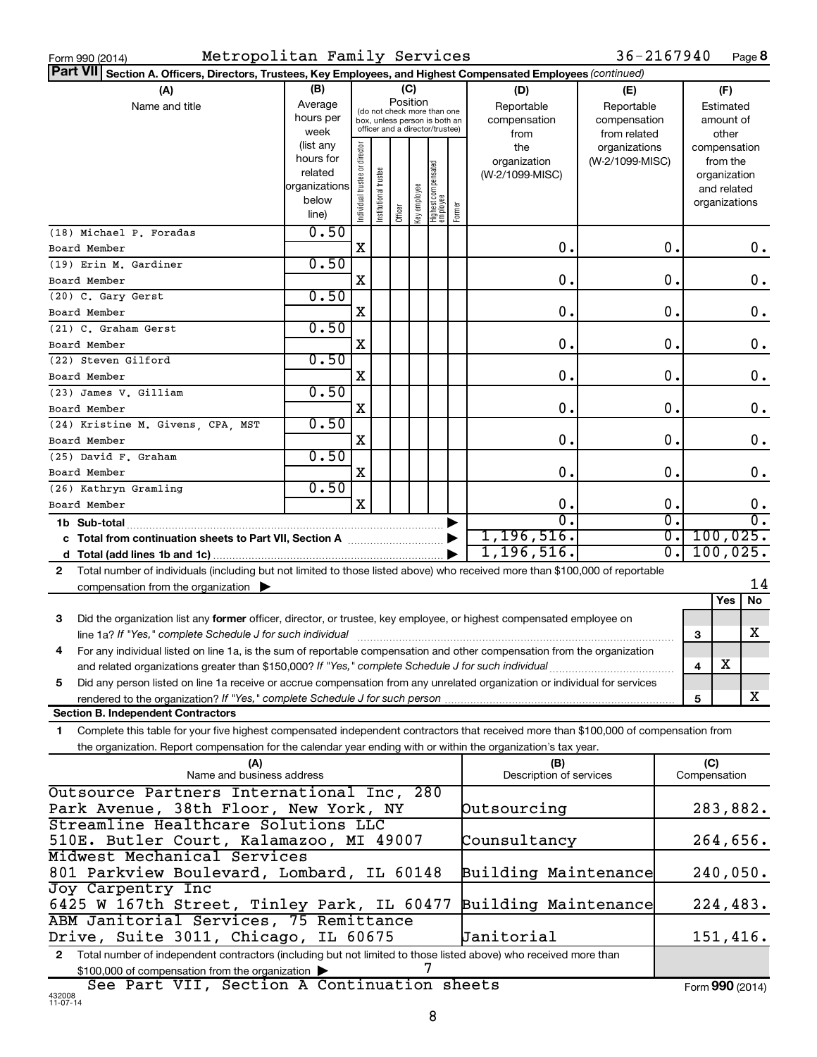Form 990 (2014) Metropolitan Family Services 36-2167940 Page 8

**Part VII Section A. Officers, Directors, Trustees, Key Employees, and Highest Compensated Employees** *(continued)*

| (A) Name and title | (B) Average hours per week (list any hours for related organizations below line) | (C) Position: Individual trustee or director | Institutional trustee | Officer | Key employee | Highest compensated employee | Former | (D) Reportable compensation from the organization (W-2/1099-MISC) | (E) Reportable compensation from related organizations (W-2/1099-MISC) | (F) Estimated amount of other compensation from the organization and related organizations |
|---|---|---|---|---|---|---|---|---|---|---|
| (18) Michael P. Foradas<br>Board Member | 0.50 | X | | | | | | 0. | 0. | 0. |
| (19) Erin M. Gardiner<br>Board Member | 0.50 | X | | | | | | 0. | 0. | 0. |
| (20) C. Gary Gerst<br>Board Member | 0.50 | X | | | | | | 0. | 0. | 0. |
| (21) C. Graham Gerst<br>Board Member | 0.50 | X | | | | | | 0. | 0. | 0. |
| (22) Steven Gilford<br>Board Member | 0.50 | X | | | | | | 0. | 0. | 0. |
| (23) James V. Gilliam<br>Board Member | 0.50 | X | | | | | | 0. | 0. | 0. |
| (24) Kristine M. Givens, CPA, MST<br>Board Member | 0.50 | X | | | | | | 0. | 0. | 0. |
| (25) David F. Graham<br>Board Member | 0.50 | X | | | | | | 0. | 0. | 0. |
| (26) Kathryn Gramling<br>Board Member | 0.50 | X | | | | | | 0. | 0. | 0. |
| **1b Sub-total** | | | | | | | | 0. | 0. | 0. |
| **c Total from continuation sheets to Part VII, Section A** | | | | | | | | 1,196,516. | 0. | 100,025. |
| **d Total (add lines 1b and 1c)** | | | | | | | | 1,196,516. | 0. | 100,025. |

**2** Total number of individuals (including but not limited to those listed above) who received more than $100,000 of reportable compensation from the organization ▶ 14

| | | Yes | No |
|---|---|---|---|
| **3** Did the organization list any **former** officer, director, or trustee, key employee, or highest compensated employee on line 1a? *If "Yes," complete Schedule J for such individual* | 3 | | X |
| **4** For any individual listed on line 1a, is the sum of reportable compensation and other compensation from the organization and related organizations greater than $150,000? *If "Yes," complete Schedule J for such individual* | 4 | X | |
| **5** Did any person listed on line 1a receive or accrue compensation from any unrelated organization or individual for services rendered to the organization? *If "Yes," complete Schedule J for such person* | 5 | | X |

**Section B. Independent Contractors**

**1** Complete this table for your five highest compensated independent contractors that received more than $100,000 of compensation from the organization. Report compensation for the calendar year ending with or within the organization's tax year.

| (A) Name and business address | (B) Description of services | (C) Compensation |
|---|---|---|
| Outsource Partners International Inc, 280 Park Avenue, 38th Floor, New York, NY | Outsourcing | 283,882. |
| Streamline Healthcare Solutions LLC 510E. Butler Court, Kalamazoo, MI 49007 | Counsultancy | 264,656. |
| Midwest Mechanical Services 801 Parkview Boulevard, Lombard, IL 60148 | Building Maintenance | 240,050. |
| Joy Carpentry Inc 6425 W 167th Street, Tinley Park, IL 60477 | Building Maintenance | 224,483. |
| ABM Janitorial Services, 75 Remittance Drive, Suite 3011, Chicago, IL 60675 | Janitorial | 151,416. |

**2** Total number of independent contractors (including but not limited to those listed above) who received more than $100,000 of compensation from the organization ▶ 7

See Part VII, Section A Continuation sheets

Form **990** (2014)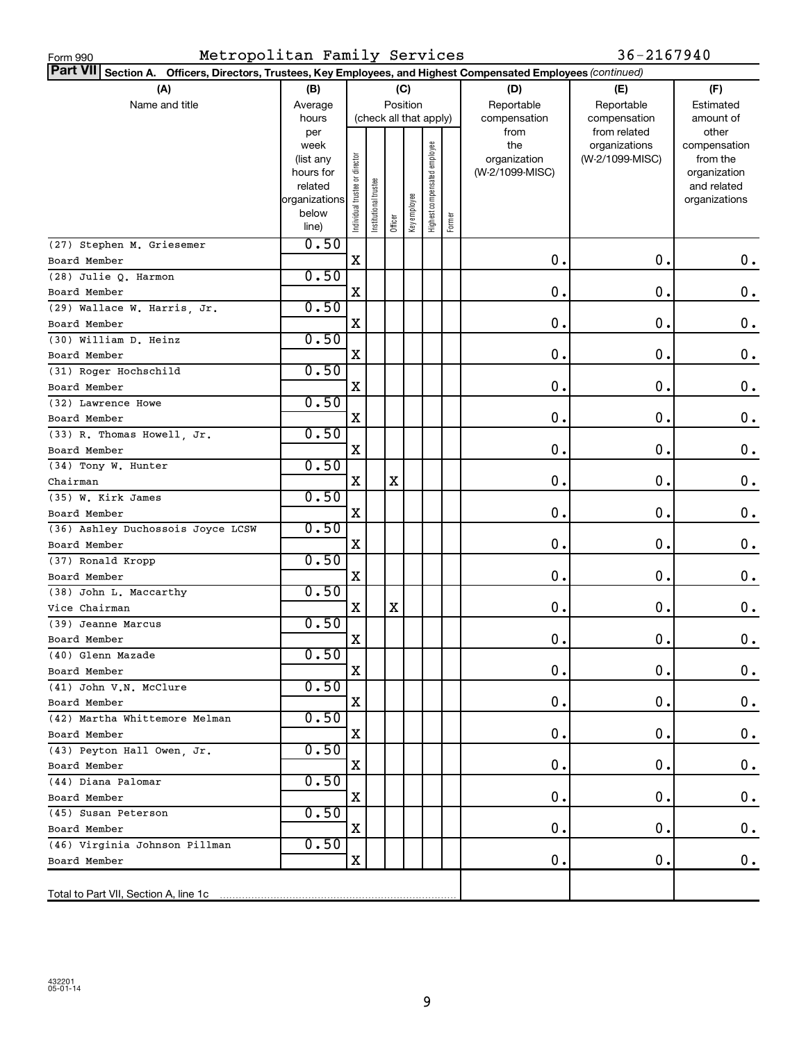Form 990 Metropolitan Family Services 36-2167940

**Part VII Section A. Officers, Directors, Trustees, Key Employees, and Highest Compensated Employees** *(continued)*

| (A) Name and title | (B) Average hours per week (list any hours for related organizations below line) | (C) Position (check all that apply): Individual trustee or director | Institutional trustee | Officer | Key employee | Highest compensated employee | Former | (D) Reportable compensation from the organization (W-2/1099-MISC) | (E) Reportable compensation from related organizations (W-2/1099-MISC) | (F) Estimated amount of other compensation from the organization and related organizations |
|---|---|---|---|---|---|---|---|---|---|---|
| (27) Stephen M. Griesemer<br>Board Member | 0.50 | X | | | | | | 0. | 0. | 0. |
| (28) Julie Q. Harmon<br>Board Member | 0.50 | X | | | | | | 0. | 0. | 0. |
| (29) Wallace W. Harris, Jr.<br>Board Member | 0.50 | X | | | | | | 0. | 0. | 0. |
| (30) William D. Heinz<br>Board Member | 0.50 | X | | | | | | 0. | 0. | 0. |
| (31) Roger Hochschild<br>Board Member | 0.50 | X | | | | | | 0. | 0. | 0. |
| (32) Lawrence Howe<br>Board Member | 0.50 | X | | | | | | 0. | 0. | 0. |
| (33) R. Thomas Howell, Jr.<br>Board Member | 0.50 | X | | | | | | 0. | 0. | 0. |
| (34) Tony W. Hunter<br>Chairman | 0.50 | X | | X | | | | 0. | 0. | 0. |
| (35) W. Kirk James<br>Board Member | 0.50 | X | | | | | | 0. | 0. | 0. |
| (36) Ashley Duchossois Joyce LCSW<br>Board Member | 0.50 | X | | | | | | 0. | 0. | 0. |
| (37) Ronald Kropp<br>Board Member | 0.50 | X | | | | | | 0. | 0. | 0. |
| (38) John L. Maccarthy<br>Vice Chairman | 0.50 | X | | X | | | | 0. | 0. | 0. |
| (39) Jeanne Marcus<br>Board Member | 0.50 | X | | | | | | 0. | 0. | 0. |
| (40) Glenn Mazade<br>Board Member | 0.50 | X | | | | | | 0. | 0. | 0. |
| (41) John V.N. McClure<br>Board Member | 0.50 | X | | | | | | 0. | 0. | 0. |
| (42) Martha Whittemore Melman<br>Board Member | 0.50 | X | | | | | | 0. | 0. | 0. |
| (43) Peyton Hall Owen, Jr.<br>Board Member | 0.50 | X | | | | | | 0. | 0. | 0. |
| (44) Diana Palomar<br>Board Member | 0.50 | X | | | | | | 0. | 0. | 0. |
| (45) Susan Peterson<br>Board Member | 0.50 | X | | | | | | 0. | 0. | 0. |
| (46) Virginia Johnson Pillman<br>Board Member | 0.50 | X | | | | | | 0. | 0. | 0. |
| Total to Part VII, Section A, line 1c | | | | | | | | | | |

432201 05-01-14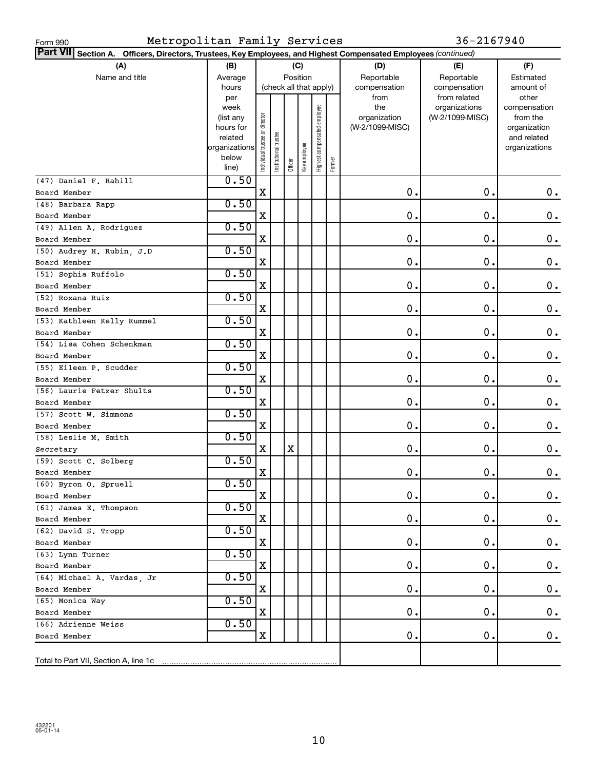Form 990 Metropolitan Family Services 36-2167940

**Part VII Section A. Officers, Directors, Trustees, Key Employees, and Highest Compensated Employees** *(continued)*

| (A) Name and title | (B) Average hours per week (list any hours for related organizations below line) | (C) Position (check all that apply): Individual trustee or director | Institutional trustee | Officer | Key employee | Highest compensated employee | Former | (D) Reportable compensation from the organization (W-2/1099-MISC) | (E) Reportable compensation from related organizations (W-2/1099-MISC) | (F) Estimated amount of other compensation from the organization and related organizations |
|---|---|---|---|---|---|---|---|---|---|---|
| (47) Daniel F. Rahill<br>Board Member | 0.50 | X | | | | | | 0. | 0. | 0. |
| (48) Barbara Rapp<br>Board Member | 0.50 | X | | | | | | 0. | 0. | 0. |
| (49) Allen A. Rodriguez<br>Board Member | 0.50 | X | | | | | | 0. | 0. | 0. |
| (50) Audrey H. Rubin, J.D<br>Board Member | 0.50 | X | | | | | | 0. | 0. | 0. |
| (51) Sophia Ruffolo<br>Board Member | 0.50 | X | | | | | | 0. | 0. | 0. |
| (52) Roxana Ruiz<br>Board Member | 0.50 | X | | | | | | 0. | 0. | 0. |
| (53) Kathleen Kelly Rummel<br>Board Member | 0.50 | X | | | | | | 0. | 0. | 0. |
| (54) Lisa Cohen Schenkman<br>Board Member | 0.50 | X | | | | | | 0. | 0. | 0. |
| (55) Eileen P. Scudder<br>Board Member | 0.50 | X | | | | | | 0. | 0. | 0. |
| (56) Laurie Fetzer Shults<br>Board Member | 0.50 | X | | | | | | 0. | 0. | 0. |
| (57) Scott W. Simmons<br>Board Member | 0.50 | X | | | | | | 0. | 0. | 0. |
| (58) Leslie M. Smith<br>Secretary | 0.50 | X | | X | | | | 0. | 0. | 0. |
| (59) Scott C. Solberg<br>Board Member | 0.50 | X | | | | | | 0. | 0. | 0. |
| (60) Byron O. Spruell<br>Board Member | 0.50 | X | | | | | | 0. | 0. | 0. |
| (61) James E. Thompson<br>Board Member | 0.50 | X | | | | | | 0. | 0. | 0. |
| (62) David S. Tropp<br>Board Member | 0.50 | X | | | | | | 0. | 0. | 0. |
| (63) Lynn Turner<br>Board Member | 0.50 | X | | | | | | 0. | 0. | 0. |
| (64) Michael A. Vardas, Jr<br>Board Member | 0.50 | X | | | | | | 0. | 0. | 0. |
| (65) Monica Way<br>Board Member | 0.50 | X | | | | | | 0. | 0. | 0. |
| (66) Adrienne Weiss<br>Board Member | 0.50 | X | | | | | | 0. | 0. | 0. |
| Total to Part VII, Section A, line 1c | | | | | | | | | | |

432201
05-01-14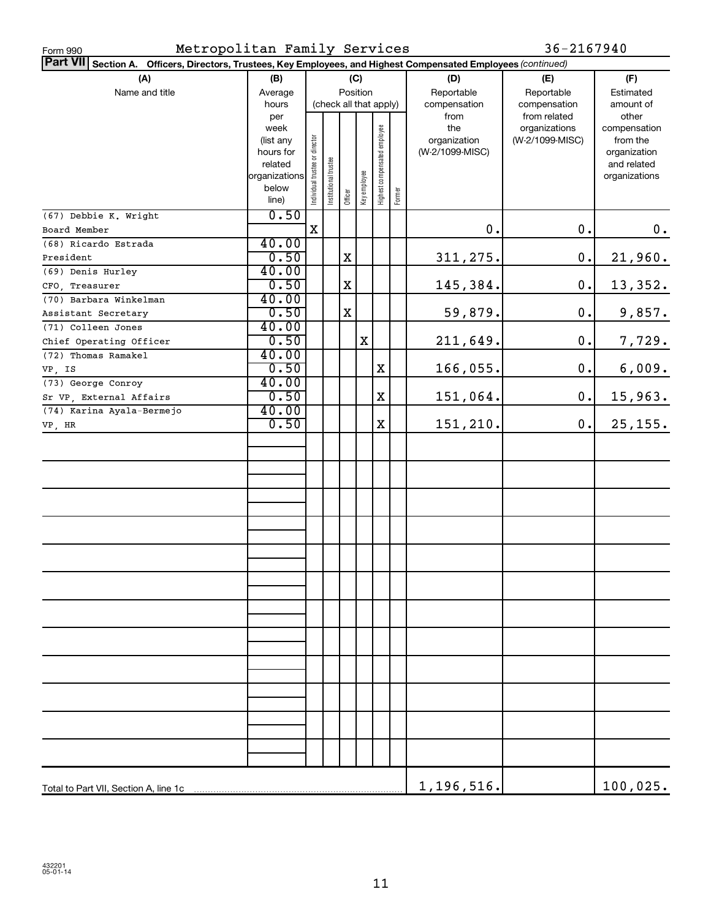Form 990 Metropolitan Family Services 36-2167940

**Part VII Section A. Officers, Directors, Trustees, Key Employees, and Highest Compensated Employees** *(continued)*

| (A) Name and title | (B) Average hours per week (list any hours for related organizations below line) | (C) Position (check all that apply): Individual trustee or director | Institutional trustee | Officer | Key employee | Highest compensated employee | Former | (D) Reportable compensation from the organization (W-2/1099-MISC) | (E) Reportable compensation from related organizations (W-2/1099-MISC) | (F) Estimated amount of other compensation from the organization and related organizations |
|---|---|---|---|---|---|---|---|---|---|---|
| (67) Debbie K. Wright<br>Board Member | 0.50 | X | | | | | | 0. | 0. | 0. |
| (68) Ricardo Estrada<br>President | 40.00<br>0.50 | | | X | | | | 311,275. | 0. | 21,960. |
| (69) Denis Hurley<br>CFO, Treasurer | 40.00<br>0.50 | | | X | | | | 145,384. | 0. | 13,352. |
| (70) Barbara Winkelman<br>Assistant Secretary | 40.00<br>0.50 | | | X | | | | 59,879. | 0. | 9,857. |
| (71) Colleen Jones<br>Chief Operating Officer | 40.00<br>0.50 | | | | X | | | 211,649. | 0. | 7,729. |
| (72) Thomas Ramakel<br>VP, IS | 40.00<br>0.50 | | | | | X | | 166,055. | 0. | 6,009. |
| (73) George Conroy<br>Sr VP, External Affairs | 40.00<br>0.50 | | | | | X | | 151,064. | 0. | 15,963. |
| (74) Karina Ayala-Bermejo<br>VP, HR | 40.00<br>0.50 | | | | | X | | 151,210. | 0. | 25,155. |
| Total to Part VII, Section A, line 1c | | | | | | | | 1,196,516. | | 100,025. |

432201
05-01-14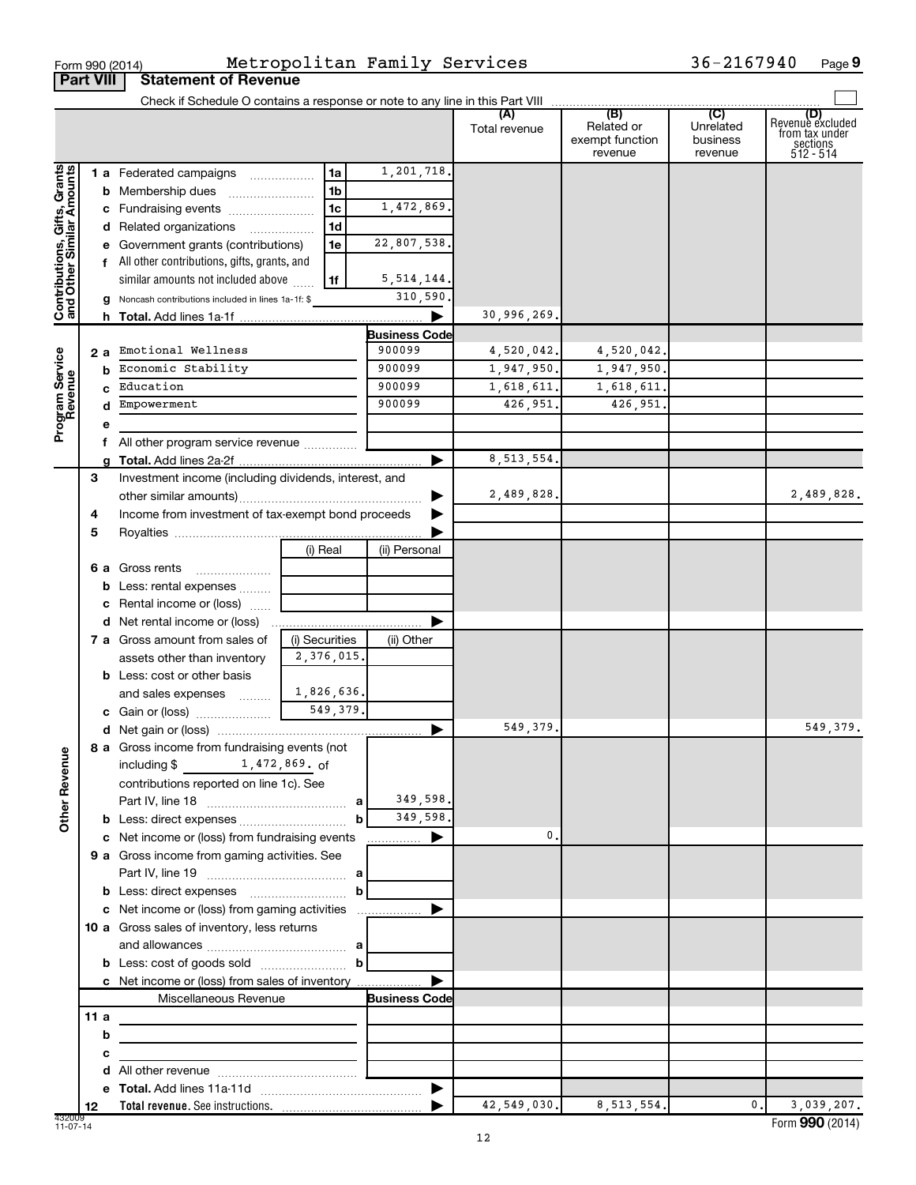Form 990 (2014) Metropolitan Family Services 36-2167940 Page 9

## Part VIII Statement of Revenue

Check if Schedule O contains a response or note to any line in this Part VIII

| | | | | (A) Total revenue | (B) Related or exempt function revenue | (C) Unrelated business revenue | (D) Revenue excluded from tax under sections 512 - 514 |
|---|---|---|---|---|---|---|---|
| **Contributions, Gifts, Grants and Other Similar Amounts** | 1 a Federated campaigns | 1a | 1,201,718. | | | | |
| | b Membership dues | 1b | | | | | |
| | c Fundraising events | 1c | 1,472,869. | | | | |
| | d Related organizations | 1d | | | | | |
| | e Government grants (contributions) | 1e | 22,807,538. | | | | |
| | f All other contributions, gifts, grants, and similar amounts not included above | 1f | 5,514,144. | | | | |
| | g Noncash contributions included in lines 1a-1f: $ | | 310,590. | | | | |
| | h **Total.** Add lines 1a-1f | | ▶ | 30,996,269. | | | |
| **Program Service Revenue** | | | **Business Code** | | | | |
| | 2 a Emotional Wellness | | 900099 | 4,520,042. | 4,520,042. | | |
| | b Economic Stability | | 900099 | 1,947,950. | 1,947,950. | | |
| | c Education | | 900099 | 1,618,611. | 1,618,611. | | |
| | d Empowerment | | 900099 | 426,951. | 426,951. | | |
| | e | | | | | | |
| | f All other program service revenue | | | | | | |
| | g **Total.** Add lines 2a-2f | | ▶ | 8,513,554. | | | |
| | 3 Investment income (including dividends, interest, and other similar amounts) | | ▶ | 2,489,828. | | | 2,489,828. |
| | 4 Income from investment of tax-exempt bond proceeds | | ▶ | | | | |
| | 5 Royalties | | ▶ | | | | |
| | | (i) Real | (ii) Personal | | | | |
| | 6 a Gross rents | | | | | | |
| | b Less: rental expenses | | | | | | |
| | c Rental income or (loss) | | | | | | |
| | d Net rental income or (loss) | | ▶ | | | | |
| | 7 a Gross amount from sales of assets other than inventory | (i) Securities 2,376,015. | (ii) Other | | | | |
| | b Less: cost or other basis and sales expenses | 1,826,636. | | | | | |
| | c Gain or (loss) | 549,379. | | | | | |
| | d Net gain or (loss) | | ▶ | 549,379. | | | 549,379. |
| **Other Revenue** | 8 a Gross income from fundraising events (not including $ 1,472,869. of contributions reported on line 1c). See Part IV, line 18 | a | 349,598. | | | | |
| | b Less: direct expenses | b | 349,598. | | | | |
| | c Net income or (loss) from fundraising events | | ▶ | 0. | | | |
| | 9 a Gross income from gaming activities. See Part IV, line 19 | a | | | | | |
| | b Less: direct expenses | b | | | | | |
| | c Net income or (loss) from gaming activities | | ▶ | | | | |
| | 10 a Gross sales of inventory, less returns and allowances | a | | | | | |
| | b Less: cost of goods sold | b | | | | | |
| | c Net income or (loss) from sales of inventory | | ▶ | | | | |
| | Miscellaneous Revenue | | **Business Code** | | | | |
| | 11 a | | | | | | |
| | b | | | | | | |
| | c | | | | | | |
| | d All other revenue | | | | | | |
| | e **Total.** Add lines 11a-11d | | ▶ | | | | |
| | 12 **Total revenue.** See instructions. | | ▶ | 42,549,030. | 8,513,554. | 0. | 3,039,207. |

432009 11-07-14 Form **990** (2014)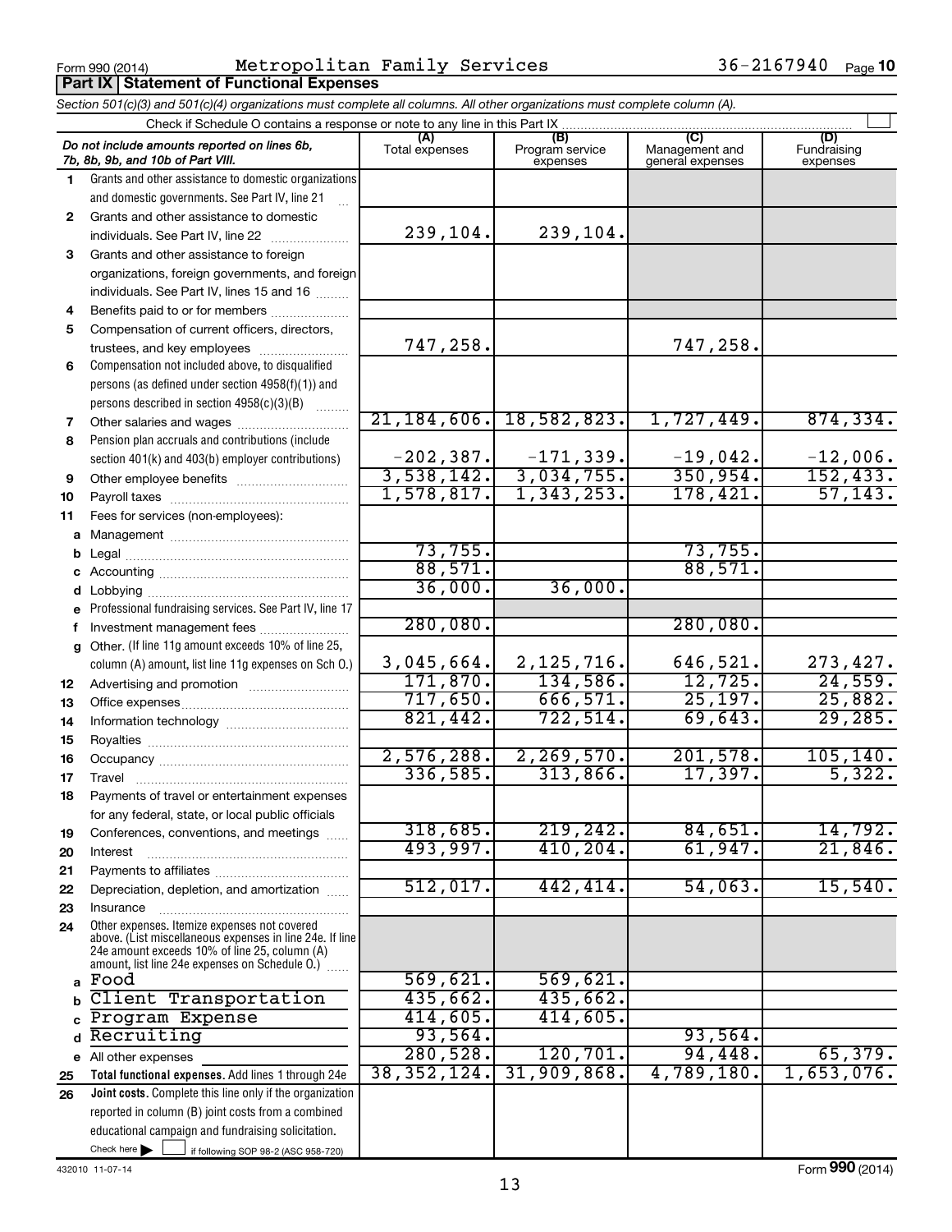Form 990 (2014) Metropolitan Family Services 36-2167940 Page **10**

## Part IX Statement of Functional Expenses

*Section 501(c)(3) and 501(c)(4) organizations must complete all columns. All other organizations must complete column (A).*

Check if Schedule O contains a response or note to any line in this Part IX ☐

| | *Do not include amounts reported on lines 6b, 7b, 8b, 9b, and 10b of Part VIII.* | (A) Total expenses | (B) Program service expenses | (C) Management and general expenses | (D) Fundraising expenses |
|---|---|---|---|---|---|
| 1 | Grants and other assistance to domestic organizations and domestic governments. See Part IV, line 21 | | | | |
| 2 | Grants and other assistance to domestic individuals. See Part IV, line 22 | 239,104. | 239,104. | | |
| 3 | Grants and other assistance to foreign organizations, foreign governments, and foreign individuals. See Part IV, lines 15 and 16 | | | | |
| 4 | Benefits paid to or for members | | | | |
| 5 | Compensation of current officers, directors, trustees, and key employees | 747,258. | | 747,258. | |
| 6 | Compensation not included above, to disqualified persons (as defined under section 4958(f)(1)) and persons described in section 4958(c)(3)(B) | | | | |
| 7 | Other salaries and wages | 21,184,606. | 18,582,823. | 1,727,449. | 874,334. |
| 8 | Pension plan accruals and contributions (include section 401(k) and 403(b) employer contributions) | -202,387. | -171,339. | -19,042. | -12,006. |
| 9 | Other employee benefits | 3,538,142. | 3,034,755. | 350,954. | 152,433. |
| 10 | Payroll taxes | 1,578,817. | 1,343,253. | 178,421. | 57,143. |
| 11 | Fees for services (non-employees): | | | | |
| a | Management | | | | |
| b | Legal | 73,755. | | 73,755. | |
| c | Accounting | 88,571. | | 88,571. | |
| d | Lobbying | 36,000. | 36,000. | | |
| e | Professional fundraising services. See Part IV, line 17 | | | | |
| f | Investment management fees | 280,080. | | 280,080. | |
| g | Other. (If line 11g amount exceeds 10% of line 25, column (A) amount, list line 11g expenses on Sch O.) | 3,045,664. | 2,125,716. | 646,521. | 273,427. |
| 12 | Advertising and promotion | 171,870. | 134,586. | 12,725. | 24,559. |
| 13 | Office expenses | 717,650. | 666,571. | 25,197. | 25,882. |
| 14 | Information technology | 821,442. | 722,514. | 69,643. | 29,285. |
| 15 | Royalties | | | | |
| 16 | Occupancy | 2,576,288. | 2,269,570. | 201,578. | 105,140. |
| 17 | Travel | 336,585. | 313,866. | 17,397. | 5,322. |
| 18 | Payments of travel or entertainment expenses for any federal, state, or local public officials | | | | |
| 19 | Conferences, conventions, and meetings | 318,685. | 219,242. | 84,651. | 14,792. |
| 20 | Interest | 493,997. | 410,204. | 61,947. | 21,846. |
| 21 | Payments to affiliates | | | | |
| 22 | Depreciation, depletion, and amortization | 512,017. | 442,414. | 54,063. | 15,540. |
| 23 | Insurance | | | | |
| 24 | Other expenses. Itemize expenses not covered above. (List miscellaneous expenses in line 24e. If line 24e amount exceeds 10% of line 25, column (A) amount, list line 24e expenses on Schedule O.) | | | | |
| a | Food | 569,621. | 569,621. | | |
| b | Client Transportation | 435,662. | 435,662. | | |
| c | Program Expense | 414,605. | 414,605. | | |
| d | Recruiting | 93,564. | | 93,564. | |
| e | All other expenses | 280,528. | 120,701. | 94,448. | 65,379. |
| 25 | **Total functional expenses.** Add lines 1 through 24e | 38,352,124. | 31,909,868. | 4,789,180. | 1,653,076. |
| 26 | **Joint costs.** Complete this line only if the organization reported in column (B) joint costs from a combined educational campaign and fundraising solicitation. Check here ▶ ☐ if following SOP 98-2 (ASC 958-720) | | | | |

432010 11-07-14 Form **990** (2014)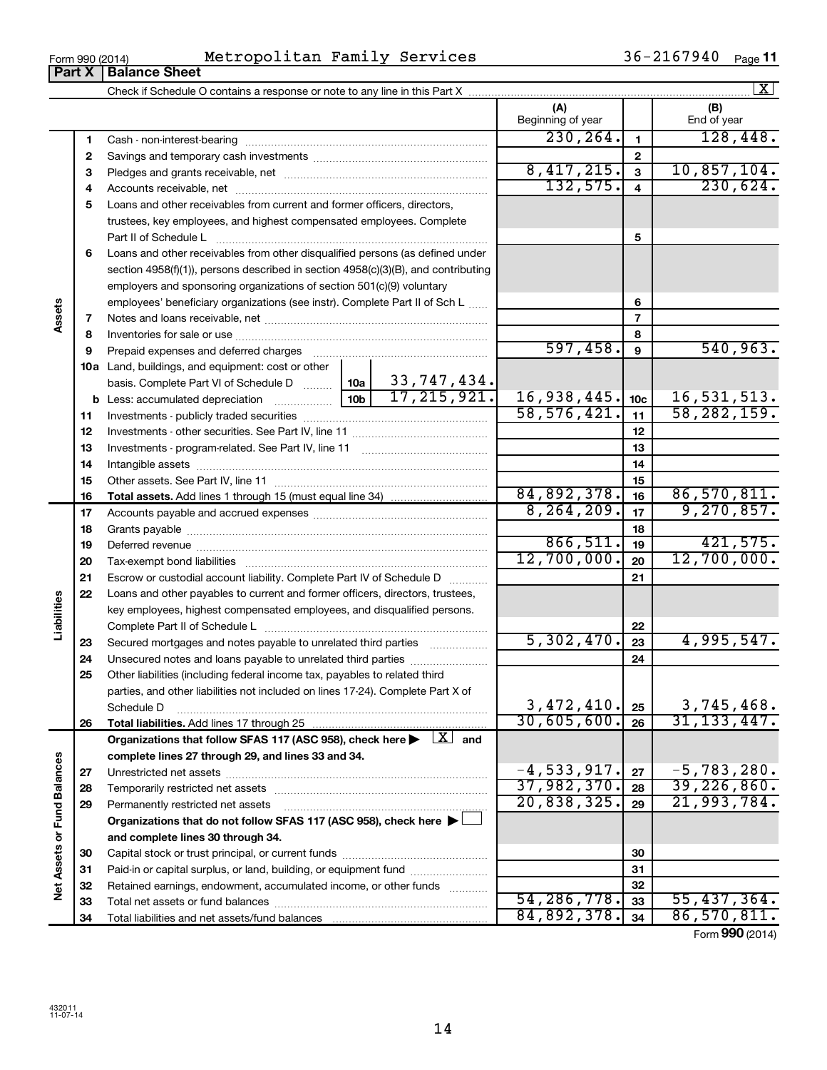Form 990 (2014) Metropolitan Family Services 36-2167940 Page **11**

## Part X | Balance Sheet

Check if Schedule O contains a response or note to any line in this Part X [X]

| | | | | (A) Beginning of year | | (B) End of year |
|---|---|---|---|---|---|---|
| **Assets** | 1 | Cash - non-interest-bearing | | 230,264. | 1 | 128,448. |
| | 2 | Savings and temporary cash investments | | | 2 | |
| | 3 | Pledges and grants receivable, net | | 8,417,215. | 3 | 10,857,104. |
| | 4 | Accounts receivable, net | | 132,575. | 4 | 230,624. |
| | 5 | Loans and other receivables from current and former officers, directors, trustees, key employees, and highest compensated employees. Complete Part II of Schedule L | | | 5 | |
| | 6 | Loans and other receivables from other disqualified persons (as defined under section 4958(f)(1)), persons described in section 4958(c)(3)(B), and contributing employers and sponsoring organizations of section 501(c)(9) voluntary employees' beneficiary organizations (see instr). Complete Part II of Sch L | | | 6 | |
| | 7 | Notes and loans receivable, net | | | 7 | |
| | 8 | Inventories for sale or use | | | 8 | |
| | 9 | Prepaid expenses and deferred charges | | 597,458. | 9 | 540,963. |
| | 10a | Land, buildings, and equipment: cost or other basis. Complete Part VI of Schedule D | 10a 33,747,434. | | | |
| | b | Less: accumulated depreciation | 10b 17,215,921. | 16,938,445. | 10c | 16,531,513. |
| | 11 | Investments - publicly traded securities | | 58,576,421. | 11 | 58,282,159. |
| | 12 | Investments - other securities. See Part IV, line 11 | | | 12 | |
| | 13 | Investments - program-related. See Part IV, line 11 | | | 13 | |
| | 14 | Intangible assets | | | 14 | |
| | 15 | Other assets. See Part IV, line 11 | | | 15 | |
| | 16 | **Total assets.** Add lines 1 through 15 (must equal line 34) | | 84,892,378. | 16 | 86,570,811. |
| **Liabilities** | 17 | Accounts payable and accrued expenses | | 8,264,209. | 17 | 9,270,857. |
| | 18 | Grants payable | | | 18 | |
| | 19 | Deferred revenue | | 866,511. | 19 | 421,575. |
| | 20 | Tax-exempt bond liabilities | | 12,700,000. | 20 | 12,700,000. |
| | 21 | Escrow or custodial account liability. Complete Part IV of Schedule D | | | 21 | |
| | 22 | Loans and other payables to current and former officers, directors, trustees, key employees, highest compensated employees, and disqualified persons. Complete Part II of Schedule L | | | 22 | |
| | 23 | Secured mortgages and notes payable to unrelated third parties | | 5,302,470. | 23 | 4,995,547. |
| | 24 | Unsecured notes and loans payable to unrelated third parties | | | 24 | |
| | 25 | Other liabilities (including federal income tax, payables to related third parties, and other liabilities not included on lines 17-24). Complete Part X of Schedule D | | 3,472,410. | 25 | 3,745,468. |
| | 26 | **Total liabilities.** Add lines 17 through 25 | | 30,605,600. | 26 | 31,133,447. |
| **Net Assets or Fund Balances** | | **Organizations that follow SFAS 117 (ASC 958), check here ▶ [X] and complete lines 27 through 29, and lines 33 and 34.** | | | | |
| | 27 | Unrestricted net assets | | -4,533,917. | 27 | -5,783,280. |
| | 28 | Temporarily restricted net assets | | 37,982,370. | 28 | 39,226,860. |
| | 29 | Permanently restricted net assets | | 20,838,325. | 29 | 21,993,784. |
| | | **Organizations that do not follow SFAS 117 (ASC 958), check here ▶ [ ] and complete lines 30 through 34.** | | | | |
| | 30 | Capital stock or trust principal, or current funds | | | 30 | |
| | 31 | Paid-in or capital surplus, or land, building, or equipment fund | | | 31 | |
| | 32 | Retained earnings, endowment, accumulated income, or other funds | | | 32 | |
| | 33 | Total net assets or fund balances | | 54,286,778. | 33 | 55,437,364. |
| | 34 | Total liabilities and net assets/fund balances | | 84,892,378. | 34 | 86,570,811. |

Form **990** (2014)

432011 11-07-14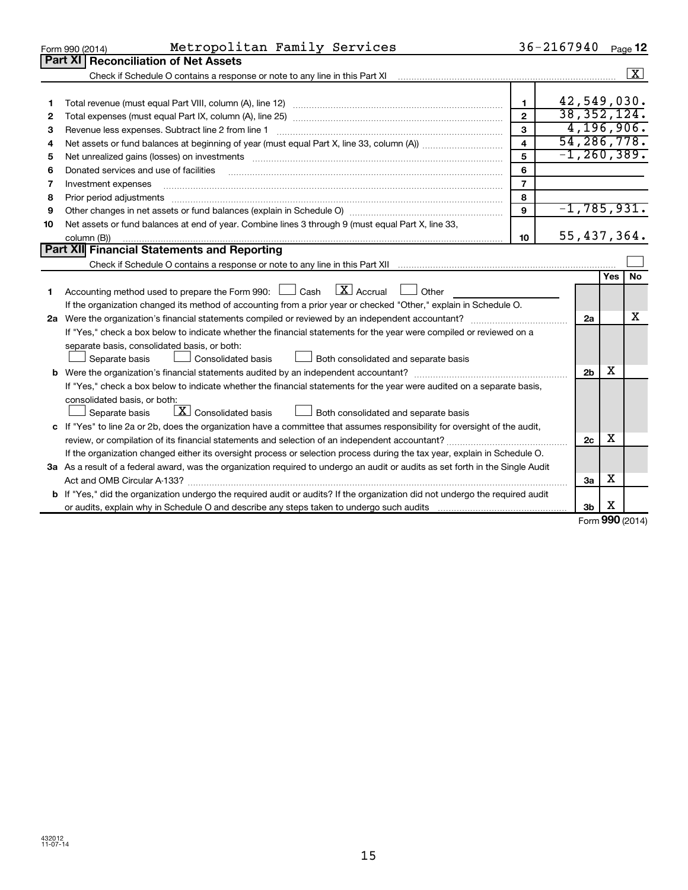Form 990 (2014) Metropolitan Family Services 36-2167940 Page 12

## Part XI Reconciliation of Net Assets

Check if Schedule O contains a response or note to any line in this Part XI ☒

| | | | |
|---|---|---|---|
| 1 | Total revenue (must equal Part VIII, column (A), line 12) | 1 | 42,549,030. |
| 2 | Total expenses (must equal Part IX, column (A), line 25) | 2 | 38,352,124. |
| 3 | Revenue less expenses. Subtract line 2 from line 1 | 3 | 4,196,906. |
| 4 | Net assets or fund balances at beginning of year (must equal Part X, line 33, column (A)) | 4 | 54,286,778. |
| 5 | Net unrealized gains (losses) on investments | 5 | -1,260,389. |
| 6 | Donated services and use of facilities | 6 | |
| 7 | Investment expenses | 7 | |
| 8 | Prior period adjustments | 8 | |
| 9 | Other changes in net assets or fund balances (explain in Schedule O) | 9 | -1,785,931. |
| 10 | Net assets or fund balances at end of year. Combine lines 3 through 9 (must equal Part X, line 33, column (B)) | 10 | 55,437,364. |

## Part XII Financial Statements and Reporting

Check if Schedule O contains a response or note to any line in this Part XII ☐

| | | | Yes | No |
|---|---|---|---|---|
| 1 | Accounting method used to prepare the Form 990: ☐ Cash ☒ Accrual ☐ Other<br>If the organization changed its method of accounting from a prior year or checked "Other," explain in Schedule O. | | | |
| 2a | Were the organization's financial statements compiled or reviewed by an independent accountant?<br>If "Yes," check a box below to indicate whether the financial statements for the year were compiled or reviewed on a separate basis, consolidated basis, or both:<br>☐ Separate basis ☐ Consolidated basis ☐ Both consolidated and separate basis | 2a | | X |
| b | Were the organization's financial statements audited by an independent accountant?<br>If "Yes," check a box below to indicate whether the financial statements for the year were audited on a separate basis, consolidated basis, or both:<br>☐ Separate basis ☒ Consolidated basis ☐ Both consolidated and separate basis | 2b | X | |
| c | If "Yes" to line 2a or 2b, does the organization have a committee that assumes responsibility for oversight of the audit, review, or compilation of its financial statements and selection of an independent accountant?<br>If the organization changed either its oversight process or selection process during the tax year, explain in Schedule O. | 2c | X | |
| 3a | As a result of a federal award, was the organization required to undergo an audit or audits as set forth in the Single Audit Act and OMB Circular A-133? | 3a | X | |
| b | If "Yes," did the organization undergo the required audit or audits? If the organization did not undergo the required audit or audits, explain why in Schedule O and describe any steps taken to undergo such audits | 3b | X | |

Form **990** (2014)

432012 11-07-14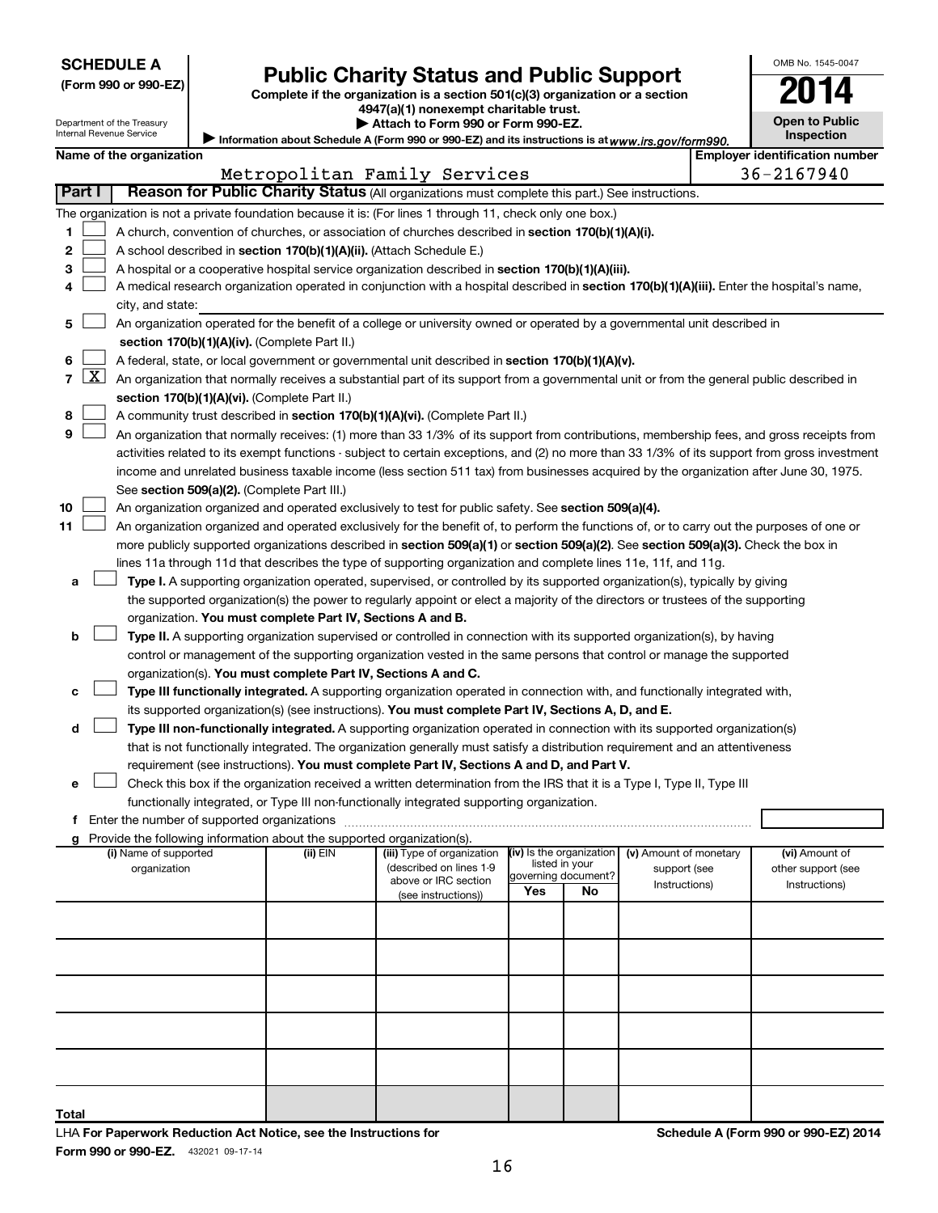**SCHEDULE A**
**(Form 990 or 990-EZ)**

Department of the Treasury
Internal Revenue Service

# Public Charity Status and Public Support

**Complete if the organization is a section 501(c)(3) organization or a section 4947(a)(1) nonexempt charitable trust.**
**▶ Attach to Form 990 or Form 990-EZ.**
▶ Information about Schedule A (Form 990 or 990-EZ) and its instructions is at *www.irs.gov/form990.*

OMB No. 1545-0047

**2014**

**Open to Public Inspection**

| Name of the organization | Employer identification number |
|---|---|
| Metropolitan Family Services | 36-2167940 |

## Part I Reason for Public Charity Status (All organizations must complete this part.) See instructions.

The organization is not a private foundation because it is: (For lines 1 through 11, check only one box.)

1. ☐ A church, convention of churches, or association of churches described in **section 170(b)(1)(A)(i).**
2. ☐ A school described in **section 170(b)(1)(A)(ii).** (Attach Schedule E.)
3. ☐ A hospital or a cooperative hospital service organization described in **section 170(b)(1)(A)(iii).**
4. ☐ A medical research organization operated in conjunction with a hospital described in **section 170(b)(1)(A)(iii).** Enter the hospital's name, city, and state: ____________
5. ☐ An organization operated for the benefit of a college or university owned or operated by a governmental unit described in **section 170(b)(1)(A)(iv).** (Complete Part II.)
6. ☐ A federal, state, or local government or governmental unit described in **section 170(b)(1)(A)(v).**
7. ☒ An organization that normally receives a substantial part of its support from a governmental unit or from the general public described in **section 170(b)(1)(A)(vi).** (Complete Part II.)
8. ☐ A community trust described in **section 170(b)(1)(A)(vi).** (Complete Part II.)
9. ☐ An organization that normally receives: (1) more than 33 1/3% of its support from contributions, membership fees, and gross receipts from activities related to its exempt functions - subject to certain exceptions, and (2) no more than 33 1/3% of its support from gross investment income and unrelated business taxable income (less section 511 tax) from businesses acquired by the organization after June 30, 1975. See **section 509(a)(2).** (Complete Part III.)
10. ☐ An organization organized and operated exclusively to test for public safety. See **section 509(a)(4).**
11. ☐ An organization organized and operated exclusively for the benefit of, to perform the functions of, or to carry out the purposes of one or more publicly supported organizations described in **section 509(a)(1)** or **section 509(a)(2).** See **section 509(a)(3).** Check the box in lines 11a through 11d that describes the type of supporting organization and complete lines 11e, 11f, and 11g.
   - **a** ☐ **Type I.** A supporting organization operated, supervised, or controlled by its supported organization(s), typically by giving the supported organization(s) the power to regularly appoint or elect a majority of the directors or trustees of the supporting organization. **You must complete Part IV, Sections A and B.**
   - **b** ☐ **Type II.** A supporting organization supervised or controlled in connection with its supported organization(s), by having control or management of the supporting organization vested in the same persons that control or manage the supported organization(s). **You must complete Part IV, Sections A and C.**
   - **c** ☐ **Type III functionally integrated.** A supporting organization operated in connection with, and functionally integrated with, its supported organization(s) (see instructions). **You must complete Part IV, Sections A, D, and E.**
   - **d** ☐ **Type III non-functionally integrated.** A supporting organization operated in connection with its supported organization(s) that is not functionally integrated. The organization generally must satisfy a distribution requirement and an attentiveness requirement (see instructions). **You must complete Part IV, Sections A and D, and Part V.**
   - **e** ☐ Check this box if the organization received a written determination from the IRS that it is a Type I, Type II, Type III functionally integrated, or Type III non-functionally integrated supporting organization.
   - **f** Enter the number of supported organizations ____
   - **g** Provide the following information about the supported organization(s).

| (i) Name of supported organization | (ii) EIN | (iii) Type of organization (described on lines 1-9 above or IRC section (see instructions)) | (iv) Is the organization listed in your governing document? Yes | No | (v) Amount of monetary support (see Instructions) | (vi) Amount of other support (see Instructions) |
|---|---|---|---|---|---|---|
| | | | | | | |
| | | | | | | |
| | | | | | | |
| | | | | | | |
| | | | | | | |
| **Total** | | | | | | |

LHA **For Paperwork Reduction Act Notice, see the Instructions for Form 990 or 990-EZ.** 432021 09-17-14

**Schedule A (Form 990 or 990-EZ) 2014**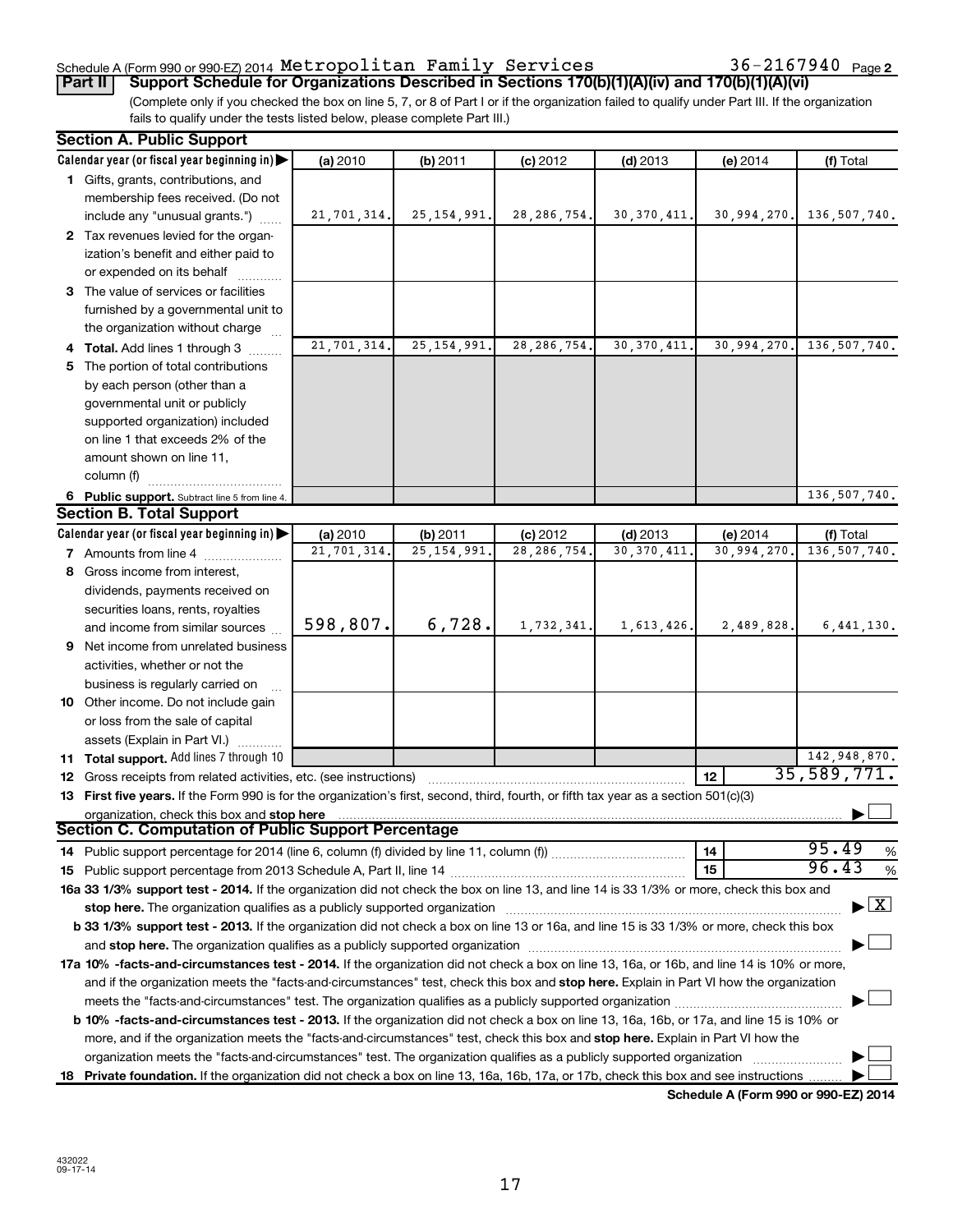Schedule A (Form 990 or 990-EZ) 2014 Metropolitan Family Services 36-2167940 Page 2

**Part II** **Support Schedule for Organizations Described in Sections 170(b)(1)(A)(iv) and 170(b)(1)(A)(vi)**

(Complete only if you checked the box on line 5, 7, or 8 of Part I or if the organization failed to qualify under Part III. If the organization fails to qualify under the tests listed below, please complete Part III.)

**Section A. Public Support**

| Calendar year (or fiscal year beginning in) ▶ | (a) 2010 | (b) 2011 | (c) 2012 | (d) 2013 | (e) 2014 | (f) Total |
|---|---|---|---|---|---|---|
| **1** Gifts, grants, contributions, and membership fees received. (Do not include any "unusual grants.") | 21,701,314. | 25,154,991. | 28,286,754. | 30,370,411. | 30,994,270. | 136,507,740. |
| **2** Tax revenues levied for the organization's benefit and either paid to or expended on its behalf | | | | | | |
| **3** The value of services or facilities furnished by a governmental unit to the organization without charge | | | | | | |
| **4 Total.** Add lines 1 through 3 | 21,701,314. | 25,154,991. | 28,286,754. | 30,370,411. | 30,994,270. | 136,507,740. |
| **5** The portion of total contributions by each person (other than a governmental unit or publicly supported organization) included on line 1 that exceeds 2% of the amount shown on line 11, column (f) | | | | | | |
| **6 Public support.** Subtract line 5 from line 4. | | | | | | 136,507,740. |

**Section B. Total Support**

| Calendar year (or fiscal year beginning in) ▶ | (a) 2010 | (b) 2011 | (c) 2012 | (d) 2013 | (e) 2014 | (f) Total |
|---|---|---|---|---|---|---|
| **7** Amounts from line 4 | 21,701,314. | 25,154,991. | 28,286,754. | 30,370,411. | 30,994,270. | 136,507,740. |
| **8** Gross income from interest, dividends, payments received on securities loans, rents, royalties and income from similar sources | 598,807. | 6,728. | 1,732,341. | 1,613,426. | 2,489,828. | 6,441,130. |
| **9** Net income from unrelated business activities, whether or not the business is regularly carried on | | | | | | |
| **10** Other income. Do not include gain or loss from the sale of capital assets (Explain in Part VI.) | | | | | | |
| **11 Total support.** Add lines 7 through 10 | | | | | | 142,948,870. |

**12** Gross receipts from related activities, etc. (see instructions) **12** 35,589,771.

**13 First five years.** If the Form 990 is for the organization's first, second, third, fourth, or fifth tax year as a section 501(c)(3) organization, check this box and **stop here** ▶ ☐

**Section C. Computation of Public Support Percentage**

**14** Public support percentage for 2014 (line 6, column (f) divided by line 11, column (f)) **14** 95.49 %

**15** Public support percentage from 2013 Schedule A, Part II, line 14 **15** 96.43 %

**16a 33 1/3% support test - 2014.** If the organization did not check the box on line 13, and line 14 is 33 1/3% or more, check this box and **stop here.** The organization qualifies as a publicly supported organization ▶ ☒

**b 33 1/3% support test - 2013.** If the organization did not check a box on line 13 or 16a, and line 15 is 33 1/3% or more, check this box and **stop here.** The organization qualifies as a publicly supported organization ▶ ☐

**17a 10% -facts-and-circumstances test - 2014.** If the organization did not check a box on line 13, 16a, or 16b, and line 14 is 10% or more, and if the organization meets the "facts-and-circumstances" test, check this box and **stop here.** Explain in Part VI how the organization meets the "facts-and-circumstances" test. The organization qualifies as a publicly supported organization ▶ ☐

**b 10% -facts-and-circumstances test - 2013.** If the organization did not check a box on line 13, 16a, 16b, or 17a, and line 15 is 10% or more, and if the organization meets the "facts-and-circumstances" test, check this box and **stop here.** Explain in Part VI how the organization meets the "facts-and-circumstances" test. The organization qualifies as a publicly supported organization ▶ ☐

**18 Private foundation.** If the organization did not check a box on line 13, 16a, 16b, 17a, or 17b, check this box and see instructions ▶ ☐

**Schedule A (Form 990 or 990-EZ) 2014**

432022 09-17-14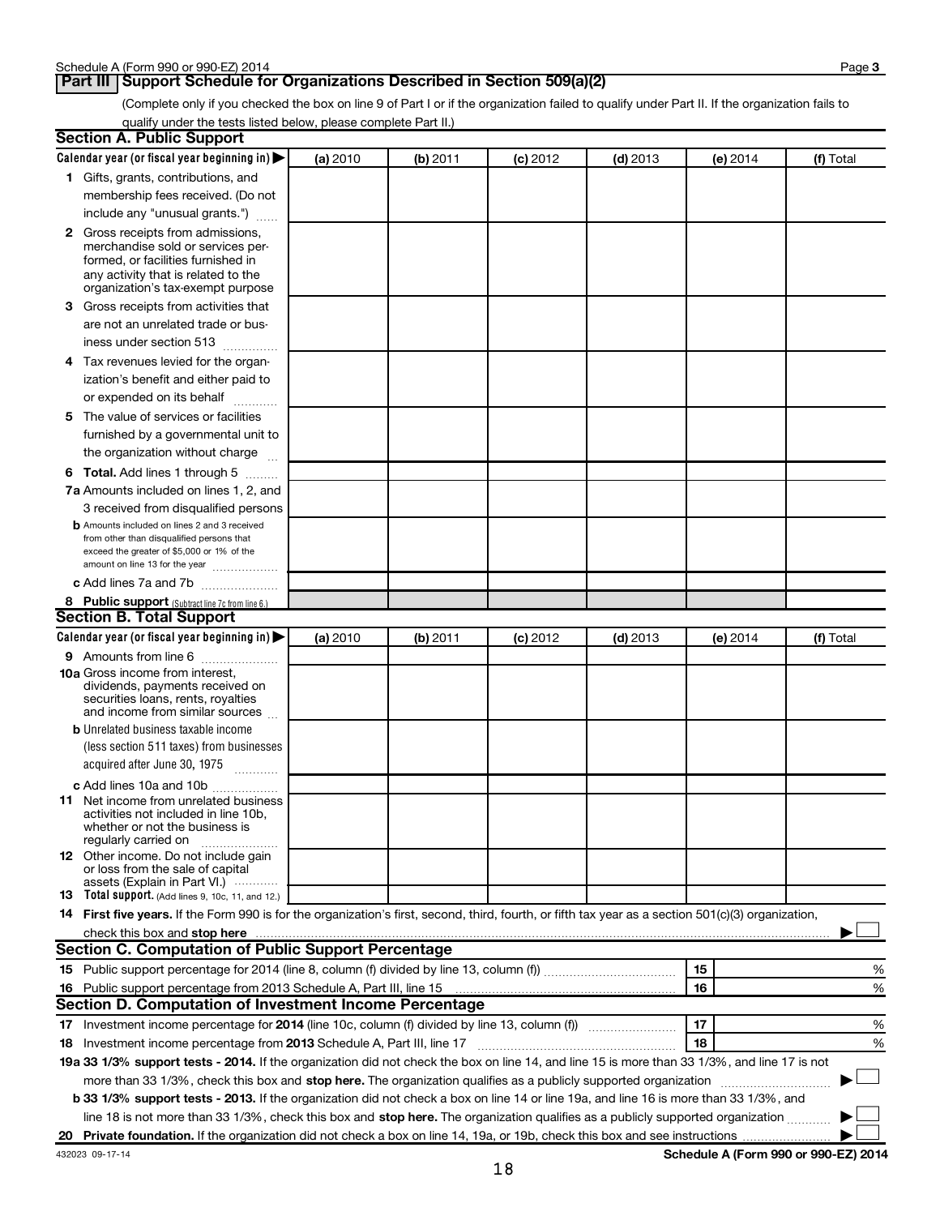**Part III Support Schedule for Organizations Described in Section 509(a)(2)**

(Complete only if you checked the box on line 9 of Part I or if the organization failed to qualify under Part II. If the organization fails to qualify under the tests listed below, please complete Part II.)

## Section A. Public Support

| Calendar year (or fiscal year beginning in) ▶ | (a) 2010 | (b) 2011 | (c) 2012 | (d) 2013 | (e) 2014 | (f) Total |
|---|---|---|---|---|---|---|
| **1** Gifts, grants, contributions, and membership fees received. (Do not include any "unusual grants.") | | | | | | |
| **2** Gross receipts from admissions, merchandise sold or services performed, or facilities furnished in any activity that is related to the organization's tax-exempt purpose | | | | | | |
| **3** Gross receipts from activities that are not an unrelated trade or business under section 513 | | | | | | |
| **4** Tax revenues levied for the organization's benefit and either paid to or expended on its behalf | | | | | | |
| **5** The value of services or facilities furnished by a governmental unit to the organization without charge | | | | | | |
| **6 Total.** Add lines 1 through 5 | | | | | | |
| **7a** Amounts included on lines 1, 2, and 3 received from disqualified persons | | | | | | |
| **b** Amounts included on lines 2 and 3 received from other than disqualified persons that exceed the greater of $5,000 or 1% of the amount on line 13 for the year | | | | | | |
| **c** Add lines 7a and 7b | | | | | | |
| **8 Public support** (Subtract line 7c from line 6.) | | | | | | |

## Section B. Total Support

| Calendar year (or fiscal year beginning in) ▶ | (a) 2010 | (b) 2011 | (c) 2012 | (d) 2013 | (e) 2014 | (f) Total |
|---|---|---|---|---|---|---|
| **9** Amounts from line 6 | | | | | | |
| **10a** Gross income from interest, dividends, payments received on securities loans, rents, royalties and income from similar sources | | | | | | |
| **b** Unrelated business taxable income (less section 511 taxes) from businesses acquired after June 30, 1975 | | | | | | |
| **c** Add lines 10a and 10b | | | | | | |
| **11** Net income from unrelated business activities not included in line 10b, whether or not the business is regularly carried on | | | | | | |
| **12** Other income. Do not include gain or loss from the sale of capital assets (Explain in Part VI.) | | | | | | |
| **13 Total support.** (Add lines 9, 10c, 11, and 12.) | | | | | | |

**14 First five years.** If the Form 990 is for the organization's first, second, third, fourth, or fifth tax year as a section 501(c)(3) organization, check this box and **stop here** ▶ ☐

## Section C. Computation of Public Support Percentage

| | | | |
|---|---|---|---|
| **15** | Public support percentage for 2014 (line 8, column (f) divided by line 13, column (f)) | 15 | % |
| **16** | Public support percentage from 2013 Schedule A, Part III, line 15 | 16 | % |

## Section D. Computation of Investment Income Percentage

| | | | |
|---|---|---|---|
| **17** | Investment income percentage for **2014** (line 10c, column (f) divided by line 13, column (f)) | 17 | % |
| **18** | Investment income percentage from **2013** Schedule A, Part III, line 17 | 18 | % |

**19a 33 1/3% support tests - 2014.** If the organization did not check the box on line 14, and line 15 is more than 33 1/3%, and line 17 is not more than 33 1/3%, check this box and **stop here.** The organization qualifies as a publicly supported organization ▶ ☐

**b 33 1/3% support tests - 2013.** If the organization did not check a box on line 14 or line 19a, and line 16 is more than 33 1/3%, and line 18 is not more than 33 1/3%, check this box and **stop here.** The organization qualifies as a publicly supported organization ▶ ☐

**20 Private foundation.** If the organization did not check a box on line 14, 19a, or 19b, check this box and see instructions ▶ ☐

432023 09-17-14

**Schedule A (Form 990 or 990-EZ) 2014**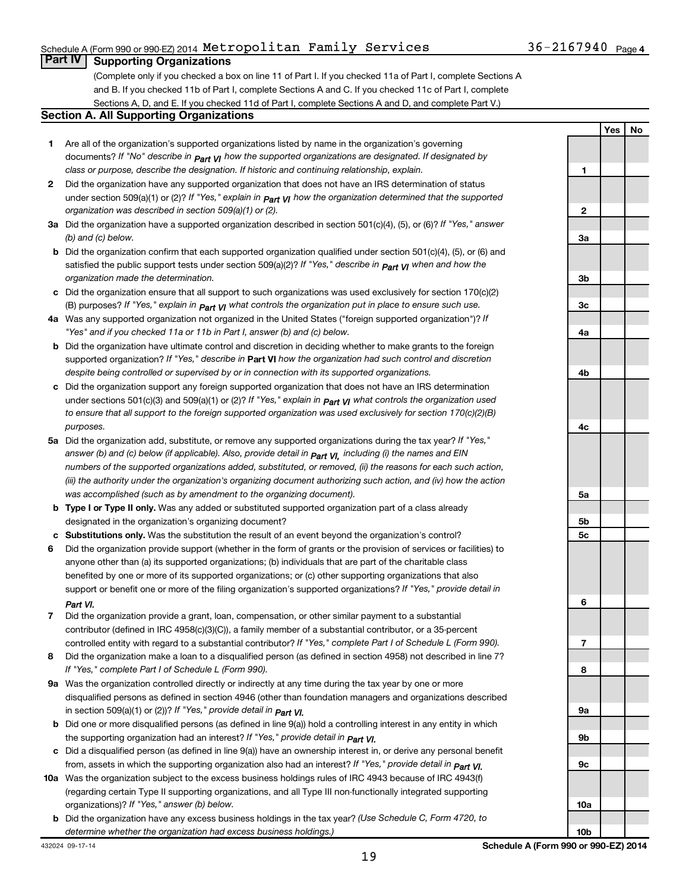Schedule A (Form 990 or 990-EZ) 2014 Metropolitan Family Services 36-2167940 Page 4

## Part IV Supporting Organizations

(Complete only if you checked a box on line 11 of Part I. If you checked 11a of Part I, complete Sections A and B. If you checked 11b of Part I, complete Sections A and C. If you checked 11c of Part I, complete Sections A, D, and E. If you checked 11d of Part I, complete Sections A and D, and complete Part V.)

### Section A. All Supporting Organizations

| | | Line | Yes | No |
|---|---|---|---|---|
| **1** | Are all of the organization's supported organizations listed by name in the organization's governing documents? *If "No" describe in **Part VI** how the supported organizations are designated. If designated by class or purpose, describe the designation. If historic and continuing relationship, explain.* | 1 | | |
| **2** | Did the organization have any supported organization that does not have an IRS determination of status under section 509(a)(1) or (2)? *If "Yes," explain in **Part VI** how the organization determined that the supported organization was described in section 509(a)(1) or (2).* | 2 | | |
| **3a** | Did the organization have a supported organization described in section 501(c)(4), (5), or (6)? *If "Yes," answer (b) and (c) below.* | 3a | | |
| **b** | Did the organization confirm that each supported organization qualified under section 501(c)(4), (5), or (6) and satisfied the public support tests under section 509(a)(2)? *If "Yes," describe in **Part VI** when and how the organization made the determination.* | 3b | | |
| **c** | Did the organization ensure that all support to such organizations was used exclusively for section 170(c)(2)(B) purposes? *If "Yes," explain in **Part VI** what controls the organization put in place to ensure such use.* | 3c | | |
| **4a** | Was any supported organization not organized in the United States ("foreign supported organization")? *If "Yes" and if you checked 11a or 11b in Part I, answer (b) and (c) below.* | 4a | | |
| **b** | Did the organization have ultimate control and discretion in deciding whether to make grants to the foreign supported organization? *If "Yes," describe in **Part VI** how the organization had such control and discretion despite being controlled or supervised by or in connection with its supported organizations.* | 4b | | |
| **c** | Did the organization support any foreign supported organization that does not have an IRS determination under sections 501(c)(3) and 509(a)(1) or (2)? *If "Yes," explain in **Part VI** what controls the organization used to ensure that all support to the foreign supported organization was used exclusively for section 170(c)(2)(B) purposes.* | 4c | | |
| **5a** | Did the organization add, substitute, or remove any supported organizations during the tax year? *If "Yes," answer (b) and (c) below (if applicable). Also, provide detail in **Part VI**, including (i) the names and EIN numbers of the supported organizations added, substituted, or removed, (ii) the reasons for each such action, (iii) the authority under the organization's organizing document authorizing such action, and (iv) how the action was accomplished (such as by amendment to the organizing document).* | 5a | | |
| **b** | **Type I or Type II only.** Was any added or substituted supported organization part of a class already designated in the organization's organizing document? | 5b | | |
| **c** | **Substitutions only.** Was the substitution the result of an event beyond the organization's control? | 5c | | |
| **6** | Did the organization provide support (whether in the form of grants or the provision of services or facilities) to anyone other than (a) its supported organizations; (b) individuals that are part of the charitable class benefited by one or more of its supported organizations; or (c) other supporting organizations that also support or benefit one or more of the filing organization's supported organizations? *If "Yes," provide detail in **Part VI**.* | 6 | | |
| **7** | Did the organization provide a grant, loan, compensation, or other similar payment to a substantial contributor (defined in IRC 4958(c)(3)(C)), a family member of a substantial contributor, or a 35-percent controlled entity with regard to a substantial contributor? *If "Yes," complete Part I of Schedule L (Form 990).* | 7 | | |
| **8** | Did the organization make a loan to a disqualified person (as defined in section 4958) not described in line 7? *If "Yes," complete Part I of Schedule L (Form 990).* | 8 | | |
| **9a** | Was the organization controlled directly or indirectly at any time during the tax year by one or more disqualified persons as defined in section 4946 (other than foundation managers and organizations described in section 509(a)(1) or (2))? *If "Yes," provide detail in **Part VI**.* | 9a | | |
| **b** | Did one or more disqualified persons (as defined in line 9(a)) hold a controlling interest in any entity in which the supporting organization had an interest? *If "Yes," provide detail in **Part VI**.* | 9b | | |
| **c** | Did a disqualified person (as defined in line 9(a)) have an ownership interest in, or derive any personal benefit from, assets in which the supporting organization also had an interest? *If "Yes," provide detail in **Part VI**.* | 9c | | |
| **10a** | Was the organization subject to the excess business holdings rules of IRC 4943 because of IRC 4943(f) (regarding certain Type II supporting organizations, and all Type III non-functionally integrated supporting organizations)? *If "Yes," answer (b) below.* | 10a | | |
| **b** | Did the organization have any excess business holdings in the tax year? *(Use Schedule C, Form 4720, to determine whether the organization had excess business holdings.)* | 10b | | |

432024 09-17-14 **Schedule A (Form 990 or 990-EZ) 2014**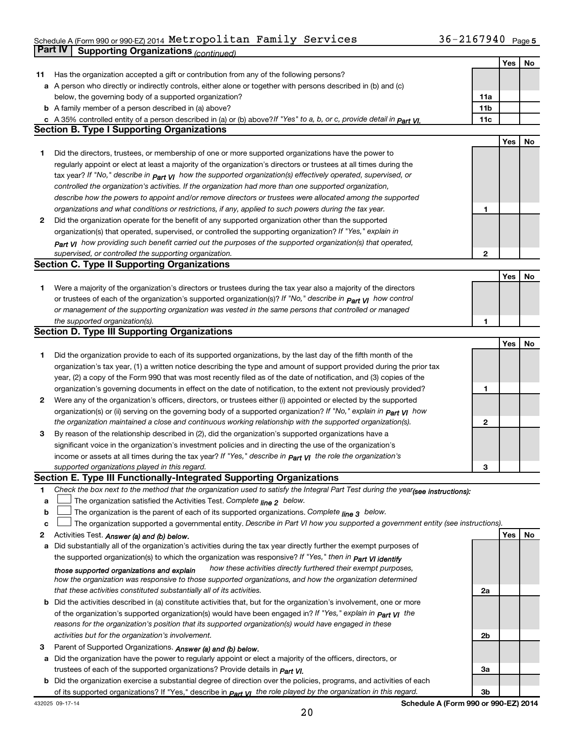Schedule A (Form 990 or 990-EZ) 2014 Metropolitan Family Services 36-2167940 Page 5

**Part IV | Supporting Organizations** *(continued)*

| | | | Yes | No |
|---|---|---|---|---|
| **11** | Has the organization accepted a gift or contribution from any of the following persons? | | | |
| **a** | A person who directly or indirectly controls, either alone or together with persons described in (b) and (c) below, the governing body of a supported organization? | **11a** | | |
| **b** | A family member of a person described in (a) above? | **11b** | | |
| **c** | A 35% controlled entity of a person described in (a) or (b) above? *If "Yes" to a, b, or c, provide detail in Part VI.* | **11c** | | |

**Section B. Type I Supporting Organizations**

| | | | Yes | No |
|---|---|---|---|---|
| **1** | Did the directors, trustees, or membership of one or more supported organizations have the power to regularly appoint or elect at least a majority of the organization's directors or trustees at all times during the tax year? *If "No," describe in Part VI how the supported organization(s) effectively operated, supervised, or controlled the organization's activities. If the organization had more than one supported organization, describe how the powers to appoint and/or remove directors or trustees were allocated among the supported organizations and what conditions or restrictions, if any, applied to such powers during the tax year.* | **1** | | |
| **2** | Did the organization operate for the benefit of any supported organization other than the supported organization(s) that operated, supervised, or controlled the supporting organization? *If "Yes," explain in Part VI how providing such benefit carried out the purposes of the supported organization(s) that operated, supervised, or controlled the supporting organization.* | **2** | | |

**Section C. Type II Supporting Organizations**

| | | | Yes | No |
|---|---|---|---|---|
| **1** | Were a majority of the organization's directors or trustees during the tax year also a majority of the directors or trustees of each of the organization's supported organization(s)? *If "No," describe in Part VI how control or management of the supporting organization was vested in the same persons that controlled or managed the supported organization(s).* | **1** | | |

**Section D. Type III Supporting Organizations**

| | | | Yes | No |
|---|---|---|---|---|
| **1** | Did the organization provide to each of its supported organizations, by the last day of the fifth month of the organization's tax year, (1) a written notice describing the type and amount of support provided during the prior tax year, (2) a copy of the Form 990 that was most recently filed as of the date of notification, and (3) copies of the organization's governing documents in effect on the date of notification, to the extent not previously provided? | **1** | | |
| **2** | Were any of the organization's officers, directors, or trustees either (i) appointed or elected by the supported organization(s) or (ii) serving on the governing body of a supported organization? *If "No," explain in Part VI how the organization maintained a close and continuous working relationship with the supported organization(s).* | **2** | | |
| **3** | By reason of the relationship described in (2), did the organization's supported organizations have a significant voice in the organization's investment policies and in directing the use of the organization's income or assets at all times during the tax year? *If "Yes," describe in Part VI the role the organization's supported organizations played in this regard.* | **3** | | |

**Section E. Type III Functionally-Integrated Supporting Organizations**

**1** *Check the box next to the method that the organization used to satisfy the Integral Part Test during the year (see instructions):*

- **a** ☐ The organization satisfied the Activities Test. *Complete line 2 below.*
- **b** ☐ The organization is the parent of each of its supported organizations. *Complete line 3 below.*
- **c** ☐ The organization supported a governmental entity. *Describe in Part VI how you supported a government entity (see instructions).*

| | | | Yes | No |
|---|---|---|---|---|
| **2** | Activities Test. *Answer (a) and (b) below.* | | | |
| **a** | Did substantially all of the organization's activities during the tax year directly further the exempt purposes of the supported organization(s) to which the organization was responsive? *If "Yes," then in Part VI identify those supported organizations and explain how these activities directly furthered their exempt purposes, how the organization was responsive to those supported organizations, and how the organization determined that these activities constituted substantially all of its activities.* | **2a** | | |
| **b** | Did the activities described in (a) constitute activities that, but for the organization's involvement, one or more of the organization's supported organization(s) would have been engaged in? *If "Yes," explain in Part VI the reasons for the organization's position that its supported organization(s) would have engaged in these activities but for the organization's involvement.* | **2b** | | |
| **3** | Parent of Supported Organizations. *Answer (a) and (b) below.* | | | |
| **a** | Did the organization have the power to regularly appoint or elect a majority of the officers, directors, or trustees of each of the supported organizations? Provide details in *Part VI.* | **3a** | | |
| **b** | Did the organization exercise a substantial degree of direction over the policies, programs, and activities of each of its supported organizations? If "Yes," describe in *Part VI the role played by the organization in this regard.* | **3b** | | |

432025 09-17-14 **Schedule A (Form 990 or 990-EZ) 2014**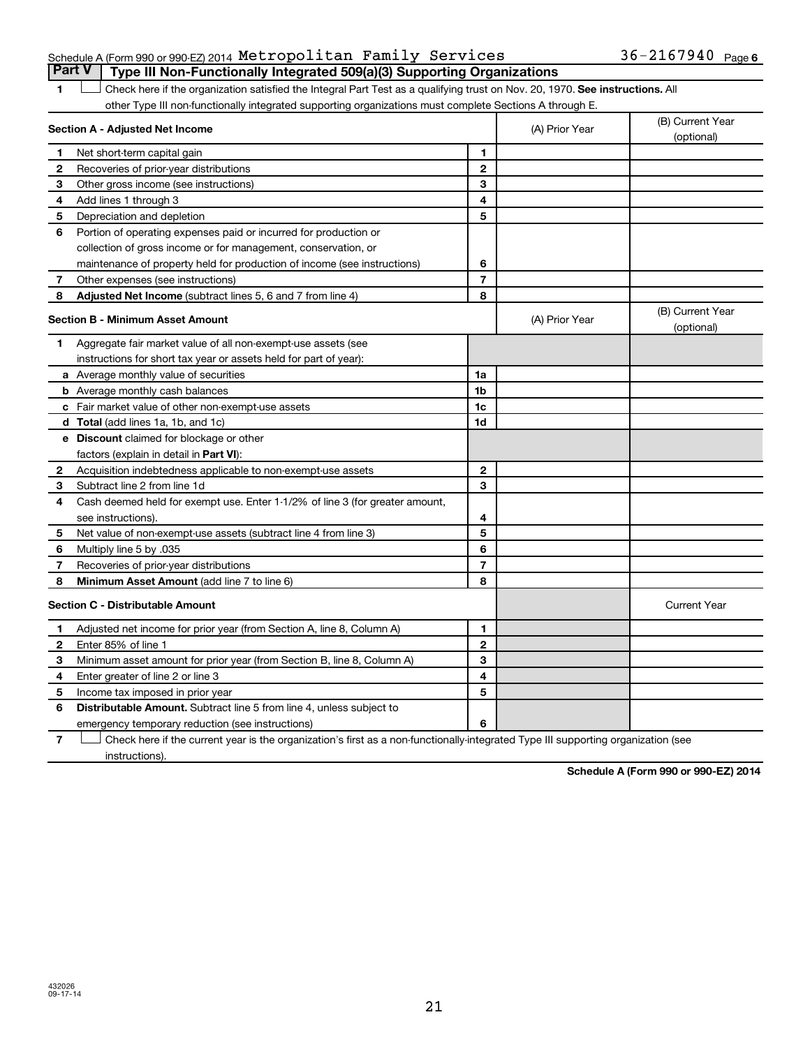Schedule A (Form 990 or 990-EZ) 2014 Metropolitan Family Services 36-2167940 Page 6

## Part V Type III Non-Functionally Integrated 509(a)(3) Supporting Organizations

1 ☐ Check here if the organization satisfied the Integral Part Test as a qualifying trust on Nov. 20, 1970. **See instructions.** All other Type III non-functionally integrated supporting organizations must complete Sections A through E.

| **Section A - Adjusted Net Income** | | (A) Prior Year | (B) Current Year (optional) |
|---|---|---|---|
| 1 Net short-term capital gain | 1 | | |
| 2 Recoveries of prior-year distributions | 2 | | |
| 3 Other gross income (see instructions) | 3 | | |
| 4 Add lines 1 through 3 | 4 | | |
| 5 Depreciation and depletion | 5 | | |
| 6 Portion of operating expenses paid or incurred for production or collection of gross income or for management, conservation, or maintenance of property held for production of income (see instructions) | 6 | | |
| 7 Other expenses (see instructions) | 7 | | |
| 8 **Adjusted Net Income** (subtract lines 5, 6 and 7 from line 4) | 8 | | |

| **Section B - Minimum Asset Amount** | | (A) Prior Year | (B) Current Year (optional) |
|---|---|---|---|
| 1 Aggregate fair market value of all non-exempt-use assets (see instructions for short tax year or assets held for part of year): | | | |
| a Average monthly value of securities | 1a | | |
| b Average monthly cash balances | 1b | | |
| c Fair market value of other non-exempt-use assets | 1c | | |
| d **Total** (add lines 1a, 1b, and 1c) | 1d | | |
| e **Discount** claimed for blockage or other factors (explain in detail in **Part VI**): | | | |
| 2 Acquisition indebtedness applicable to non-exempt-use assets | 2 | | |
| 3 Subtract line 2 from line 1d | 3 | | |
| 4 Cash deemed held for exempt use. Enter 1-1/2% of line 3 (for greater amount, see instructions). | 4 | | |
| 5 Net value of non-exempt-use assets (subtract line 4 from line 3) | 5 | | |
| 6 Multiply line 5 by .035 | 6 | | |
| 7 Recoveries of prior-year distributions | 7 | | |
| 8 **Minimum Asset Amount** (add line 7 to line 6) | 8 | | |

| **Section C - Distributable Amount** | | | Current Year |
|---|---|---|---|
| 1 Adjusted net income for prior year (from Section A, line 8, Column A) | 1 | | |
| 2 Enter 85% of line 1 | 2 | | |
| 3 Minimum asset amount for prior year (from Section B, line 8, Column A) | 3 | | |
| 4 Enter greater of line 2 or line 3 | 4 | | |
| 5 Income tax imposed in prior year | 5 | | |
| 6 **Distributable Amount.** Subtract line 5 from line 4, unless subject to emergency temporary reduction (see instructions) | 6 | | |

7 ☐ Check here if the current year is the organization's first as a non-functionally-integrated Type III supporting organization (see instructions).

**Schedule A (Form 990 or 990-EZ) 2014**

432026 09-17-14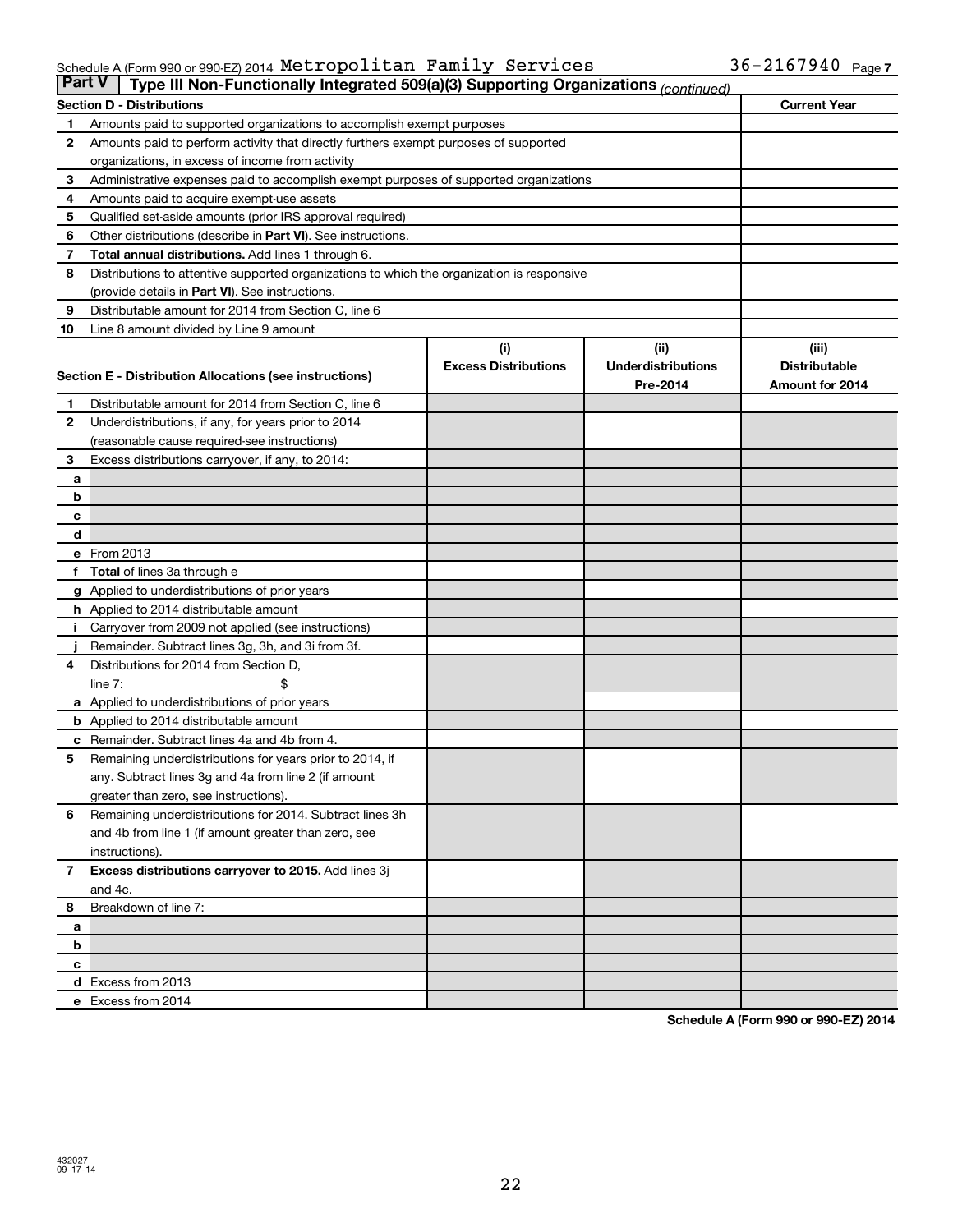Schedule A (Form 990 or 990-EZ) 2014 Metropolitan Family Services 36-2167940 Page 7

## Part V Type III Non-Functionally Integrated 509(a)(3) Supporting Organizations *(continued)*

| Section D - Distributions | | Current Year |
|---|---|---|
| 1 | Amounts paid to supported organizations to accomplish exempt purposes | |
| 2 | Amounts paid to perform activity that directly furthers exempt purposes of supported organizations, in excess of income from activity | |
| 3 | Administrative expenses paid to accomplish exempt purposes of supported organizations | |
| 4 | Amounts paid to acquire exempt-use assets | |
| 5 | Qualified set-aside amounts (prior IRS approval required) | |
| 6 | Other distributions (describe in **Part VI**). See instructions. | |
| 7 | **Total annual distributions.** Add lines 1 through 6. | |
| 8 | Distributions to attentive supported organizations to which the organization is responsive (provide details in **Part VI**). See instructions. | |
| 9 | Distributable amount for 2014 from Section C, line 6 | |
| 10 | Line 8 amount divided by Line 9 amount | |

| Section E - Distribution Allocations (see instructions) | | (i) Excess Distributions | (ii) Underdistributions Pre-2014 | (iii) Distributable Amount for 2014 |
|---|---|---|---|---|
| 1 | Distributable amount for 2014 from Section C, line 6 | | | |
| 2 | Underdistributions, if any, for years prior to 2014 (reasonable cause required-see instructions) | | | |
| 3 | Excess distributions carryover, if any, to 2014: | | | |
| a | | | | |
| b | | | | |
| c | | | | |
| d | | | | |
| e | From 2013 | | | |
| f | **Total** of lines 3a through e | | | |
| g | Applied to underdistributions of prior years | | | |
| h | Applied to 2014 distributable amount | | | |
| i | Carryover from 2009 not applied (see instructions) | | | |
| j | Remainder. Subtract lines 3g, 3h, and 3i from 3f. | | | |
| 4 | Distributions for 2014 from Section D, line 7: $ | | | |
| a | Applied to underdistributions of prior years | | | |
| b | Applied to 2014 distributable amount | | | |
| c | Remainder. Subtract lines 4a and 4b from 4. | | | |
| 5 | Remaining underdistributions for years prior to 2014, if any. Subtract lines 3g and 4a from line 2 (if amount greater than zero, see instructions). | | | |
| 6 | Remaining underdistributions for 2014. Subtract lines 3h and 4b from line 1 (if amount greater than zero, see instructions). | | | |
| 7 | **Excess distributions carryover to 2015.** Add lines 3j and 4c. | | | |
| 8 | Breakdown of line 7: | | | |
| a | | | | |
| b | | | | |
| c | | | | |
| d | Excess from 2013 | | | |
| e | Excess from 2014 | | | |

**Schedule A (Form 990 or 990-EZ) 2014**

432027 09-17-14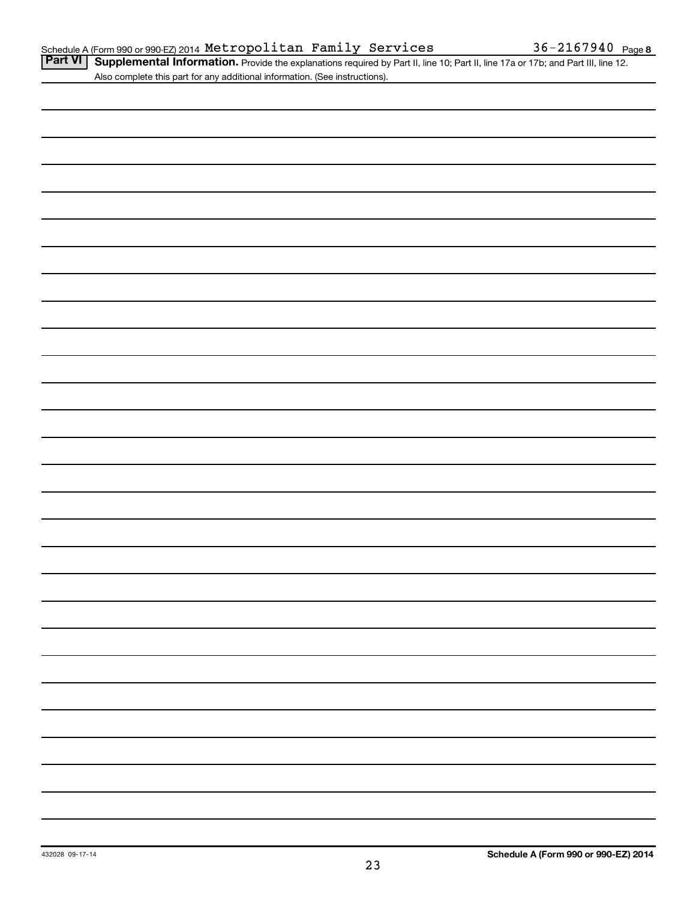## Part VI Supplemental Information.

Provide the explanations required by Part II, line 10; Part II, line 17a or 17b; and Part III, line 12. Also complete this part for any additional information. (See instructions).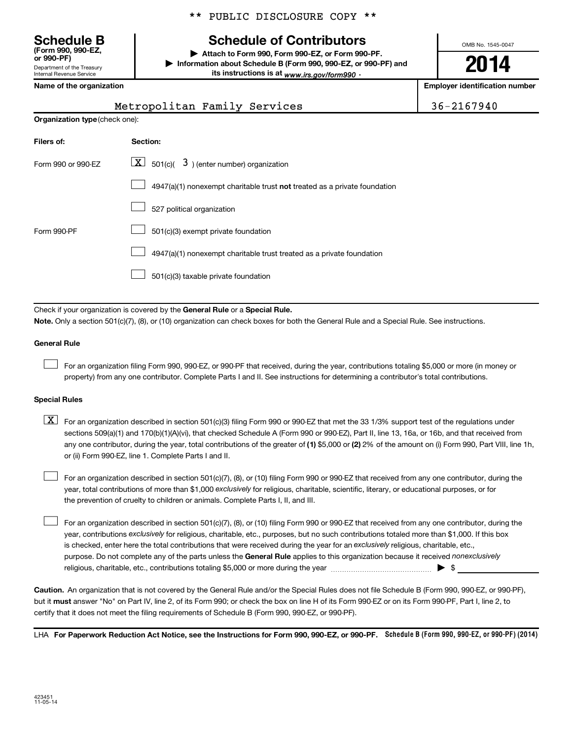** PUBLIC DISCLOSURE COPY **

# Schedule B (Form 990, 990-EZ, or 990-PF)

Department of the Treasury
Internal Revenue Service

## Schedule of Contributors

▶ Attach to Form 990, Form 990-EZ, or Form 990-PF.
▶ Information about Schedule B (Form 990, 990-EZ, or 990-PF) and its instructions is at www.irs.gov/form990.

OMB No. 1545-0047

**2014**

| Name of the organization | Employer identification number |
|---|---|
| Metropolitan Family Services | 36-2167940 |

**Organization type** (check one):

| Filers of: | Section: |
|---|---|
| Form 990 or 990-EZ | [X] 501(c)( 3 ) (enter number) organization |
| | [ ] 4947(a)(1) nonexempt charitable trust **not** treated as a private foundation |
| | [ ] 527 political organization |
| Form 990-PF | [ ] 501(c)(3) exempt private foundation |
| | [ ] 4947(a)(1) nonexempt charitable trust treated as a private foundation |
| | [ ] 501(c)(3) taxable private foundation |

Check if your organization is covered by the **General Rule** or a **Special Rule.**

**Note.** Only a section 501(c)(7), (8), or (10) organization can check boxes for both the General Rule and a Special Rule. See instructions.

**General Rule**

[ ] For an organization filing Form 990, 990-EZ, or 990-PF that received, during the year, contributions totaling $5,000 or more (in money or property) from any one contributor. Complete Parts I and II. See instructions for determining a contributor's total contributions.

**Special Rules**

[X] For an organization described in section 501(c)(3) filing Form 990 or 990-EZ that met the 33 1/3% support test of the regulations under sections 509(a)(1) and 170(b)(1)(A)(vi), that checked Schedule A (Form 990 or 990-EZ), Part II, line 13, 16a, or 16b, and that received from any one contributor, during the year, total contributions of the greater of **(1)** $5,000 or **(2)** 2% of the amount on (i) Form 990, Part VIII, line 1h, or (ii) Form 990-EZ, line 1. Complete Parts I and II.

[ ] For an organization described in section 501(c)(7), (8), or (10) filing Form 990 or 990-EZ that received from any one contributor, during the year, total contributions of more than $1,000 *exclusively* for religious, charitable, scientific, literary, or educational purposes, or for the prevention of cruelty to children or animals. Complete Parts I, II, and III.

[ ] For an organization described in section 501(c)(7), (8), or (10) filing Form 990 or 990-EZ that received from any one contributor, during the year, contributions *exclusively* for religious, charitable, etc., purposes, but no such contributions totaled more than $1,000. If this box is checked, enter here the total contributions that were received during the year for an *exclusively* religious, charitable, etc., purpose. Do not complete any of the parts unless the **General Rule** applies to this organization because it received *nonexclusively* religious, charitable, etc., contributions totaling $5,000 or more during the year ▶ $ ____________

**Caution.** An organization that is not covered by the General Rule and/or the Special Rules does not file Schedule B (Form 990, 990-EZ, or 990-PF), but it **must** answer "No" on Part IV, line 2, of its Form 990; or check the box on line H of its Form 990-EZ or on its Form 990-PF, Part I, line 2, to certify that it does not meet the filing requirements of Schedule B (Form 990, 990-EZ, or 990-PF).

LHA **For Paperwork Reduction Act Notice, see the Instructions for Form 990, 990-EZ, or 990-PF.** **Schedule B (Form 990, 990-EZ, or 990-PF) (2014)**

423451
11-05-14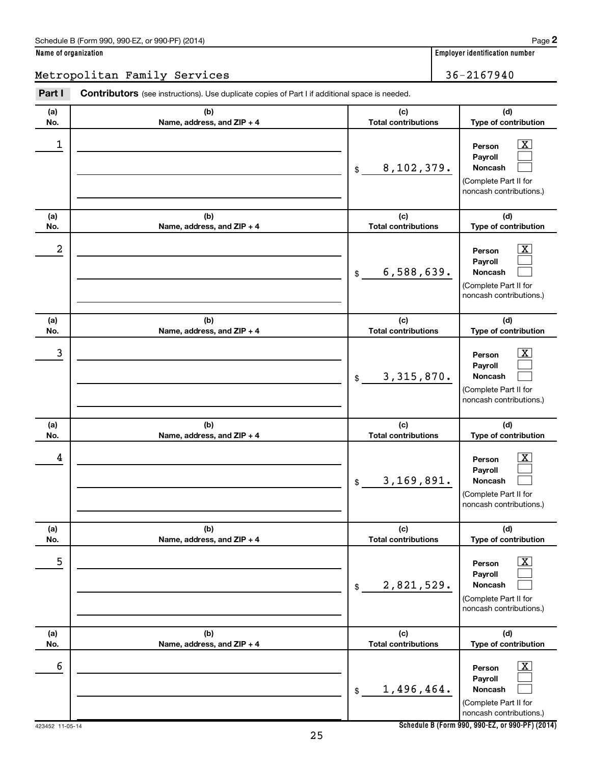Schedule B (Form 990, 990-EZ, or 990-PF) (2014) Page **2**

**Name of organization** | **Employer identification number**

Metropolitan Family Services | 36-2167940

**Part I** **Contributors** (see instructions). Use duplicate copies of Part I if additional space is needed.

| (a) No. | (b) Name, address, and ZIP + 4 | (c) Total contributions | (d) Type of contribution |
|---|---|---|---|
| 1 | | $ 8,102,379. | Person [X] Payroll [ ] Noncash [ ] (Complete Part II for noncash contributions.) |
| 2 | | $ 6,588,639. | Person [X] Payroll [ ] Noncash [ ] (Complete Part II for noncash contributions.) |
| 3 | | $ 3,315,870. | Person [X] Payroll [ ] Noncash [ ] (Complete Part II for noncash contributions.) |
| 4 | | $ 3,169,891. | Person [X] Payroll [ ] Noncash [ ] (Complete Part II for noncash contributions.) |
| 5 | | $ 2,821,529. | Person [X] Payroll [ ] Noncash [ ] (Complete Part II for noncash contributions.) |
| 6 | | $ 1,496,464. | Person [X] Payroll [ ] Noncash [ ] (Complete Part II for noncash contributions.) |

423452 11-05-14 **Schedule B (Form 990, 990-EZ, or 990-PF) (2014)**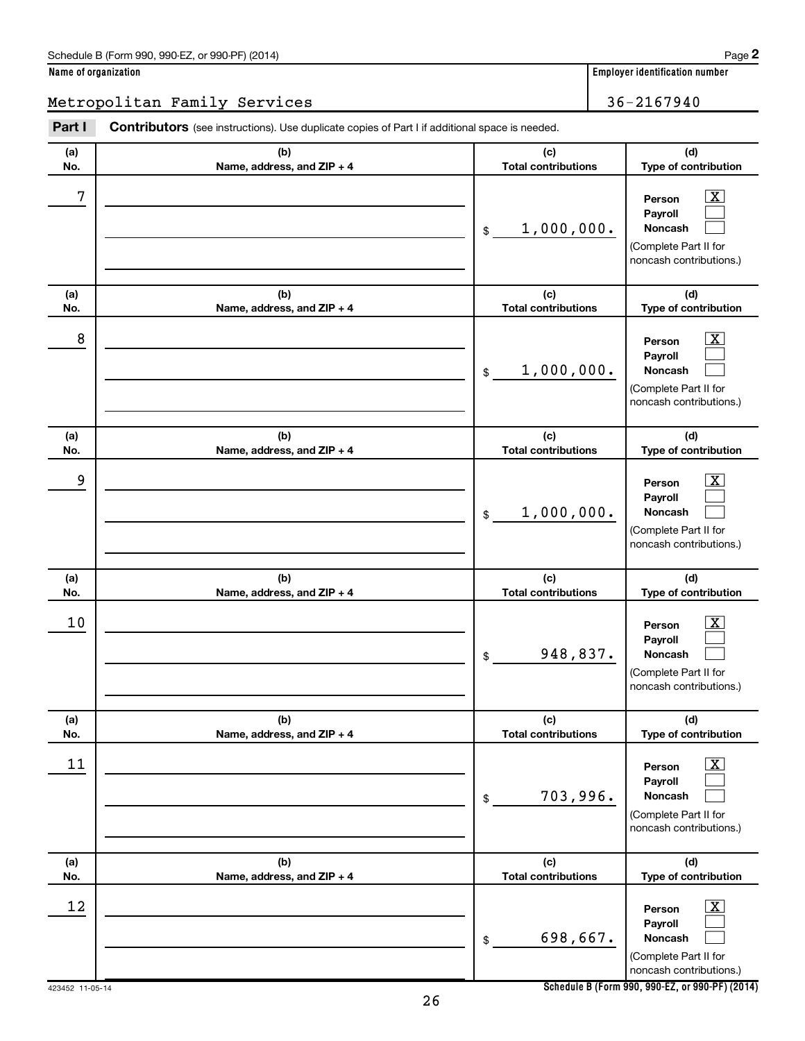Schedule B (Form 990, 990-EZ, or 990-PF) (2014) Page **2**

**Name of organization** | **Employer identification number**

Metropolitan Family Services | 36-2167940

**Part I** **Contributors** (see instructions). Use duplicate copies of Part I if additional space is needed.

| (a) No. | (b) Name, address, and ZIP + 4 | (c) Total contributions | (d) Type of contribution |
|---|---|---|---|
| 7 | | $ 1,000,000. | Person [X] Payroll [ ] Noncash [ ] (Complete Part II for noncash contributions.) |
| 8 | | $ 1,000,000. | Person [X] Payroll [ ] Noncash [ ] (Complete Part II for noncash contributions.) |
| 9 | | $ 1,000,000. | Person [X] Payroll [ ] Noncash [ ] (Complete Part II for noncash contributions.) |
| 10 | | $ 948,837. | Person [X] Payroll [ ] Noncash [ ] (Complete Part II for noncash contributions.) |
| 11 | | $ 703,996. | Person [X] Payroll [ ] Noncash [ ] (Complete Part II for noncash contributions.) |
| 12 | | $ 698,667. | Person [X] Payroll [ ] Noncash [ ] (Complete Part II for noncash contributions.) |

423452 11-05-14 **Schedule B (Form 990, 990-EZ, or 990-PF) (2014)**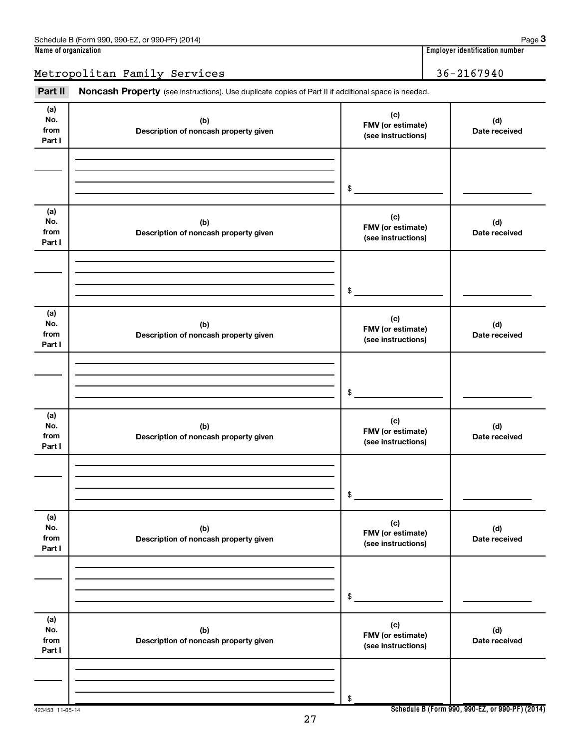Schedule B (Form 990, 990-EZ, or 990-PF) (2014) Page **3**

**Name of organization**

Metropolitan Family Services

**Employer identification number**

36-2167940

**Part II** **Noncash Property** (see instructions). Use duplicate copies of Part II if additional space is needed.

| (a) No. from Part I | (b) Description of noncash property given | (c) FMV (or estimate) (see instructions) | (d) Date received |
|---|---|---|---|
| | | $ | |

| (a) No. from Part I | (b) Description of noncash property given | (c) FMV (or estimate) (see instructions) | (d) Date received |
|---|---|---|---|
| | | $ | |

| (a) No. from Part I | (b) Description of noncash property given | (c) FMV (or estimate) (see instructions) | (d) Date received |
|---|---|---|---|
| | | $ | |

| (a) No. from Part I | (b) Description of noncash property given | (c) FMV (or estimate) (see instructions) | (d) Date received |
|---|---|---|---|
| | | $ | |

| (a) No. from Part I | (b) Description of noncash property given | (c) FMV (or estimate) (see instructions) | (d) Date received |
|---|---|---|---|
| | | $ | |

| (a) No. from Part I | (b) Description of noncash property given | (c) FMV (or estimate) (see instructions) | (d) Date received |
|---|---|---|---|
| | | $ | |

423453 11-05-14

**Schedule B (Form 990, 990-EZ, or 990-PF) (2014)**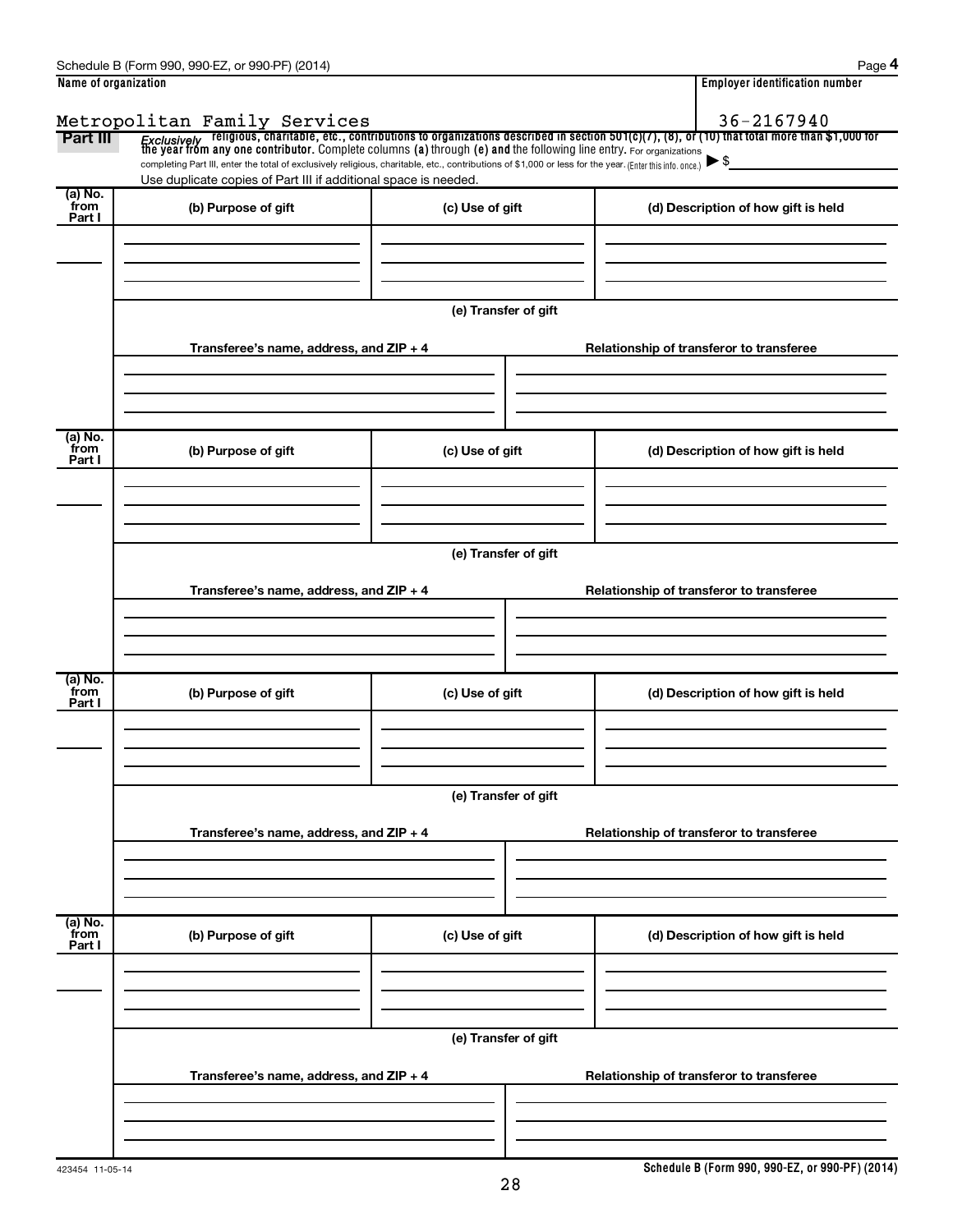Schedule B (Form 990, 990-EZ, or 990-PF) (2014)

**Name of organization**

Metropolitan Family Services

**Employer identification number**

36-2167940

**Part III** *Exclusively* religious, charitable, etc., contributions to organizations described in section 501(c)(7), (8), or (10) that total more than $1,000 for the year from any one contributor. Complete columns (a) through (e) and the following line entry. For organizations completing Part III, enter the total of exclusively religious, charitable, etc., contributions of $1,000 or less for the year. (Enter this info. once.) ▶ $

Use duplicate copies of Part III if additional space is needed.

| (a) No. from Part I | (b) Purpose of gift | (c) Use of gift | (d) Description of how gift is held |
|---|---|---|---|
| | | | |

(e) Transfer of gift

| Transferee's name, address, and ZIP + 4 | Relationship of transferor to transferee |
|---|---|
| | |

| (a) No. from Part I | (b) Purpose of gift | (c) Use of gift | (d) Description of how gift is held |
|---|---|---|---|
| | | | |

(e) Transfer of gift

| Transferee's name, address, and ZIP + 4 | Relationship of transferor to transferee |
|---|---|
| | |

| (a) No. from Part I | (b) Purpose of gift | (c) Use of gift | (d) Description of how gift is held |
|---|---|---|---|
| | | | |

(e) Transfer of gift

| Transferee's name, address, and ZIP + 4 | Relationship of transferor to transferee |
|---|---|
| | |

| (a) No. from Part I | (b) Purpose of gift | (c) Use of gift | (d) Description of how gift is held |
|---|---|---|---|
| | | | |

(e) Transfer of gift

| Transferee's name, address, and ZIP + 4 | Relationship of transferor to transferee |
|---|---|
| | |

423454 11-05-14

**Schedule B (Form 990, 990-EZ, or 990-PF) (2014)**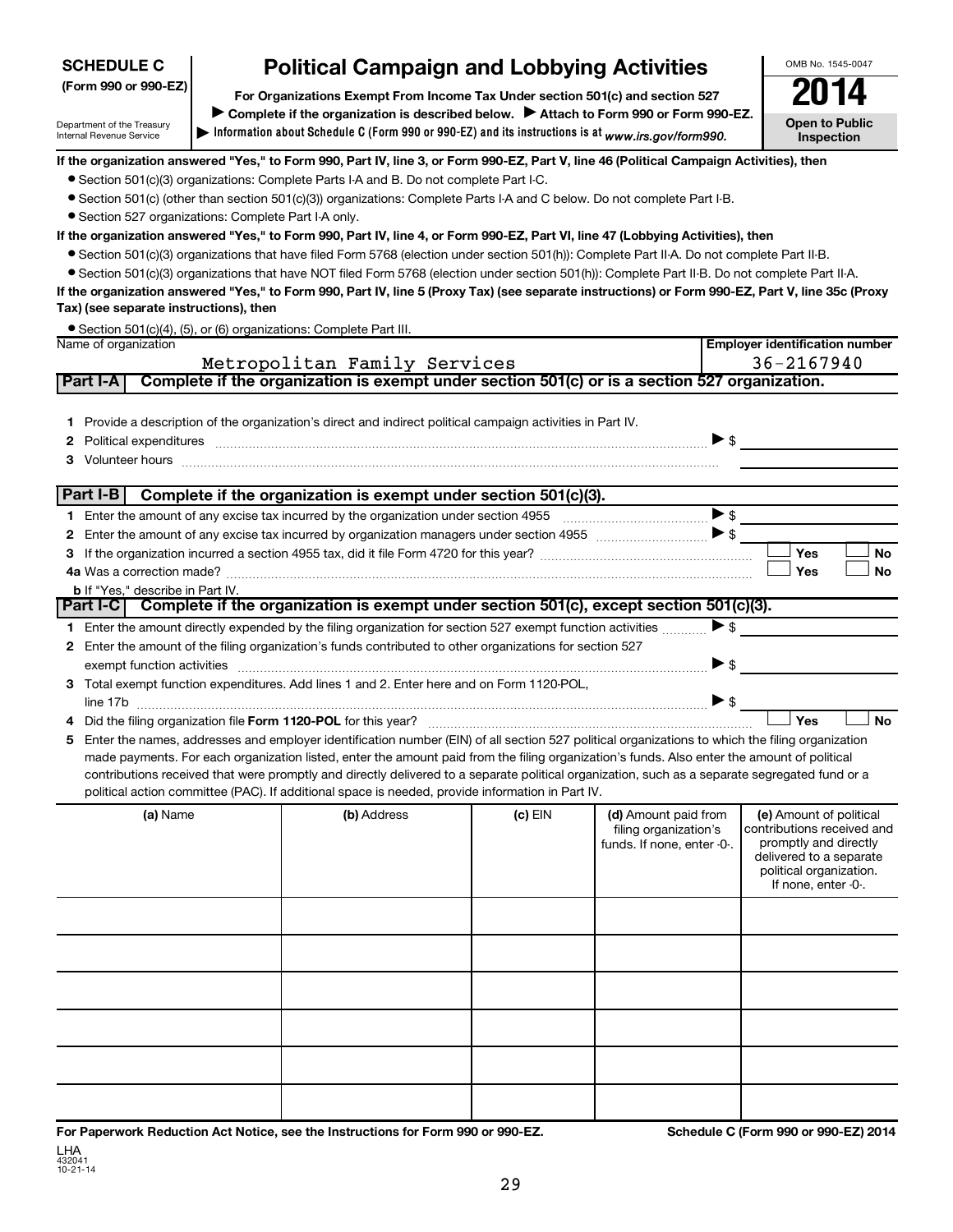**SCHEDULE C**
**(Form 990 or 990-EZ)**

Department of the Treasury
Internal Revenue Service

# Political Campaign and Lobbying Activities

**For Organizations Exempt From Income Tax Under section 501(c) and section 527**

▶ **Complete if the organization is described below.** ▶ **Attach to Form 990 or Form 990-EZ.**

▶ **Information about Schedule C (Form 990 or 990-EZ) and its instructions is at** *www.irs.gov/form990.*

OMB No. 1545-0047

**2014**

**Open to Public Inspection**

**If the organization answered "Yes," to Form 990, Part IV, line 3, or Form 990-EZ, Part V, line 46 (Political Campaign Activities), then**

- Section 501(c)(3) organizations: Complete Parts I-A and B. Do not complete Part I-C.
- Section 501(c) (other than section 501(c)(3)) organizations: Complete Parts I-A and C below. Do not complete Part I-B.
- Section 527 organizations: Complete Part I-A only.

**If the organization answered "Yes," to Form 990, Part IV, line 4, or Form 990-EZ, Part VI, line 47 (Lobbying Activities), then**

- Section 501(c)(3) organizations that have filed Form 5768 (election under section 501(h)): Complete Part II-A. Do not complete Part II-B.
- Section 501(c)(3) organizations that have NOT filed Form 5768 (election under section 501(h)): Complete Part II-B. Do not complete Part II-A.

**If the organization answered "Yes," to Form 990, Part IV, line 5 (Proxy Tax) (see separate instructions) or Form 990-EZ, Part V, line 35c (Proxy Tax) (see separate instructions), then**

- Section 501(c)(4), (5), or (6) organizations: Complete Part III.

| Name of organization | Employer identification number |
|---|---|
| Metropolitan Family Services | 36-2167940 |

## Part I-A Complete if the organization is exempt under section 501(c) or is a section 527 organization.

1 Provide a description of the organization's direct and indirect political campaign activities in Part IV.

2 Political expenditures ▶ $

3 Volunteer hours

## Part I-B Complete if the organization is exempt under section 501(c)(3).

1 Enter the amount of any excise tax incurred by the organization under section 4955 ▶ $

2 Enter the amount of any excise tax incurred by organization managers under section 4955 ▶ $

3 If the organization incurred a section 4955 tax, did it file Form 4720 for this year? ☐ Yes ☐ No

4a Was a correction made? ☐ Yes ☐ No

b If "Yes," describe in Part IV.

## Part I-C Complete if the organization is exempt under section 501(c), except section 501(c)(3).

1 Enter the amount directly expended by the filing organization for section 527 exempt function activities ▶ $

2 Enter the amount of the filing organization's funds contributed to other organizations for section 527 exempt function activities ▶ $

3 Total exempt function expenditures. Add lines 1 and 2. Enter here and on Form 1120-POL, line 17b ▶ $

4 Did the filing organization file **Form 1120-POL** for this year? ☐ Yes ☐ No

5 Enter the names, addresses and employer identification number (EIN) of all section 527 political organizations to which the filing organization made payments. For each organization listed, enter the amount paid from the filing organization's funds. Also enter the amount of political contributions received that were promptly and directly delivered to a separate political organization, such as a separate segregated fund or a political action committee (PAC). If additional space is needed, provide information in Part IV.

| (a) Name | (b) Address | (c) EIN | (d) Amount paid from filing organization's funds. If none, enter -0-. | (e) Amount of political contributions received and promptly and directly delivered to a separate political organization. If none, enter -0-. |
|---|---|---|---|---|
| | | | | |
| | | | | |
| | | | | |
| | | | | |
| | | | | |
| | | | | |

**For Paperwork Reduction Act Notice, see the Instructions for Form 990 or 990-EZ.**

**Schedule C (Form 990 or 990-EZ) 2014**

LHA
432041
10-21-14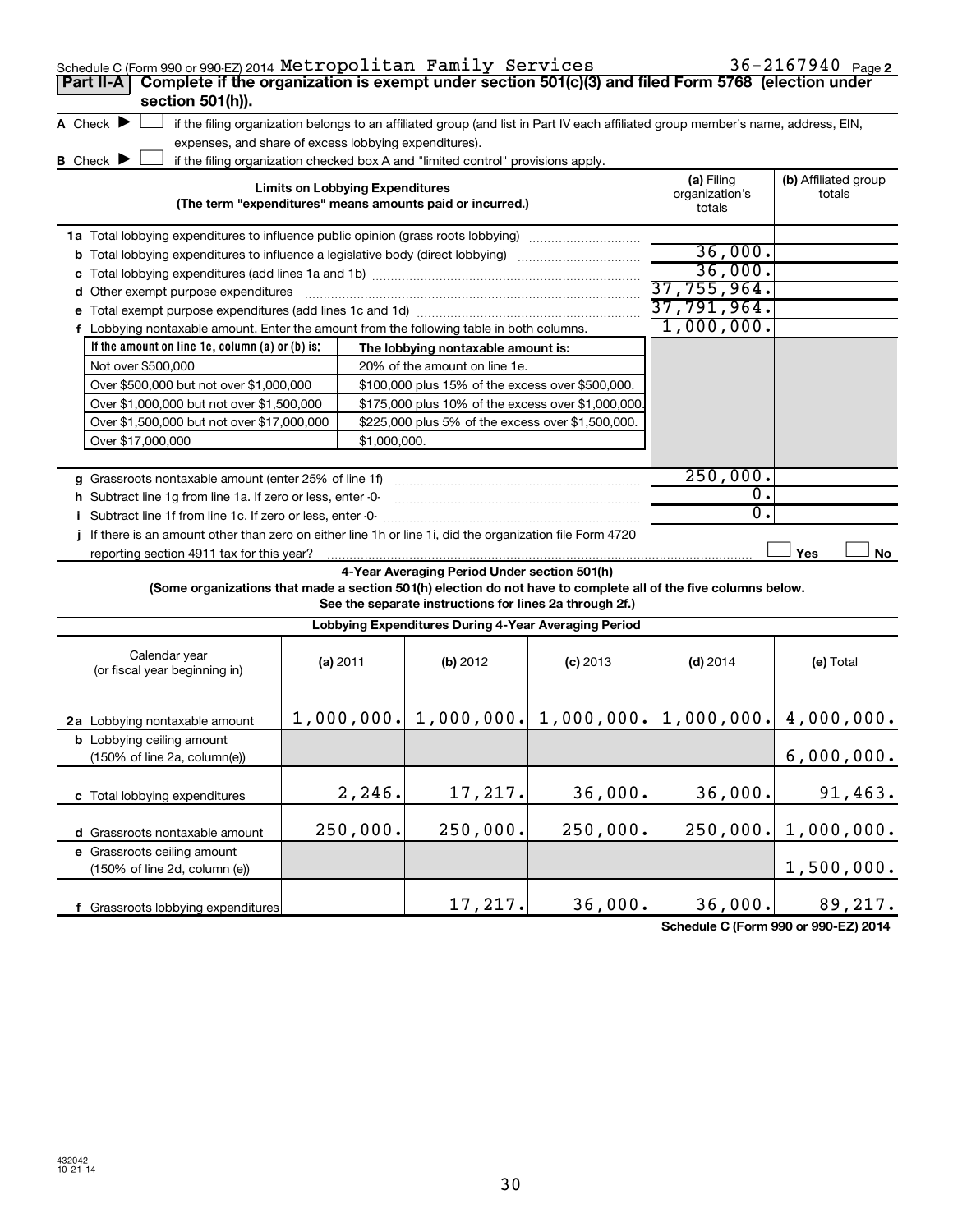Schedule C (Form 990 or 990-EZ) 2014 Metropolitan Family Services 36-2167940 Page 2

**Part II-A** **Complete if the organization is exempt under section 501(c)(3) and filed Form 5768 (election under section 501(h)).**

A Check ▶ ☐ if the filing organization belongs to an affiliated group (and list in Part IV each affiliated group member's name, address, EIN, expenses, and share of excess lobbying expenditures).

B Check ▶ ☐ if the filing organization checked box A and "limited control" provisions apply.

| Limits on Lobbying Expenditures (The term "expenditures" means amounts paid or incurred.) | (a) Filing organization's totals | (b) Affiliated group totals |
|---|---|---|
| 1a Total lobbying expenditures to influence public opinion (grass roots lobbying) | | |
| b Total lobbying expenditures to influence a legislative body (direct lobbying) | 36,000. | |
| c Total lobbying expenditures (add lines 1a and 1b) | 36,000. | |
| d Other exempt purpose expenditures | 37,755,964. | |
| e Total exempt purpose expenditures (add lines 1c and 1d) | 37,791,964. | |
| f Lobbying nontaxable amount. Enter the amount from the following table in both columns. | 1,000,000. | |

| If the amount on line 1e, column (a) or (b) is: | The lobbying nontaxable amount is: |
|---|---|
| Not over $500,000 | 20% of the amount on line 1e. |
| Over $500,000 but not over $1,000,000 | $100,000 plus 15% of the excess over $500,000. |
| Over $1,000,000 but not over $1,500,000 | $175,000 plus 10% of the excess over $1,000,000. |
| Over $1,500,000 but not over $17,000,000 | $225,000 plus 5% of the excess over $1,500,000. |
| Over $17,000,000 | $1,000,000. |

| | (a) Filing organization's totals | (b) Affiliated group totals |
|---|---|---|
| g Grassroots nontaxable amount (enter 25% of line 1f) | 250,000. | |
| h Subtract line 1g from line 1a. If zero or less, enter -0- | 0. | |
| i Subtract line 1f from line 1c. If zero or less, enter -0- | 0. | |
| j If there is an amount other than zero on either line 1h or line 1i, did the organization file Form 4720 reporting section 4911 tax for this year? | ☐ Yes | ☐ No |

**4-Year Averaging Period Under section 501(h)**

**(Some organizations that made a section 501(h) election do not have to complete all of the five columns below. See the separate instructions for lines 2a through 2f.)**

**Lobbying Expenditures During 4-Year Averaging Period**

| Calendar year (or fiscal year beginning in) | (a) 2011 | (b) 2012 | (c) 2013 | (d) 2014 | (e) Total |
|---|---|---|---|---|---|
| 2a Lobbying nontaxable amount | 1,000,000. | 1,000,000. | 1,000,000. | 1,000,000. | 4,000,000. |
| b Lobbying ceiling amount (150% of line 2a, column(e)) | | | | | 6,000,000. |
| c Total lobbying expenditures | 2,246. | 17,217. | 36,000. | 36,000. | 91,463. |
| d Grassroots nontaxable amount | 250,000. | 250,000. | 250,000. | 250,000. | 1,000,000. |
| e Grassroots ceiling amount (150% of line 2d, column (e)) | | | | | 1,500,000. |
| f Grassroots lobbying expenditures | | 17,217. | 36,000. | 36,000. | 89,217. |

**Schedule C (Form 990 or 990-EZ) 2014**

432042 10-21-14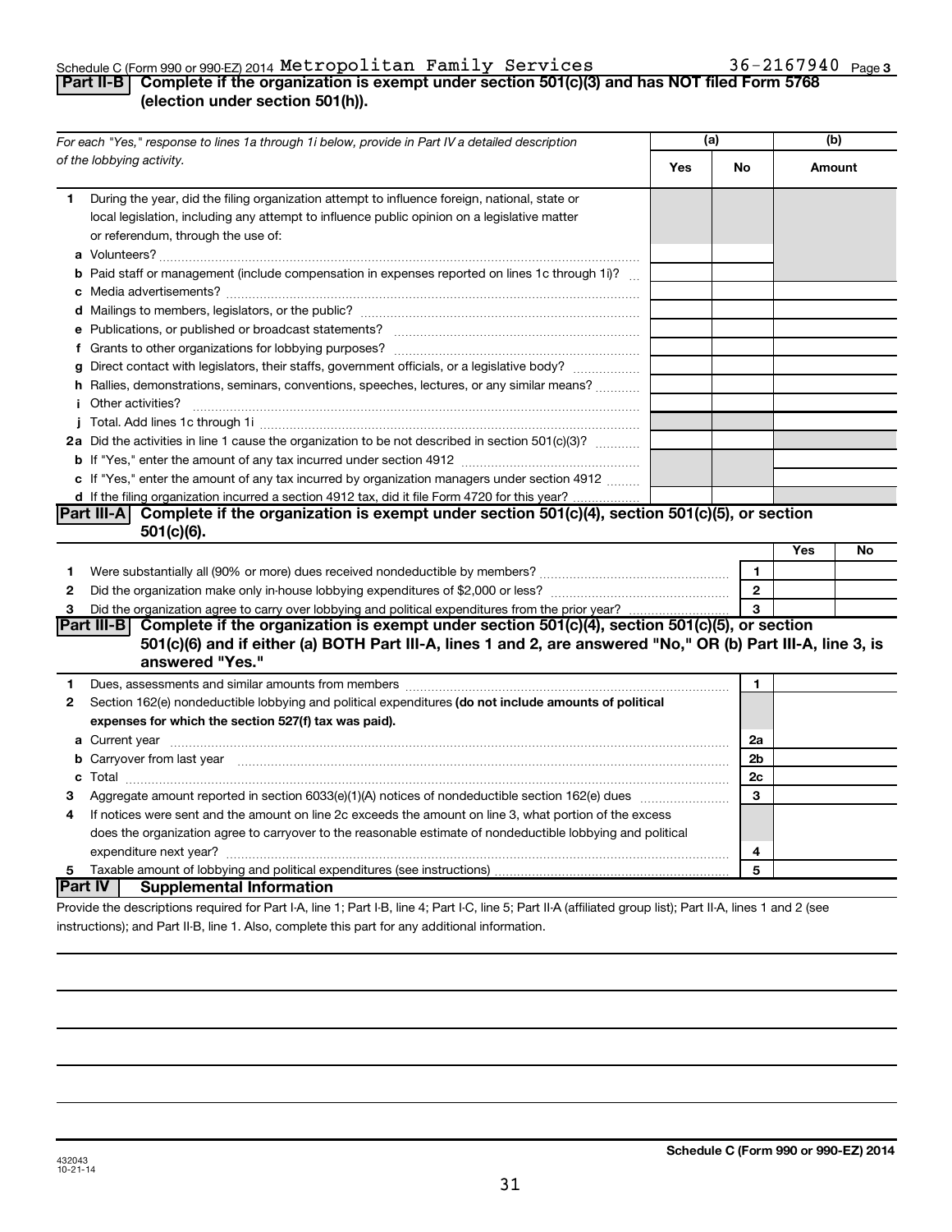Schedule C (Form 990 or 990-EZ) 2014 Metropolitan Family Services 36-2167940 Page 3

## Part II-B Complete if the organization is exempt under section 501(c)(3) and has NOT filed Form 5768 (election under section 501(h)).

| *For each "Yes," response to lines 1a through 1i below, provide in Part IV a detailed description of the lobbying activity.* | (a) Yes | (a) No | (b) Amount |
|---|---|---|---|
| **1** During the year, did the filing organization attempt to influence foreign, national, state or local legislation, including any attempt to influence public opinion on a legislative matter or referendum, through the use of: | | | |
| **a** Volunteers? | | | |
| **b** Paid staff or management (include compensation in expenses reported on lines 1c through 1i)? | | | |
| **c** Media advertisements? | | | |
| **d** Mailings to members, legislators, or the public? | | | |
| **e** Publications, or published or broadcast statements? | | | |
| **f** Grants to other organizations for lobbying purposes? | | | |
| **g** Direct contact with legislators, their staffs, government officials, or a legislative body? | | | |
| **h** Rallies, demonstrations, seminars, conventions, speeches, lectures, or any similar means? | | | |
| **i** Other activities? | | | |
| **j** Total. Add lines 1c through 1i | | | |
| **2a** Did the activities in line 1 cause the organization to be not described in section 501(c)(3)? | | | |
| **b** If "Yes," enter the amount of any tax incurred under section 4912 | | | |
| **c** If "Yes," enter the amount of any tax incurred by organization managers under section 4912 | | | |
| **d** If the filing organization incurred a section 4912 tax, did it file Form 4720 for this year? | | | |

## Part III-A Complete if the organization is exempt under section 501(c)(4), section 501(c)(5), or section 501(c)(6).

| | | | Yes | No |
|---|---|---|---|---|
| **1** | Were substantially all (90% or more) dues received nondeductible by members? | 1 | | |
| **2** | Did the organization make only in-house lobbying expenditures of $2,000 or less? | 2 | | |
| **3** | Did the organization agree to carry over lobbying and political expenditures from the prior year? | 3 | | |

## Part III-B Complete if the organization is exempt under section 501(c)(4), section 501(c)(5), or section 501(c)(6) and if either (a) BOTH Part III-A, lines 1 and 2, are answered "No," OR (b) Part III-A, line 3, is answered "Yes."

| | | | |
|---|---|---|---|
| **1** | Dues, assessments and similar amounts from members | 1 | |
| **2** | Section 162(e) nondeductible lobbying and political expenditures **(do not include amounts of political expenses for which the section 527(f) tax was paid).** | | |
| **a** | Current year | 2a | |
| **b** | Carryover from last year | 2b | |
| **c** | Total | 2c | |
| **3** | Aggregate amount reported in section 6033(e)(1)(A) notices of nondeductible section 162(e) dues | 3 | |
| **4** | If notices were sent and the amount on line 2c exceeds the amount on line 3, what portion of the excess does the organization agree to carryover to the reasonable estimate of nondeductible lobbying and political expenditure next year? | 4 | |
| **5** | Taxable amount of lobbying and political expenditures (see instructions) | 5 | |

## Part IV Supplemental Information

Provide the descriptions required for Part I-A, line 1; Part I-B, line 4; Part I-C, line 5; Part II-A (affiliated group list); Part II-A, lines 1 and 2 (see instructions); and Part II-B, line 1. Also, complete this part for any additional information.

Schedule C (Form 990 or 990-EZ) 2014

432043
10-21-14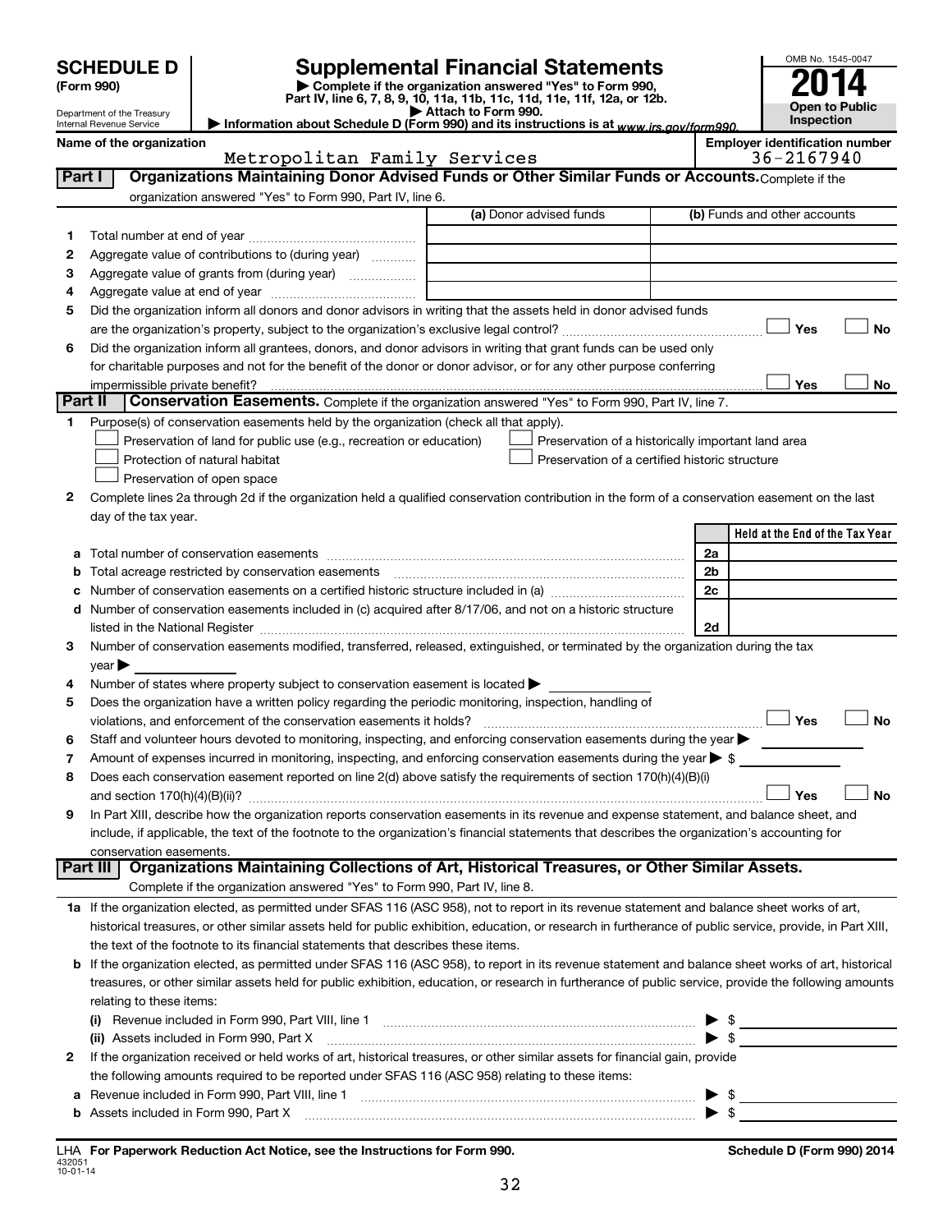# SCHEDULE D (Form 990)

Department of the Treasury
Internal Revenue Service

## Supplemental Financial Statements

▶ Complete if the organization answered "Yes" to Form 990, Part IV, line 6, 7, 8, 9, 10, 11a, 11b, 11c, 11d, 11e, 11f, 12a, or 12b.
▶ Attach to Form 990.
▶ Information about Schedule D (Form 990) and its instructions is at www.irs.gov/form990.

OMB No. 1545-0047
**2014**
**Open to Public Inspection**

**Name of the organization:** Metropolitan Family Services
**Employer identification number:** 36-2167940

### Part I | Organizations Maintaining Donor Advised Funds or Other Similar Funds or Accounts.

Complete if the organization answered "Yes" to Form 990, Part IV, line 6.

| | | (a) Donor advised funds | (b) Funds and other accounts |
|---|---|---|---|
| 1 | Total number at end of year | | |
| 2 | Aggregate value of contributions to (during year) | | |
| 3 | Aggregate value of grants from (during year) | | |
| 4 | Aggregate value at end of year | | |

5 Did the organization inform all donors and donor advisors in writing that the assets held in donor advised funds are the organization's property, subject to the organization's exclusive legal control? ☐ Yes ☐ No

6 Did the organization inform all grantees, donors, and donor advisors in writing that grant funds can be used only for charitable purposes and not for the benefit of the donor or donor advisor, or for any other purpose conferring impermissible private benefit? ☐ Yes ☐ No

### Part II | Conservation Easements.

Complete if the organization answered "Yes" to Form 990, Part IV, line 7.

1 Purpose(s) of conservation easements held by the organization (check all that apply).

- ☐ Preservation of land for public use (e.g., recreation or education)
- ☐ Preservation of a historically important land area
- ☐ Protection of natural habitat
- ☐ Preservation of a certified historic structure
- ☐ Preservation of open space

2 Complete lines 2a through 2d if the organization held a qualified conservation contribution in the form of a conservation easement on the last day of the tax year.

| | | | Held at the End of the Tax Year |
|---|---|---|---|
| a | Total number of conservation easements | 2a | |
| b | Total acreage restricted by conservation easements | 2b | |
| c | Number of conservation easements on a certified historic structure included in (a) | 2c | |
| d | Number of conservation easements included in (c) acquired after 8/17/06, and not on a historic structure listed in the National Register | 2d | |

3 Number of conservation easements modified, transferred, released, extinguished, or terminated by the organization during the tax year ▶

4 Number of states where property subject to conservation easement is located ▶

5 Does the organization have a written policy regarding the periodic monitoring, inspection, handling of violations, and enforcement of the conservation easements it holds? ☐ Yes ☐ No

6 Staff and volunteer hours devoted to monitoring, inspecting, and enforcing conservation easements during the year ▶

7 Amount of expenses incurred in monitoring, inspecting, and enforcing conservation easements during the year ▶ $

8 Does each conservation easement reported on line 2(d) above satisfy the requirements of section 170(h)(4)(B)(i) and section 170(h)(4)(B)(ii)? ☐ Yes ☐ No

9 In Part XIII, describe how the organization reports conservation easements in its revenue and expense statement, and balance sheet, and include, if applicable, the text of the footnote to the organization's financial statements that describes the organization's accounting for conservation easements.

### Part III | Organizations Maintaining Collections of Art, Historical Treasures, or Other Similar Assets.

Complete if the organization answered "Yes" to Form 990, Part IV, line 8.

1a If the organization elected, as permitted under SFAS 116 (ASC 958), not to report in its revenue statement and balance sheet works of art, historical treasures, or other similar assets held for public exhibition, education, or research in furtherance of public service, provide, in Part XIII, the text of the footnote to its financial statements that describes these items.

b If the organization elected, as permitted under SFAS 116 (ASC 958), to report in its revenue statement and balance sheet works of art, historical treasures, or other similar assets held for public exhibition, education, or research in furtherance of public service, provide the following amounts relating to these items:

(i) Revenue included in Form 990, Part VIII, line 1 ▶ $

(ii) Assets included in Form 990, Part X ▶ $

2 If the organization received or held works of art, historical treasures, or other similar assets for financial gain, provide the following amounts required to be reported under SFAS 116 (ASC 958) relating to these items:

a Revenue included in Form 990, Part VIII, line 1 ▶ $

b Assets included in Form 990, Part X ▶ $

LHA **For Paperwork Reduction Act Notice, see the Instructions for Form 990.** **Schedule D (Form 990) 2014**

432051
10-01-14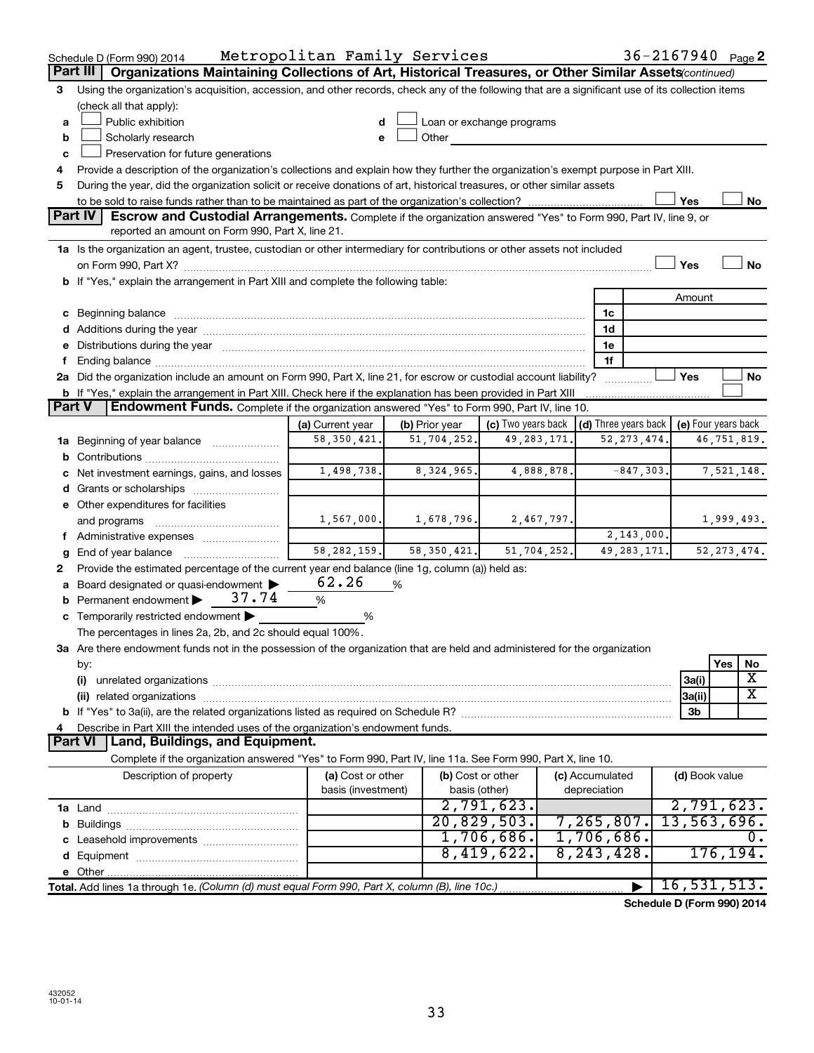Schedule D (Form 990) 2014 Metropolitan Family Services 36-2167940 Page 2

## Part III Organizations Maintaining Collections of Art, Historical Treasures, or Other Similar Assets *(continued)*

3 Using the organization's acquisition, accession, and other records, check any of the following that are a significant use of its collection items (check all that apply):

- a ☐ Public exhibition
- b ☐ Scholarly research
- c ☐ Preservation for future generations
- d ☐ Loan or exchange programs
- e ☐ Other

4 Provide a description of the organization's collections and explain how they further the organization's exempt purpose in Part XIII.

5 During the year, did the organization solicit or receive donations of art, historical treasures, or other similar assets to be sold to raise funds rather than to be maintained as part of the organization's collection? ☐ Yes ☐ No

## Part IV Escrow and Custodial Arrangements.

Complete if the organization answered "Yes" to Form 990, Part IV, line 9, or reported an amount on Form 990, Part X, line 21.

1a Is the organization an agent, trustee, custodian or other intermediary for contributions or other assets not included on Form 990, Part X? ☐ Yes ☐ No

b If "Yes," explain the arrangement in Part XIII and complete the following table:

| | | Amount |
|---|---|---|
| c Beginning balance | 1c | |
| d Additions during the year | 1d | |
| e Distributions during the year | 1e | |
| f Ending balance | 1f | |

2a Did the organization include an amount on Form 990, Part X, line 21, for escrow or custodial account liability? ☐ Yes ☐ No

b If "Yes," explain the arrangement in Part XIII. Check here if the explanation has been provided in Part XIII ☐

## Part V Endowment Funds.

Complete if the organization answered "Yes" to Form 990, Part IV, line 10.

| | (a) Current year | (b) Prior year | (c) Two years back | (d) Three years back | (e) Four years back |
|---|---|---|---|---|---|
| 1a Beginning of year balance | 58,350,421. | 51,704,252. | 49,283,171. | 52,273,474. | 46,751,819. |
| b Contributions | | | | | |
| c Net investment earnings, gains, and losses | 1,498,738. | 8,324,965. | 4,888,878. | -847,303. | 7,521,148. |
| d Grants or scholarships | | | | | |
| e Other expenditures for facilities and programs | 1,567,000. | 1,678,796. | 2,467,797. | | 1,999,493. |
| f Administrative expenses | | | | 2,143,000. | |
| g End of year balance | 58,282,159. | 58,350,421. | 51,704,252. | 49,283,171. | 52,273,474. |

2 Provide the estimated percentage of the current year end balance (line 1g, column (a)) held as:

- a Board designated or quasi-endowment ▶ 62.26 %
- b Permanent endowment ▶ 37.74 %
- c Temporarily restricted endowment ▶ %

The percentages in lines 2a, 2b, and 2c should equal 100%.

3a Are there endowment funds not in the possession of the organization that are held and administered for the organization by:

| | | Yes | No |
|---|---|---|---|
| (i) unrelated organizations | 3a(i) | | X |
| (ii) related organizations | 3a(ii) | | X |
| b If "Yes" to 3a(ii), are the related organizations listed as required on Schedule R? | 3b | | |

4 Describe in Part XIII the intended uses of the organization's endowment funds.

## Part VI Land, Buildings, and Equipment.

Complete if the organization answered "Yes" to Form 990, Part IV, line 11a. See Form 990, Part X, line 10.

| Description of property | (a) Cost or other basis (investment) | (b) Cost or other basis (other) | (c) Accumulated depreciation | (d) Book value |
|---|---|---|---|---|
| 1a Land | | 2,791,623. | | 2,791,623. |
| b Buildings | | 20,829,503. | 7,265,807. | 13,563,696. |
| c Leasehold improvements | | 1,706,686. | 1,706,686. | 0. |
| d Equipment | | 8,419,622. | 8,243,428. | 176,194. |
| e Other | | | | |
| **Total.** Add lines 1a through 1e. *(Column (d) must equal Form 990, Part X, column (B), line 10c.)* | | | ▶ | 16,531,513. |

**Schedule D (Form 990) 2014**

432052 10-01-14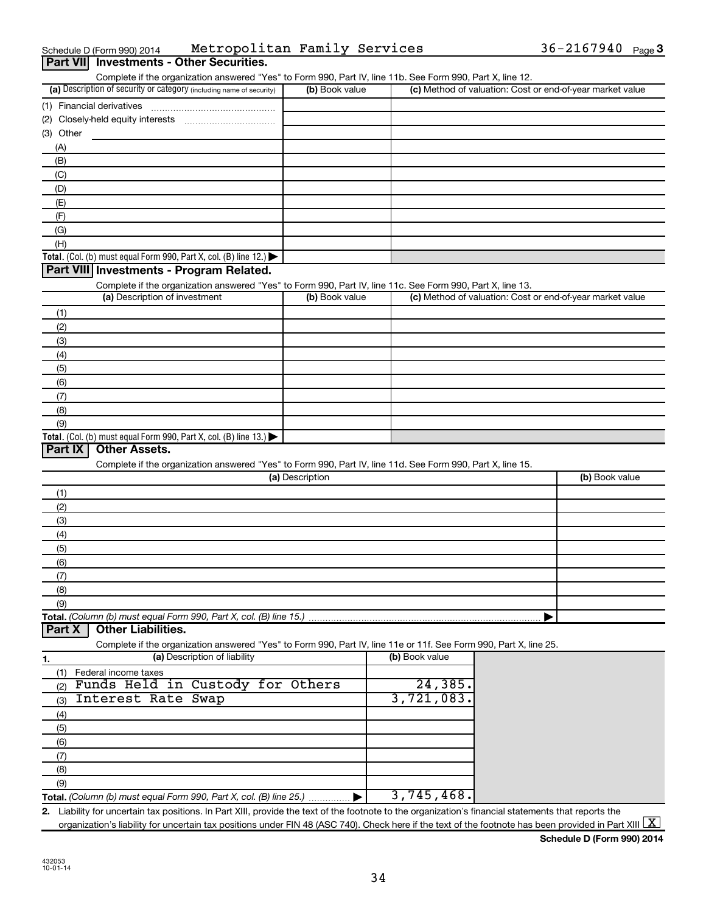Schedule D (Form 990) 2014 Metropolitan Family Services 36-2167940 Page 3

## Part VII Investments - Other Securities.

Complete if the organization answered "Yes" to Form 990, Part IV, line 11b. See Form 990, Part X, line 12.

| (a) Description of security or category (including name of security) | (b) Book value | (c) Method of valuation: Cost or end-of-year market value |
|---|---|---|
| (1) Financial derivatives | | |
| (2) Closely-held equity interests | | |
| (3) Other | | |
| (A) | | |
| (B) | | |
| (C) | | |
| (D) | | |
| (E) | | |
| (F) | | |
| (G) | | |
| (H) | | |
| **Total.** (Col. (b) must equal Form 990, Part X, col. (B) line 12.) ▶ | | |

## Part VIII Investments - Program Related.

Complete if the organization answered "Yes" to Form 990, Part IV, line 11c. See Form 990, Part X, line 13.

| (a) Description of investment | (b) Book value | (c) Method of valuation: Cost or end-of-year market value |
|---|---|---|
| (1) | | |
| (2) | | |
| (3) | | |
| (4) | | |
| (5) | | |
| (6) | | |
| (7) | | |
| (8) | | |
| (9) | | |
| **Total.** (Col. (b) must equal Form 990, Part X, col. (B) line 13.) ▶ | | |

## Part IX Other Assets.

Complete if the organization answered "Yes" to Form 990, Part IV, line 11d. See Form 990, Part X, line 15.

| (a) Description | (b) Book value |
|---|---|
| (1) | |
| (2) | |
| (3) | |
| (4) | |
| (5) | |
| (6) | |
| (7) | |
| (8) | |
| (9) | |
| **Total.** *(Column (b) must equal Form 990, Part X, col. (B) line 15.)* ▶ | |

## Part X Other Liabilities.

Complete if the organization answered "Yes" to Form 990, Part IV, line 11e or 11f. See Form 990, Part X, line 25.

| 1. (a) Description of liability | (b) Book value |
|---|---|
| (1) Federal income taxes | |
| (2) Funds Held in Custody for Others | 24,385. |
| (3) Interest Rate Swap | 3,721,083. |
| (4) | |
| (5) | |
| (6) | |
| (7) | |
| (8) | |
| (9) | |
| **Total.** *(Column (b) must equal Form 990, Part X, col. (B) line 25.)* ▶ | 3,745,468. |

**2.** Liability for uncertain tax positions. In Part XIII, provide the text of the footnote to the organization's financial statements that reports the organization's liability for uncertain tax positions under FIN 48 (ASC 740). Check here if the text of the footnote has been provided in Part XIII [X]

**Schedule D (Form 990) 2014**

432053
10-01-14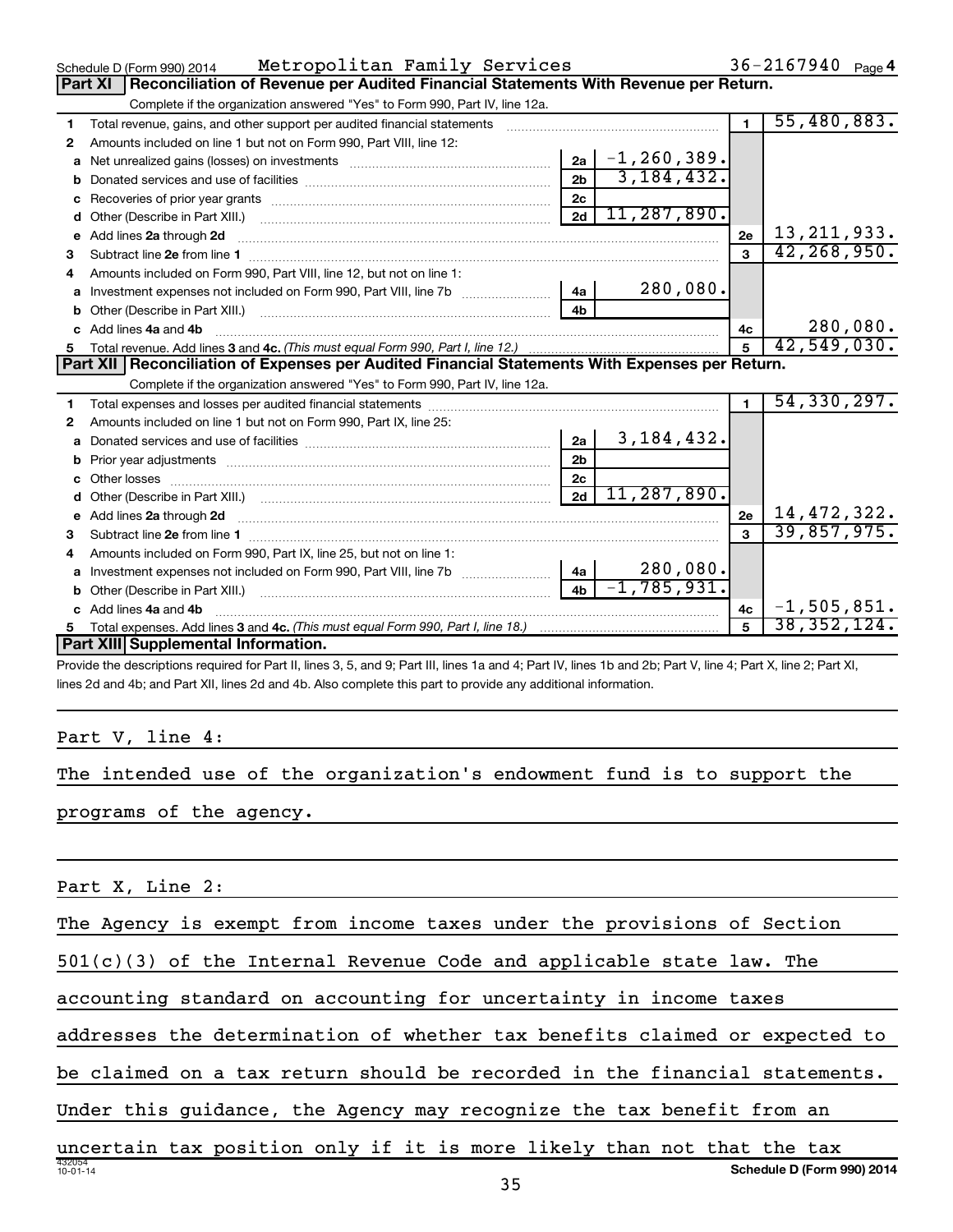Schedule D (Form 990) 2014 Metropolitan Family Services 36-2167940 Page 4

## Part XI Reconciliation of Revenue per Audited Financial Statements With Revenue per Return.

Complete if the organization answered "Yes" to Form 990, Part IV, line 12a.

| | | | | | |
|---|---|---|---|---|---|
| 1 | Total revenue, gains, and other support per audited financial statements | | | 1 | 55,480,883. |
| 2 | Amounts included on line 1 but not on Form 990, Part VIII, line 12: | | | | |
| a | Net unrealized gains (losses) on investments | 2a | -1,260,389. | | |
| b | Donated services and use of facilities | 2b | 3,184,432. | | |
| c | Recoveries of prior year grants | 2c | | | |
| d | Other (Describe in Part XIII.) | 2d | 11,287,890. | | |
| e | Add lines 2a through 2d | | | 2e | 13,211,933. |
| 3 | Subtract line 2e from line 1 | | | 3 | 42,268,950. |
| 4 | Amounts included on Form 990, Part VIII, line 12, but not on line 1: | | | | |
| a | Investment expenses not included on Form 990, Part VIII, line 7b | 4a | 280,080. | | |
| b | Other (Describe in Part XIII.) | 4b | | | |
| c | Add lines 4a and 4b | | | 4c | 280,080. |
| 5 | Total revenue. Add lines 3 and 4c. *(This must equal Form 990, Part I, line 12.)* | | | 5 | 42,549,030. |

## Part XII Reconciliation of Expenses per Audited Financial Statements With Expenses per Return.

Complete if the organization answered "Yes" to Form 990, Part IV, line 12a.

| | | | | | |
|---|---|---|---|---|---|
| 1 | Total expenses and losses per audited financial statements | | | 1 | 54,330,297. |
| 2 | Amounts included on line 1 but not on Form 990, Part IX, line 25: | | | | |
| a | Donated services and use of facilities | 2a | 3,184,432. | | |
| b | Prior year adjustments | 2b | | | |
| c | Other losses | 2c | | | |
| d | Other (Describe in Part XIII.) | 2d | 11,287,890. | | |
| e | Add lines 2a through 2d | | | 2e | 14,472,322. |
| 3 | Subtract line 2e from line 1 | | | 3 | 39,857,975. |
| 4 | Amounts included on Form 990, Part IX, line 25, but not on line 1: | | | | |
| a | Investment expenses not included on Form 990, Part VIII, line 7b | 4a | 280,080. | | |
| b | Other (Describe in Part XIII.) | 4b | -1,785,931. | | |
| c | Add lines 4a and 4b | | | 4c | -1,505,851. |
| 5 | Total expenses. Add lines 3 and 4c. *(This must equal Form 990, Part I, line 18.)* | | | 5 | 38,352,124. |

## Part XIII Supplemental Information.

Provide the descriptions required for Part II, lines 3, 5, and 9; Part III, lines 1a and 4; Part IV, lines 1b and 2b; Part V, line 4; Part X, line 2; Part XI, lines 2d and 4b; and Part XII, lines 2d and 4b. Also complete this part to provide any additional information.

Part V, line 4:

The intended use of the organization's endowment fund is to support the programs of the agency.

Part X, Line 2:

The Agency is exempt from income taxes under the provisions of Section 501(c)(3) of the Internal Revenue Code and applicable state law. The accounting standard on accounting for uncertainty in income taxes addresses the determination of whether tax benefits claimed or expected to be claimed on a tax return should be recorded in the financial statements. Under this guidance, the Agency may recognize the tax benefit from an uncertain tax position only if it is more likely than not that the tax

432054 10-01-14 **Schedule D (Form 990) 2014**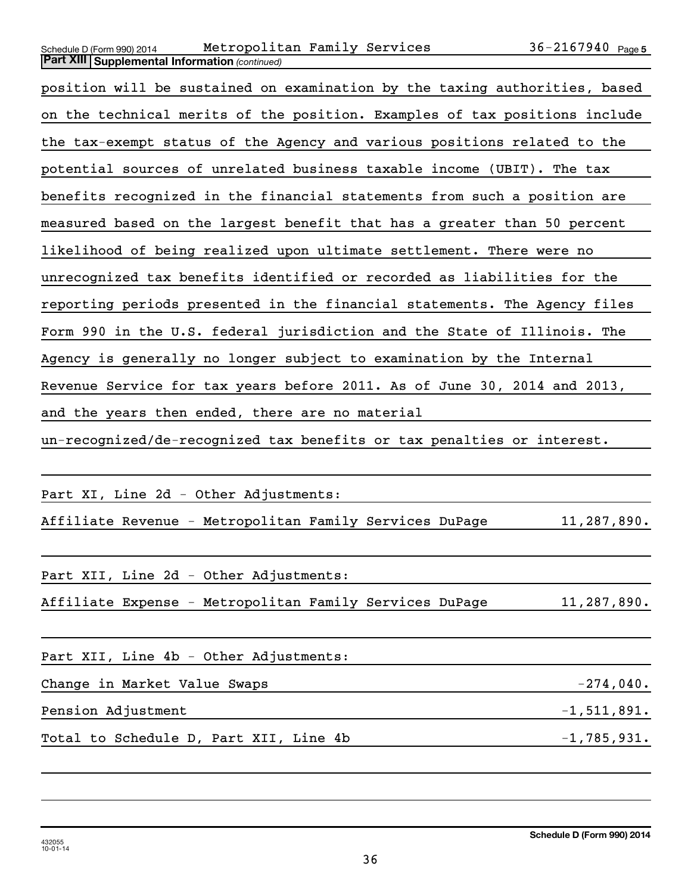Schedule D (Form 990) 2014 Metropolitan Family Services 36-2167940 Page 5

**Part XIII Supplemental Information** *(continued)*

position will be sustained on examination by the taxing authorities, based on the technical merits of the position. Examples of tax positions include the tax-exempt status of the Agency and various positions related to the potential sources of unrelated business taxable income (UBIT). The tax benefits recognized in the financial statements from such a position are measured based on the largest benefit that has a greater than 50 percent likelihood of being realized upon ultimate settlement. There were no unrecognized tax benefits identified or recorded as liabilities for the reporting periods presented in the financial statements. The Agency files Form 990 in the U.S. federal jurisdiction and the State of Illinois. The Agency is generally no longer subject to examination by the Internal Revenue Service for tax years before 2011. As of June 30, 2014 and 2013, and the years then ended, there are no material un-recognized/de-recognized tax benefits or tax penalties or interest.

Part XI, Line 2d - Other Adjustments:

| | |
|---|---|
| Affiliate Revenue - Metropolitan Family Services DuPage | 11,287,890. |

Part XII, Line 2d - Other Adjustments:

| | |
|---|---|
| Affiliate Expense - Metropolitan Family Services DuPage | 11,287,890. |

Part XII, Line 4b - Other Adjustments:

| | |
|---|---|
| Change in Market Value Swaps | -274,040. |
| Pension Adjustment | -1,511,891. |
| Total to Schedule D, Part XII, Line 4b | -1,785,931. |

Schedule D (Form 990) 2014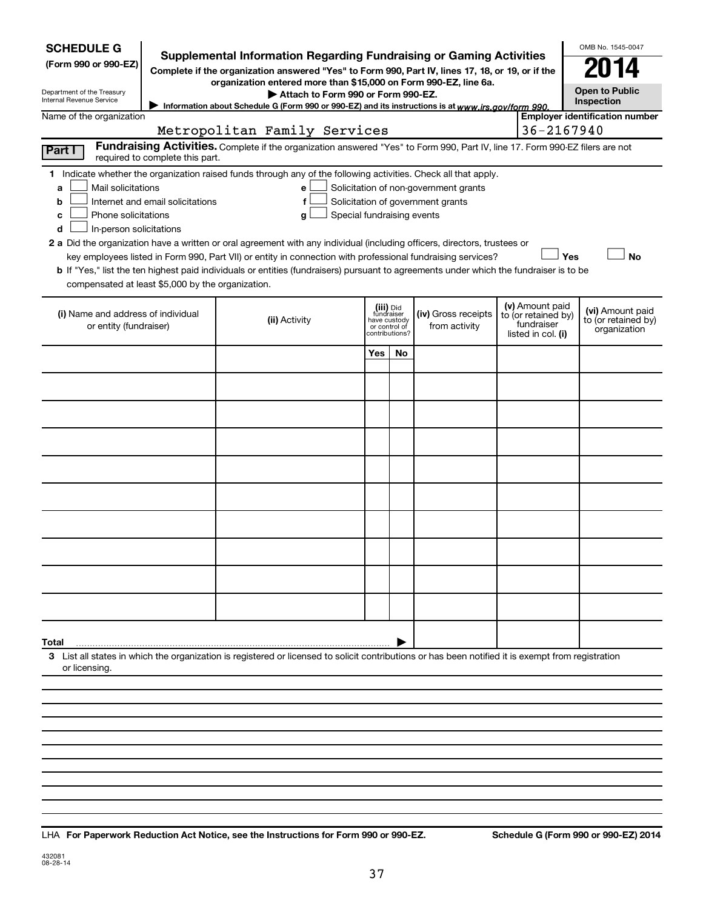**SCHEDULE G**
**(Form 990 or 990-EZ)**

Department of the Treasury
Internal Revenue Service

# Supplemental Information Regarding Fundraising or Gaming Activities

**Complete if the organization answered "Yes" to Form 990, Part IV, lines 17, 18, or 19, or if the organization entered more than $15,000 on Form 990-EZ, line 6a.**

▶ **Attach to Form 990 or Form 990-EZ.**

▶ **Information about Schedule G (Form 990 or 990-EZ) and its instructions is at** *www.irs.gov/form 990.*

OMB No. 1545-0047

**2014**

**Open to Public Inspection**

Name of the organization: Metropolitan Family Services

**Employer identification number:** 36-2167940

## Part I — Fundraising Activities.

Complete if the organization answered "Yes" to Form 990, Part IV, line 17. Form 990-EZ filers are not required to complete this part.

**1** Indicate whether the organization raised funds through any of the following activities. Check all that apply.

- **a** ☐ Mail solicitations
- **b** ☐ Internet and email solicitations
- **c** ☐ Phone solicitations
- **d** ☐ In-person solicitations
- **e** ☐ Solicitation of non-government grants
- **f** ☐ Solicitation of government grants
- **g** ☐ Special fundraising events

**2 a** Did the organization have a written or oral agreement with any individual (including officers, directors, trustees or key employees listed in Form 990, Part VII) or entity in connection with professional fundraising services? ☐ **Yes** ☐ **No**

**b** If "Yes," list the ten highest paid individuals or entities (fundraisers) pursuant to agreements under which the fundraiser is to be compensated at least $5,000 by the organization.

| (i) Name and address of individual or entity (fundraiser) | (ii) Activity | (iii) Did fundraiser have custody or control of contributions? | | (iv) Gross receipts from activity | (v) Amount paid to (or retained by) fundraiser listed in col. (i) | (vi) Amount paid to (or retained by) organization |
|---|---|---|---|---|---|---|
| | | Yes | No | | | |
| | | | | | | |
| | | | | | | |
| | | | | | | |
| | | | | | | |
| | | | | | | |
| | | | | | | |
| | | | | | | |
| | | | | | | |
| | | | | | | |
| | | | | | | |
| **Total** ▶ | | | | | | |

**3** List all states in which the organization is registered or licensed to solicit contributions or has been notified it is exempt from registration or licensing.

LHA **For Paperwork Reduction Act Notice, see the Instructions for Form 990 or 990-EZ.** **Schedule G (Form 990 or 990-EZ) 2014**

432081
08-28-14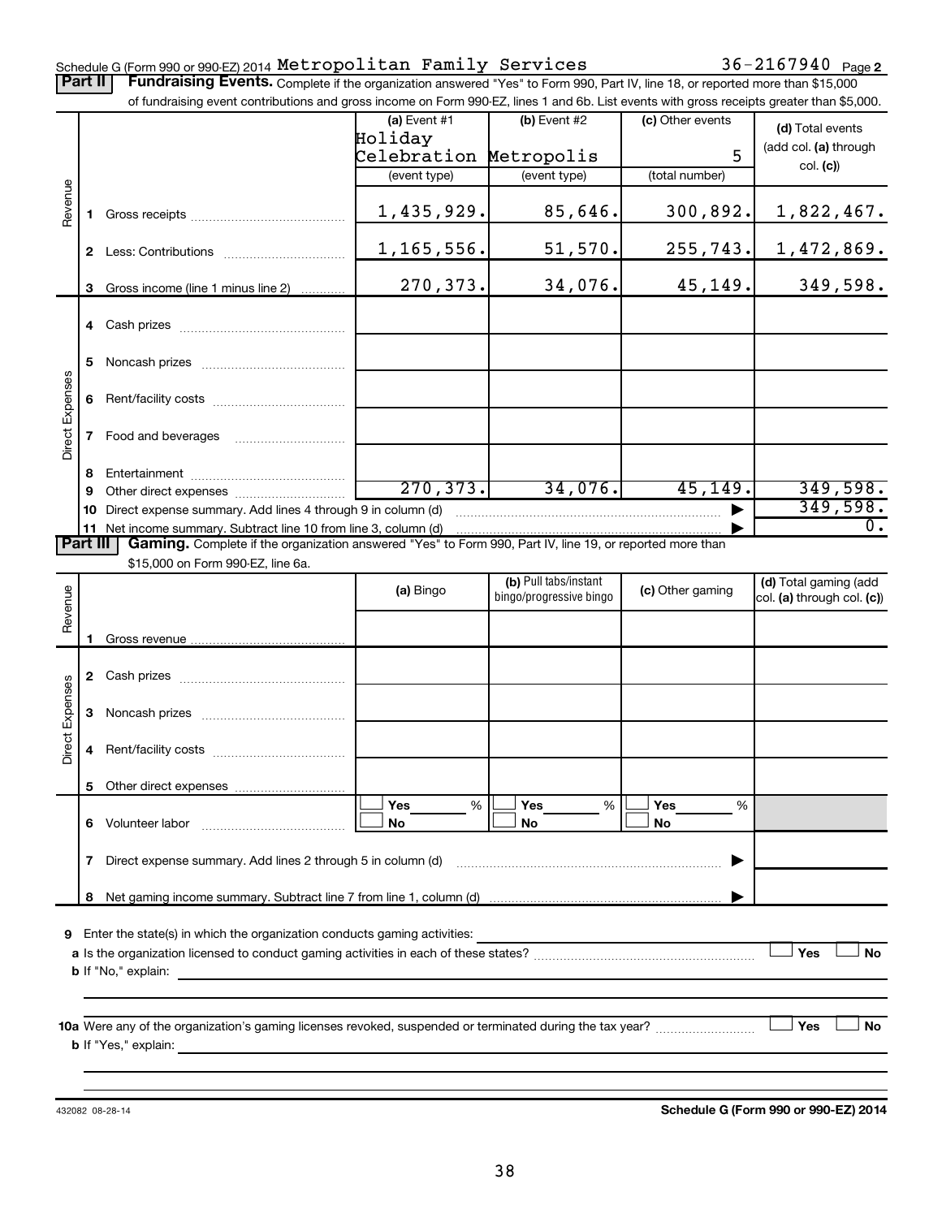Schedule G (Form 990 or 990-EZ) 2014 Metropolitan Family Services 36-2167940 Page 2

**Part II** **Fundraising Events.** Complete if the organization answered "Yes" to Form 990, Part IV, line 18, or reported more than $15,000 of fundraising event contributions and gross income on Form 990-EZ, lines 1 and 6b. List events with gross receipts greater than $5,000.

| | | (a) Event #1 Holiday Celebration (event type) | (b) Event #2 Metropolis (event type) | (c) Other events 5 (total number) | (d) Total events (add col. (a) through col. (c)) |
|---|---|---|---|---|---|
| Revenue | 1 Gross receipts | 1,435,929. | 85,646. | 300,892. | 1,822,467. |
| | 2 Less: Contributions | 1,165,556. | 51,570. | 255,743. | 1,472,869. |
| | 3 Gross income (line 1 minus line 2) | 270,373. | 34,076. | 45,149. | 349,598. |
| Direct Expenses | 4 Cash prizes | | | | |
| | 5 Noncash prizes | | | | |
| | 6 Rent/facility costs | | | | |
| | 7 Food and beverages | | | | |
| | 8 Entertainment | | | | |
| | 9 Other direct expenses | 270,373. | 34,076. | 45,149. | 349,598. |
| | 10 Direct expense summary. Add lines 4 through 9 in column (d) | | | | 349,598. |
| | 11 Net income summary. Subtract line 10 from line 3, column (d) | | | | 0. |

**Part III** **Gaming.** Complete if the organization answered "Yes" to Form 990, Part IV, line 19, or reported more than $15,000 on Form 990-EZ, line 6a.

| | | (a) Bingo | (b) Pull tabs/instant bingo/progressive bingo | (c) Other gaming | (d) Total gaming (add col. (a) through col. (c)) |
|---|---|---|---|---|---|
| Revenue | 1 Gross revenue | | | | |
| Direct Expenses | 2 Cash prizes | | | | |
| | 3 Noncash prizes | | | | |
| | 4 Rent/facility costs | | | | |
| | 5 Other direct expenses | | | | |
| | 6 Volunteer labor | Yes ___ % / No | Yes ___ % / No | Yes ___ % / No | |
| | 7 Direct expense summary. Add lines 2 through 5 in column (d) | | | | |
| | 8 Net gaming income summary. Subtract line 7 from line 1, column (d) | | | | |

9 Enter the state(s) in which the organization conducts gaming activities:

a Is the organization licensed to conduct gaming activities in each of these states? ☐ Yes ☐ No

b If "No," explain:

10a Were any of the organization's gaming licenses revoked, suspended or terminated during the tax year? ☐ Yes ☐ No

b If "Yes," explain:

432082 08-28-14 **Schedule G (Form 990 or 990-EZ) 2014**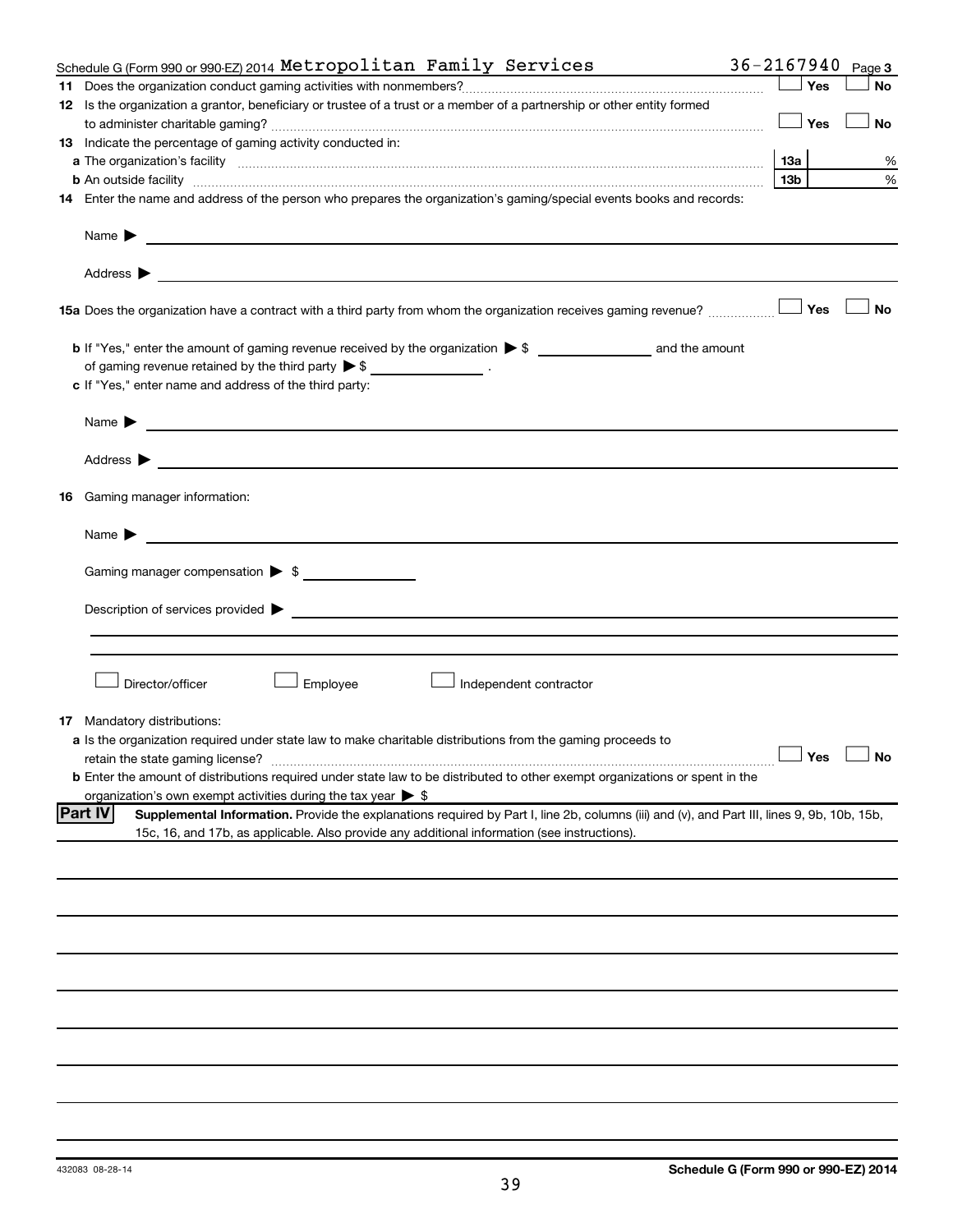Schedule G (Form 990 or 990-EZ) 2014 Metropolitan Family Services 36-2167940 Page 3

**11** Does the organization conduct gaming activities with nonmembers? ☐ Yes ☐ No

**12** Is the organization a grantor, beneficiary or trustee of a trust or a member of a partnership or other entity formed to administer charitable gaming? ☐ Yes ☐ No

**13** Indicate the percentage of gaming activity conducted in:

**a** The organization's facility | 13a | %

**b** An outside facility | 13b | %

**14** Enter the name and address of the person who prepares the organization's gaming/special events books and records:

Name ▶

Address ▶

**15a** Does the organization have a contract with a third party from whom the organization receives gaming revenue? ☐ Yes ☐ No

**b** If "Yes," enter the amount of gaming revenue received by the organization ▶ $ ______________ and the amount of gaming revenue retained by the third party ▶ $ ______________ .

**c** If "Yes," enter name and address of the third party:

Name ▶

Address ▶

**16** Gaming manager information:

Name ▶

Gaming manager compensation ▶ $

Description of services provided ▶

☐ Director/officer ☐ Employee ☐ Independent contractor

**17** Mandatory distributions:

**a** Is the organization required under state law to make charitable distributions from the gaming proceeds to retain the state gaming license? ☐ Yes ☐ No

**b** Enter the amount of distributions required under state law to be distributed to other exempt organizations or spent in the organization's own exempt activities during the tax year ▶ $

**Part IV** **Supplemental Information.** Provide the explanations required by Part I, line 2b, columns (iii) and (v), and Part III, lines 9, 9b, 10b, 15b, 15c, 16, and 17b, as applicable. Also provide any additional information (see instructions).

432083 08-28-14 **Schedule G (Form 990 or 990-EZ) 2014**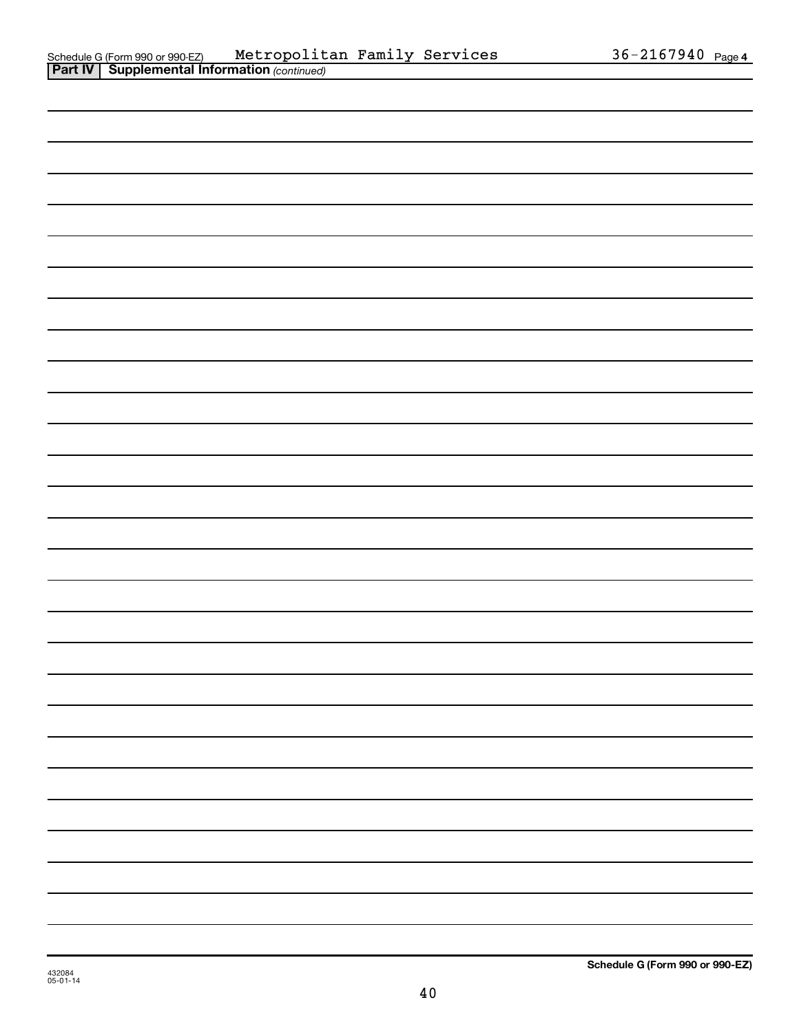Schedule G (Form 990 or 990-EZ) Metropolitan Family Services 36-2167940 Page 4

**Part IV | Supplemental Information** *(continued)*

**Schedule G (Form 990 or 990-EZ)**

432084
05-01-14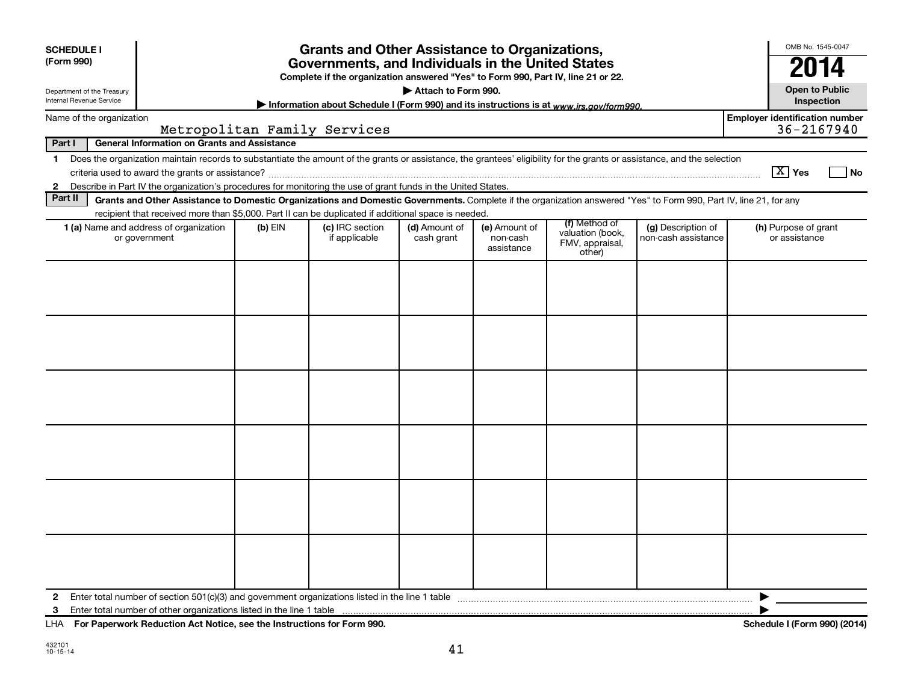**SCHEDULE I (Form 990)**

Department of the Treasury
Internal Revenue Service

# Grants and Other Assistance to Organizations, Governments, and Individuals in the United States

**Complete if the organization answered "Yes" to Form 990, Part IV, line 21 or 22.**

**▶ Attach to Form 990.**

**▶ Information about Schedule I (Form 990) and its instructions is at www.irs.gov/form990.**

OMB No. 1545-0047

**2014**

**Open to Public Inspection**

Name of the organization: Metropolitan Family Services

Employer identification number: 36-2167940

**Part I — General Information on Grants and Assistance**

1 Does the organization maintain records to substantiate the amount of the grants or assistance, the grantees' eligibility for the grants or assistance, and the selection criteria used to award the grants or assistance? [X] Yes [ ] No

2 Describe in Part IV the organization's procedures for monitoring the use of grant funds in the United States.

**Part II — Grants and Other Assistance to Domestic Organizations and Domestic Governments.** Complete if the organization answered "Yes" to Form 990, Part IV, line 21, for any recipient that received more than $5,000. Part II can be duplicated if additional space is needed.

| 1 (a) Name and address of organization or government | (b) EIN | (c) IRC section if applicable | (d) Amount of cash grant | (e) Amount of non-cash assistance | (f) Method of valuation (book, FMV, appraisal, other) | (g) Description of non-cash assistance | (h) Purpose of grant or assistance |
|---|---|---|---|---|---|---|---|
| | | | | | | | |
| | | | | | | | |
| | | | | | | | |
| | | | | | | | |
| | | | | | | | |
| | | | | | | | |

2 Enter total number of section 501(c)(3) and government organizations listed in the line 1 table ▶

3 Enter total number of other organizations listed in the line 1 table ▶

LHA **For Paperwork Reduction Act Notice, see the Instructions for Form 990.** **Schedule I (Form 990) (2014)**

432101
10-15-14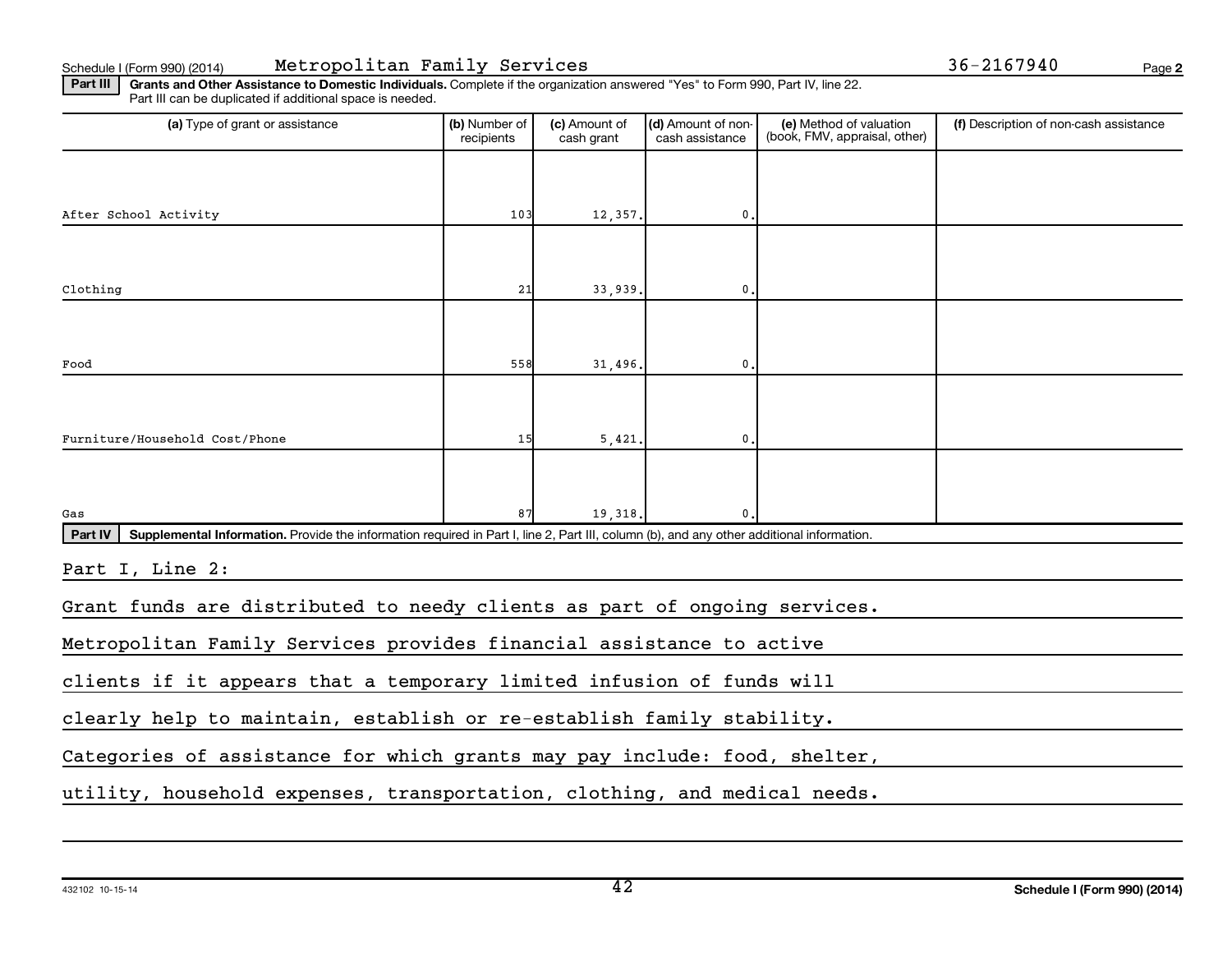Schedule I (Form 990) (2014) Metropolitan Family Services 36-2167940

**Part III** **Grants and Other Assistance to Domestic Individuals.** Complete if the organization answered "Yes" to Form 990, Part IV, line 22. Part III can be duplicated if additional space is needed.

| (a) Type of grant or assistance | (b) Number of recipients | (c) Amount of cash grant | (d) Amount of non-cash assistance | (e) Method of valuation (book, FMV, appraisal, other) | (f) Description of non-cash assistance |
|---|---|---|---|---|---|
| After School Activity | 103 | 12,357. | 0. | | |
| Clothing | 21 | 33,939. | 0. | | |
| Food | 558 | 31,496. | 0. | | |
| Furniture/Household Cost/Phone | 15 | 5,421. | 0. | | |
| Gas | 87 | 19,318. | 0. | | |

**Part IV** **Supplemental Information.** Provide the information required in Part I, line 2, Part III, column (b), and any other additional information.

Part I, Line 2:

Grant funds are distributed to needy clients as part of ongoing services. Metropolitan Family Services provides financial assistance to active clients if it appears that a temporary limited infusion of funds will clearly help to maintain, establish or re-establish family stability. Categories of assistance for which grants may pay include: food, shelter, utility, household expenses, transportation, clothing, and medical needs.

432102 10-15-14

**Schedule I (Form 990) (2014)**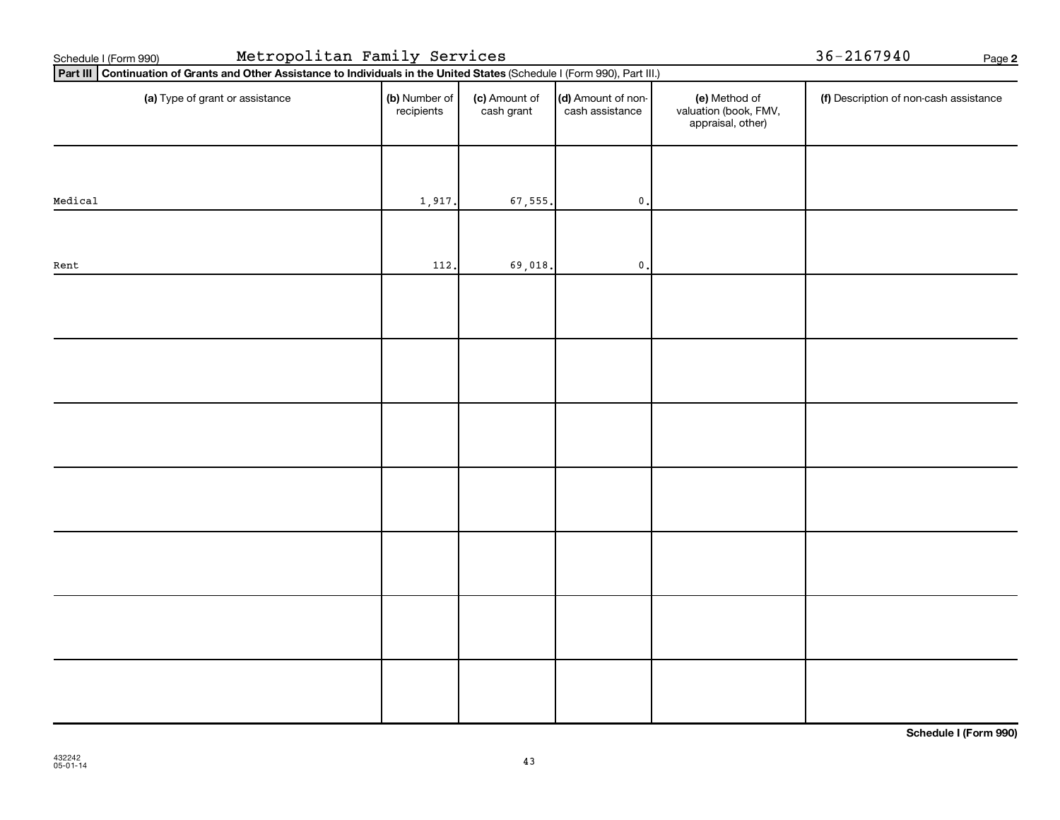Schedule I (Form 990) Metropolitan Family Services 36-2167940 Page **2**

**Part III** **Continuation of Grants and Other Assistance to Individuals in the United States** (Schedule I (Form 990), Part III.)

| **(a)** Type of grant or assistance | **(b)** Number of recipients | **(c)** Amount of cash grant | **(d)** Amount of non-cash assistance | **(e)** Method of valuation (book, FMV, appraisal, other) | **(f)** Description of non-cash assistance |
|---|---|---|---|---|---|
| Medical | 1,917. | 67,555. | 0. | | |
| Rent | 112. | 69,018. | 0. | | |
| | | | | | |
| | | | | | |
| | | | | | |
| | | | | | |
| | | | | | |
| | | | | | |
| | | | | | |

**Schedule I (Form 990)**

432242
05-01-14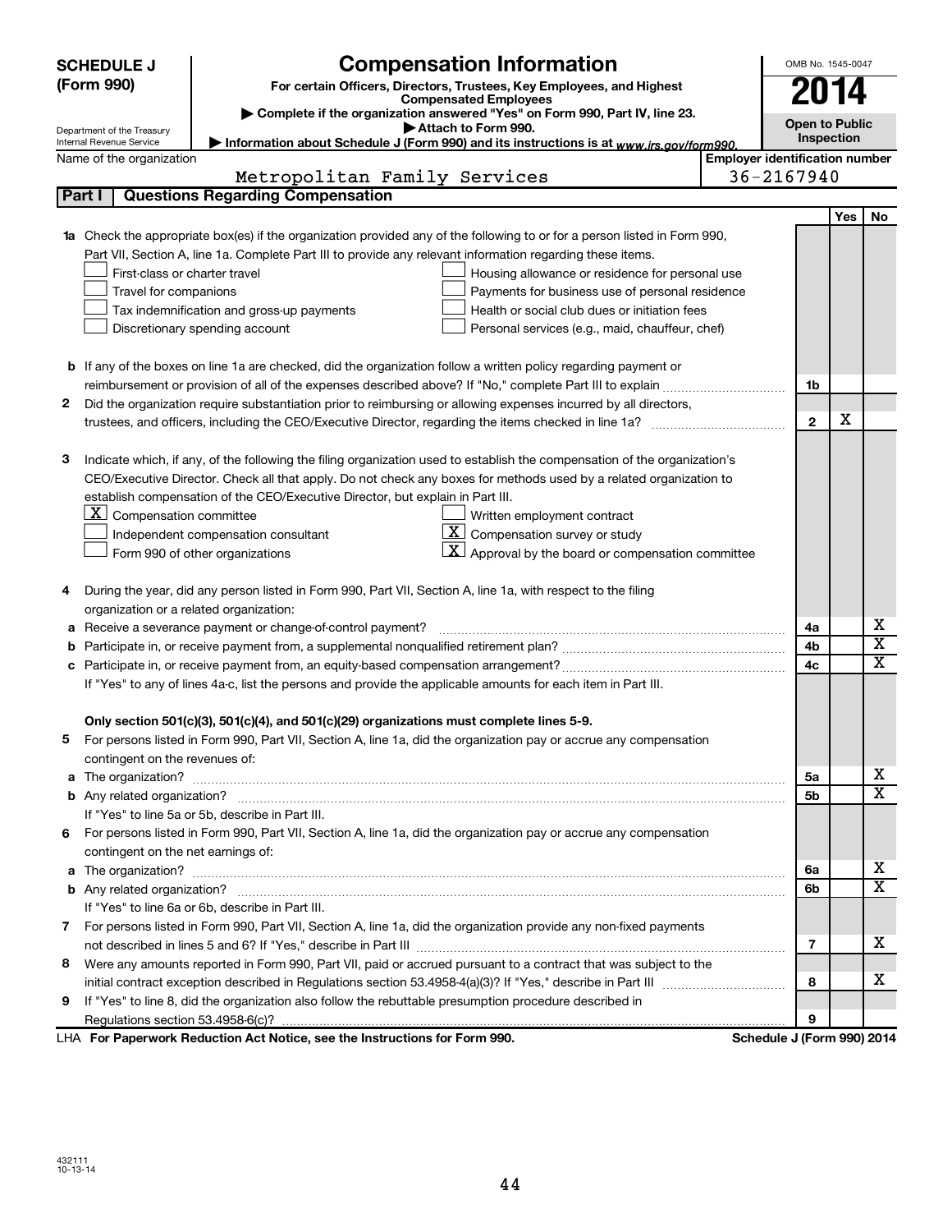**SCHEDULE J (Form 990)**

Department of the Treasury
Internal Revenue Service

# Compensation Information

**For certain Officers, Directors, Trustees, Key Employees, and Highest Compensated Employees**

▶ Complete if the organization answered "Yes" on Form 990, Part IV, line 23.

▶ Attach to Form 990.

▶ Information about Schedule J (Form 990) and its instructions is at www.irs.gov/form990.

OMB No. 1545-0047

**2014**

**Open to Public Inspection**

Name of the organization: Metropolitan Family Services

Employer identification number: 36-2167940

## Part I | Questions Regarding Compensation

| | | | Yes | No |
|---|---|---|---|---|
| **1a** | Check the appropriate box(es) if the organization provided any of the following to or for a person listed in Form 990, Part VII, Section A, line 1a. Complete Part III to provide any relevant information regarding these items.<br>☐ First-class or charter travel ☐ Housing allowance or residence for personal use<br>☐ Travel for companions ☐ Payments for business use of personal residence<br>☐ Tax indemnification and gross-up payments ☐ Health or social club dues or initiation fees<br>☐ Discretionary spending account ☐ Personal services (e.g., maid, chauffeur, chef) | | | |
| **b** | If any of the boxes on line 1a are checked, did the organization follow a written policy regarding payment or reimbursement or provision of all of the expenses described above? If "No," complete Part III to explain | 1b | | |
| **2** | Did the organization require substantiation prior to reimbursing or allowing expenses incurred by all directors, trustees, and officers, including the CEO/Executive Director, regarding the items checked in line 1a? | 2 | X | |
| **3** | Indicate which, if any, of the following the filing organization used to establish the compensation of the organization's CEO/Executive Director. Check all that apply. Do not check any boxes for methods used by a related organization to establish compensation of the CEO/Executive Director, but explain in Part III.<br>☒ Compensation committee ☐ Written employment contract<br>☐ Independent compensation consultant ☒ Compensation survey or study<br>☐ Form 990 of other organizations ☒ Approval by the board or compensation committee | | | |
| **4** | During the year, did any person listed in Form 990, Part VII, Section A, line 1a, with respect to the filing organization or a related organization: | | | |
| **a** | Receive a severance payment or change-of-control payment? | 4a | | X |
| **b** | Participate in, or receive payment from, a supplemental nonqualified retirement plan? | 4b | | X |
| **c** | Participate in, or receive payment from, an equity-based compensation arrangement? | 4c | | X |
| | If "Yes" to any of lines 4a-c, list the persons and provide the applicable amounts for each item in Part III. | | | |
| | **Only section 501(c)(3), 501(c)(4), and 501(c)(29) organizations must complete lines 5-9.** | | | |
| **5** | For persons listed in Form 990, Part VII, Section A, line 1a, did the organization pay or accrue any compensation contingent on the revenues of: | | | |
| **a** | The organization? | 5a | | X |
| **b** | Any related organization? | 5b | | X |
| | If "Yes" to line 5a or 5b, describe in Part III. | | | |
| **6** | For persons listed in Form 990, Part VII, Section A, line 1a, did the organization pay or accrue any compensation contingent on the net earnings of: | | | |
| **a** | The organization? | 6a | | X |
| **b** | Any related organization? | 6b | | X |
| | If "Yes" to line 6a or 6b, describe in Part III. | | | |
| **7** | For persons listed in Form 990, Part VII, Section A, line 1a, did the organization provide any non-fixed payments not described in lines 5 and 6? If "Yes," describe in Part III | 7 | | X |
| **8** | Were any amounts reported in Form 990, Part VII, paid or accrued pursuant to a contract that was subject to the initial contract exception described in Regulations section 53.4958-4(a)(3)? If "Yes," describe in Part III | 8 | | X |
| **9** | If "Yes" to line 8, did the organization also follow the rebuttable presumption procedure described in Regulations section 53.4958-6(c)? | 9 | | |

LHA **For Paperwork Reduction Act Notice, see the Instructions for Form 990.** **Schedule J (Form 990) 2014**

432111
10-13-14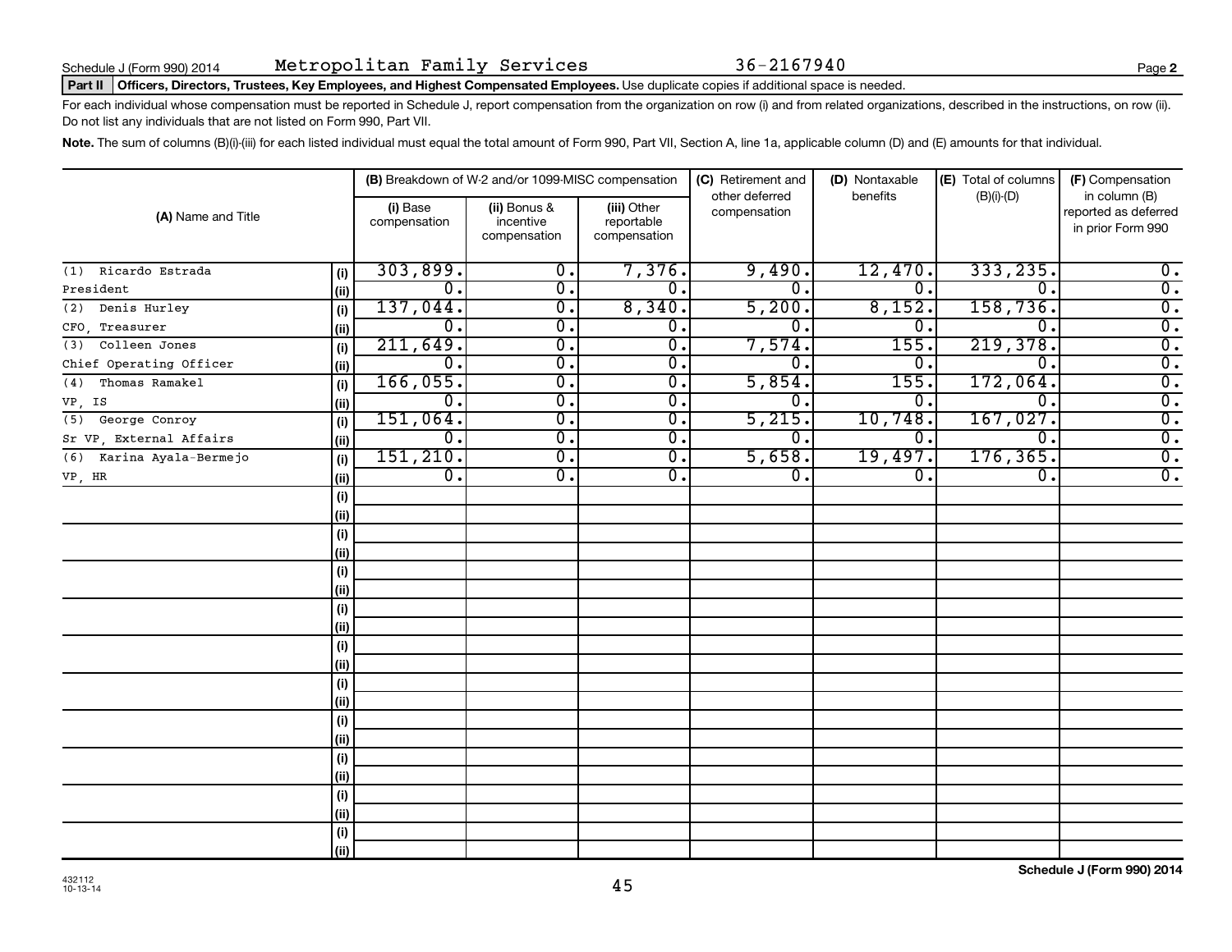Schedule J (Form 990) 2014 Metropolitan Family Services 36-2167940 Page 2

**Part II Officers, Directors, Trustees, Key Employees, and Highest Compensated Employees.** Use duplicate copies if additional space is needed.

For each individual whose compensation must be reported in Schedule J, report compensation from the organization on row (i) and from related organizations, described in the instructions, on row (ii). Do not list any individuals that are not listed on Form 990, Part VII.

**Note.** The sum of columns (B)(i)-(iii) for each listed individual must equal the total amount of Form 990, Part VII, Section A, line 1a, applicable column (D) and (E) amounts for that individual.

| (A) Name and Title | | (B) Breakdown of W-2 and/or 1099-MISC compensation | | | (C) Retirement and other deferred compensation | (D) Nontaxable benefits | (E) Total of columns (B)(i)-(D) | (F) Compensation in column (B) reported as deferred in prior Form 990 |
|---|---|---|---|---|---|---|---|---|
| | | (i) Base compensation | (ii) Bonus & incentive compensation | (iii) Other reportable compensation | | | | |
| (1) Ricardo Estrada | (i) | 303,899. | 0. | 7,376. | 9,490. | 12,470. | 333,235. | 0. |
| President | (ii) | 0. | 0. | 0. | 0. | 0. | 0. | 0. |
| (2) Denis Hurley | (i) | 137,044. | 0. | 8,340. | 5,200. | 8,152. | 158,736. | 0. |
| CFO, Treasurer | (ii) | 0. | 0. | 0. | 0. | 0. | 0. | 0. |
| (3) Colleen Jones | (i) | 211,649. | 0. | 0. | 7,574. | 155. | 219,378. | 0. |
| Chief Operating Officer | (ii) | 0. | 0. | 0. | 0. | 0. | 0. | 0. |
| (4) Thomas Ramakel | (i) | 166,055. | 0. | 0. | 5,854. | 155. | 172,064. | 0. |
| VP, IS | (ii) | 0. | 0. | 0. | 0. | 0. | 0. | 0. |
| (5) George Conroy | (i) | 151,064. | 0. | 0. | 5,215. | 10,748. | 167,027. | 0. |
| Sr VP, External Affairs | (ii) | 0. | 0. | 0. | 0. | 0. | 0. | 0. |
| (6) Karina Ayala-Bermejo | (i) | 151,210. | 0. | 0. | 5,658. | 19,497. | 176,365. | 0. |
| VP, HR | (ii) | 0. | 0. | 0. | 0. | 0. | 0. | 0. |

432112 10-13-14

**Schedule J (Form 990) 2014**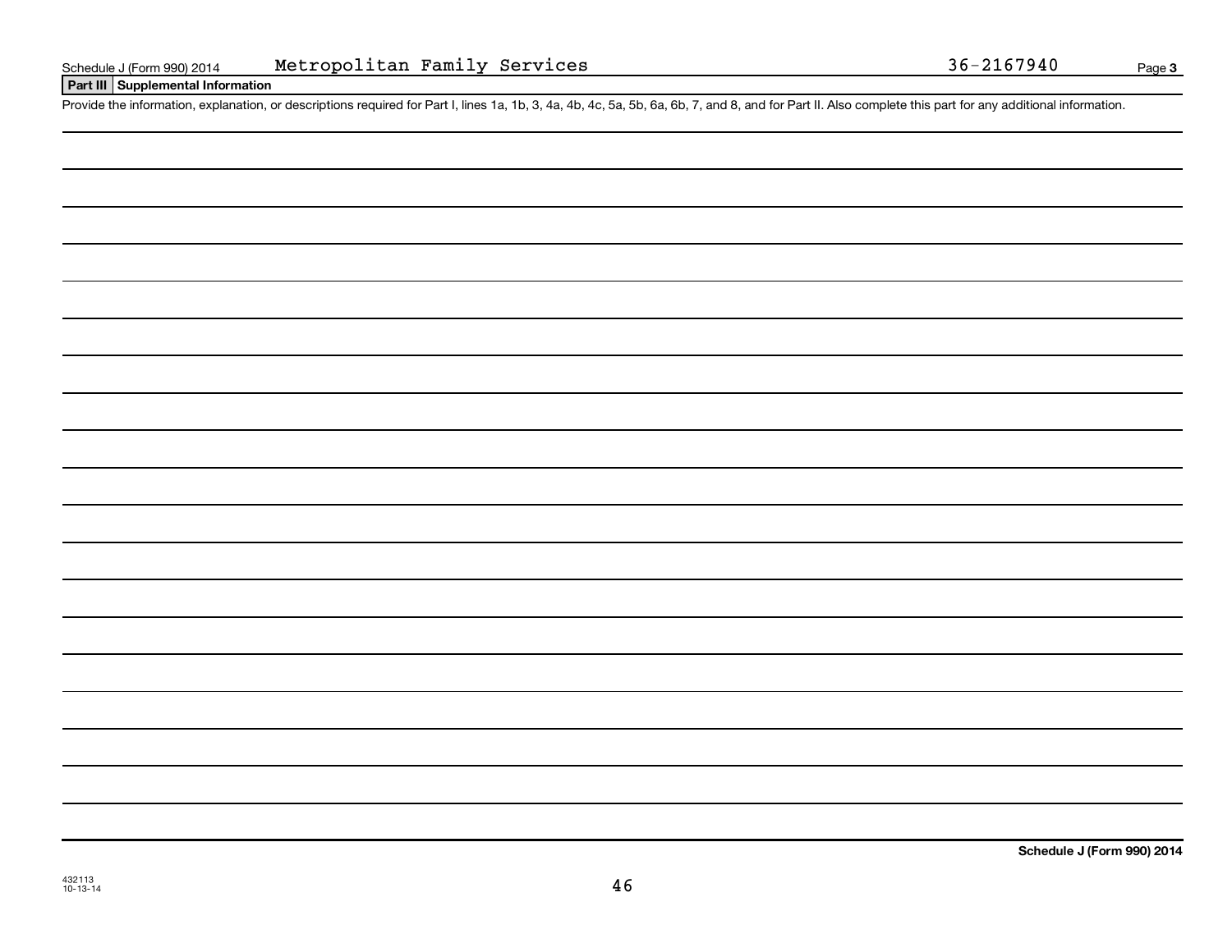Schedule J (Form 990) 2014 Metropolitan Family Services 36-2167940 Page **3**

**Part III** **Supplemental Information**

Provide the information, explanation, or descriptions required for Part I, lines 1a, 1b, 3, 4a, 4b, 4c, 5a, 5b, 6a, 6b, 7, and 8, and for Part II. Also complete this part for any additional information.

**Schedule J (Form 990) 2014**

432113
10-13-14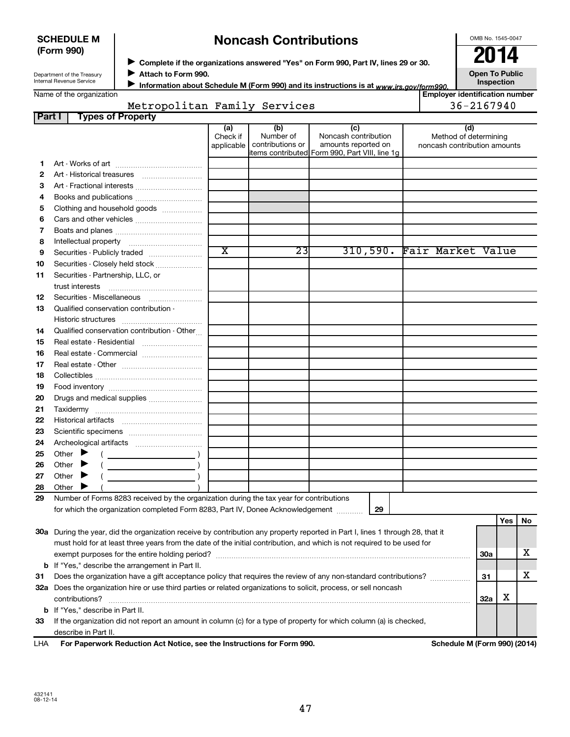**SCHEDULE M (Form 990)**

Department of the Treasury
Internal Revenue Service

# Noncash Contributions

▶ Complete if the organizations answered "Yes" on Form 990, Part IV, lines 29 or 30.
▶ Attach to Form 990.
▶ Information about Schedule M (Form 990) and its instructions is at www.irs.gov/form990.

OMB No. 1545-0047

**2014**

**Open To Public Inspection**

Name of the organization: Metropolitan Family Services

Employer identification number: 36-2167940

**Part I — Types of Property**

| | | (a) Check if applicable | (b) Number of contributions or items contributed | (c) Noncash contribution amounts reported on Form 990, Part VIII, line 1g | (d) Method of determining noncash contribution amounts |
|---|---|---|---|---|---|
| 1 | Art - Works of art | | | | |
| 2 | Art - Historical treasures | | | | |
| 3 | Art - Fractional interests | | | | |
| 4 | Books and publications | | | | |
| 5 | Clothing and household goods | | | | |
| 6 | Cars and other vehicles | | | | |
| 7 | Boats and planes | | | | |
| 8 | Intellectual property | | | | |
| 9 | Securities - Publicly traded | X | 23 | 310,590. | Fair Market Value |
| 10 | Securities - Closely held stock | | | | |
| 11 | Securities - Partnership, LLC, or trust interests | | | | |
| 12 | Securities - Miscellaneous | | | | |
| 13 | Qualified conservation contribution - Historic structures | | | | |
| 14 | Qualified conservation contribution - Other | | | | |
| 15 | Real estate - Residential | | | | |
| 16 | Real estate - Commercial | | | | |
| 17 | Real estate - Other | | | | |
| 18 | Collectibles | | | | |
| 19 | Food inventory | | | | |
| 20 | Drugs and medical supplies | | | | |
| 21 | Taxidermy | | | | |
| 22 | Historical artifacts | | | | |
| 23 | Scientific specimens | | | | |
| 24 | Archeological artifacts | | | | |
| 25 | Other ▶ ( ) | | | | |
| 26 | Other ▶ ( ) | | | | |
| 27 | Other ▶ ( ) | | | | |
| 28 | Other ▶ ( ) | | | | |

29 Number of Forms 8283 received by the organization during the tax year for contributions for which the organization completed Form 8283, Part IV, Donee Acknowledgement ..... 29

| | | | Yes | No |
|---|---|---|---|---|
| 30a | During the year, did the organization receive by contribution any property reported in Part I, lines 1 through 28, that it must hold for at least three years from the date of the initial contribution, and which is not required to be used for exempt purposes for the entire holding period? | 30a | | X |
| b | If "Yes," describe the arrangement in Part II. | | | |
| 31 | Does the organization have a gift acceptance policy that requires the review of any non-standard contributions? | 31 | | X |
| 32a | Does the organization hire or use third parties or related organizations to solicit, process, or sell noncash contributions? | 32a | X | |
| b | If "Yes," describe in Part II. | | | |
| 33 | If the organization did not report an amount in column (c) for a type of property for which column (a) is checked, describe in Part II. | | | |

LHA **For Paperwork Reduction Act Notice, see the Instructions for Form 990.** **Schedule M (Form 990) (2014)**

432141 08-12-14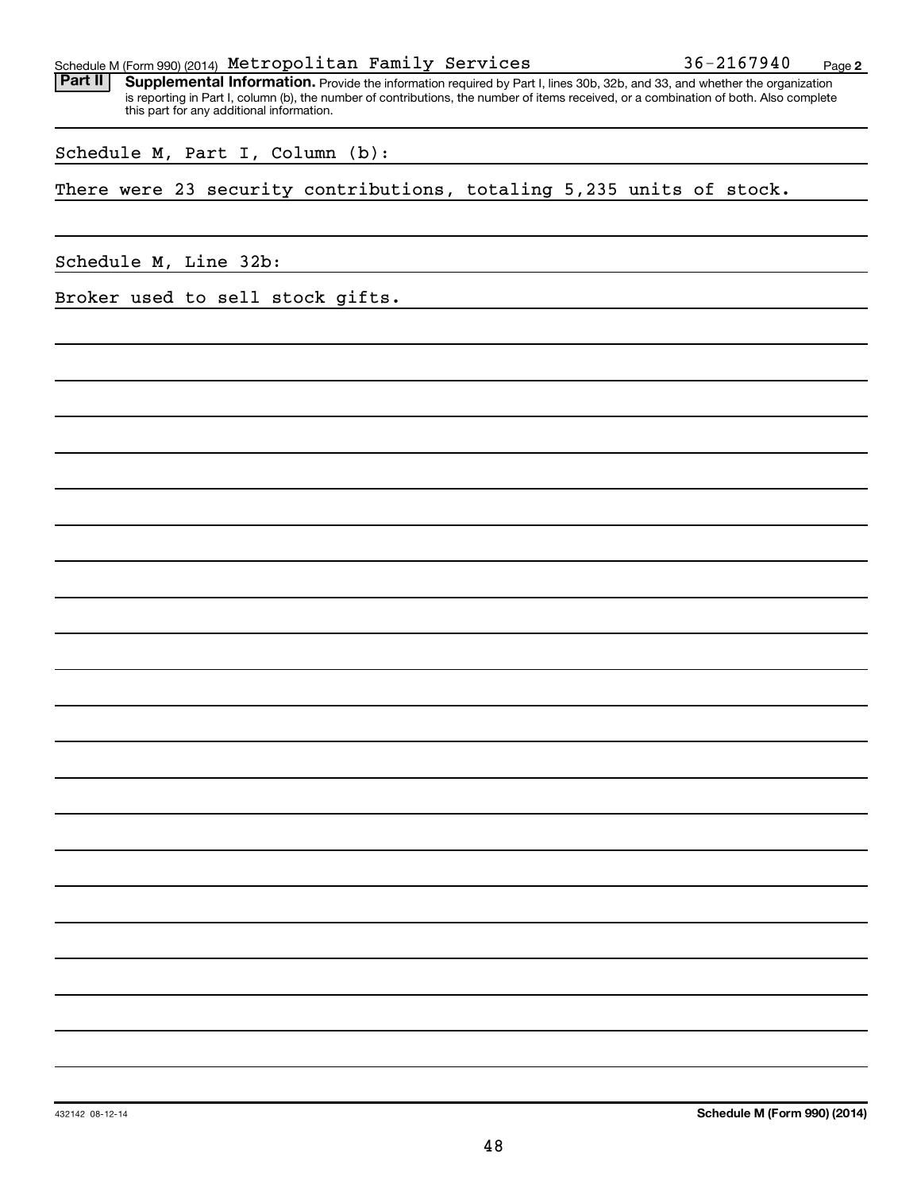Schedule M (Form 990) (2014) Metropolitan Family Services 36-2167940 Page 2

**Part II** **Supplemental Information.** Provide the information required by Part I, lines 30b, 32b, and 33, and whether the organization is reporting in Part I, column (b), the number of contributions, the number of items received, or a combination of both. Also complete this part for any additional information.

Schedule M, Part I, Column (b):

There were 23 security contributions, totaling 5,235 units of stock.

Schedule M, Line 32b:

Broker used to sell stock gifts.

432142 08-12-14 **Schedule M (Form 990) (2014)**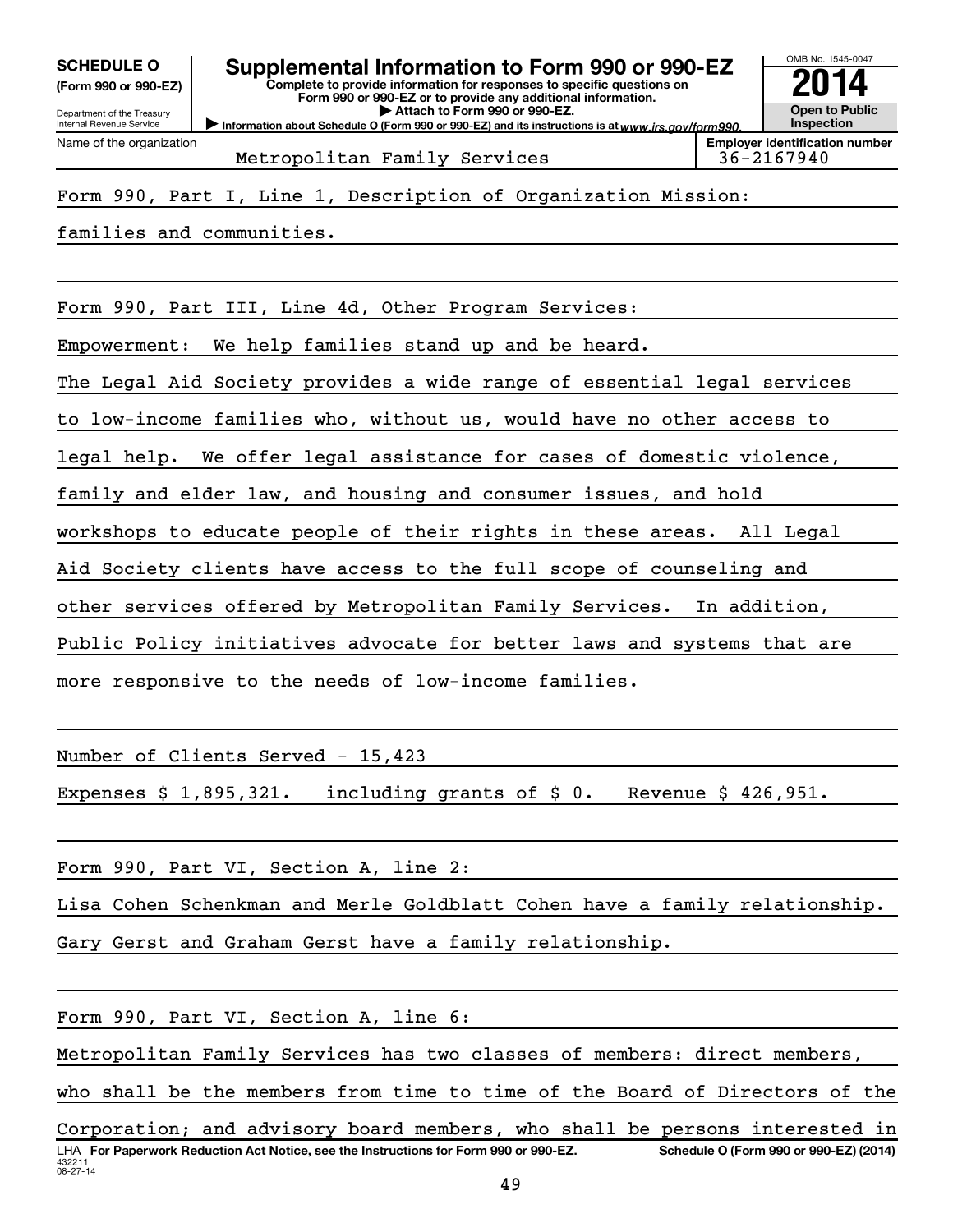**SCHEDULE O** (Form 990 or 990-EZ)

Department of the Treasury
Internal Revenue Service

# Supplemental Information to Form 990 or 990-EZ

**Complete to provide information for responses to specific questions on Form 990 or 990-EZ or to provide any additional information.**
**▶ Attach to Form 990 or 990-EZ.**
**▶ Information about Schedule O (Form 990 or 990-EZ) and its instructions is at www.irs.gov/form990.**

OMB No. 1545-0047

**2014**

**Open to Public Inspection**

Name of the organization: Metropolitan Family Services

Employer identification number: 36-2167940

Form 990, Part I, Line 1, Description of Organization Mission:

families and communities.

Form 990, Part III, Line 4d, Other Program Services:

Empowerment: We help families stand up and be heard.

The Legal Aid Society provides a wide range of essential legal services to low-income families who, without us, would have no other access to legal help. We offer legal assistance for cases of domestic violence, family and elder law, and housing and consumer issues, and hold workshops to educate people of their rights in these areas. All Legal Aid Society clients have access to the full scope of counseling and other services offered by Metropolitan Family Services. In addition, Public Policy initiatives advocate for better laws and systems that are more responsive to the needs of low-income families.

Number of Clients Served - 15,423

Expenses $ 1,895,321. including grants of $ 0. Revenue $ 426,951.

Form 990, Part VI, Section A, line 2:

Lisa Cohen Schenkman and Merle Goldblatt Cohen have a family relationship.

Gary Gerst and Graham Gerst have a family relationship.

Form 990, Part VI, Section A, line 6:

Metropolitan Family Services has two classes of members: direct members, who shall be the members from time to time of the Board of Directors of the Corporation; and advisory board members, who shall be persons interested in

LHA **For Paperwork Reduction Act Notice, see the Instructions for Form 990 or 990-EZ.** **Schedule O (Form 990 or 990-EZ) (2014)**

432211
08-27-14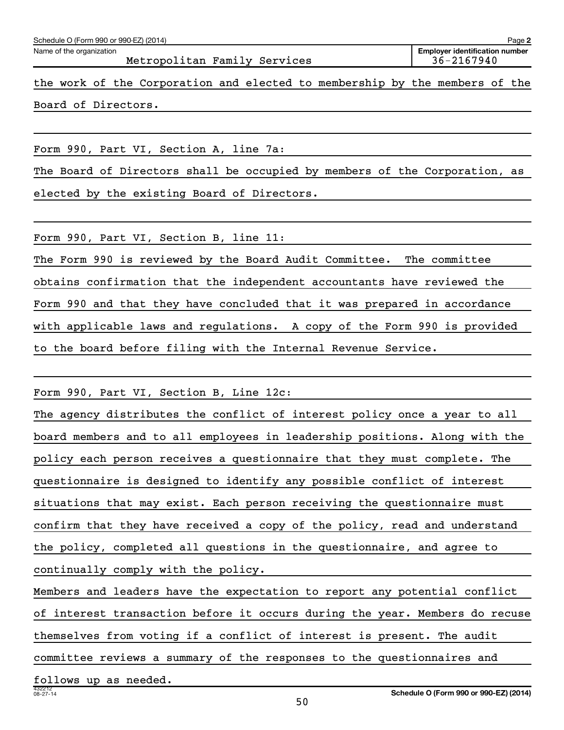Schedule O (Form 990 or 990-EZ) (2014)

Name of the organization: Metropolitan Family Services

Employer identification number: 36-2167940

the work of the Corporation and elected to membership by the members of the Board of Directors.

Form 990, Part VI, Section A, line 7a:

The Board of Directors shall be occupied by members of the Corporation, as elected by the existing Board of Directors.

Form 990, Part VI, Section B, line 11:

The Form 990 is reviewed by the Board Audit Committee. The committee obtains confirmation that the independent accountants have reviewed the Form 990 and that they have concluded that it was prepared in accordance with applicable laws and regulations. A copy of the Form 990 is provided to the board before filing with the Internal Revenue Service.

Form 990, Part VI, Section B, Line 12c:

The agency distributes the conflict of interest policy once a year to all board members and to all employees in leadership positions. Along with the policy each person receives a questionnaire that they must complete. The questionnaire is designed to identify any possible conflict of interest situations that may exist. Each person receiving the questionnaire must confirm that they have received a copy of the policy, read and understand the policy, completed all questions in the questionnaire, and agree to continually comply with the policy.

Members and leaders have the expectation to report any potential conflict of interest transaction before it occurs during the year. Members do recuse themselves from voting if a conflict of interest is present. The audit committee reviews a summary of the responses to the questionnaires and follows up as needed.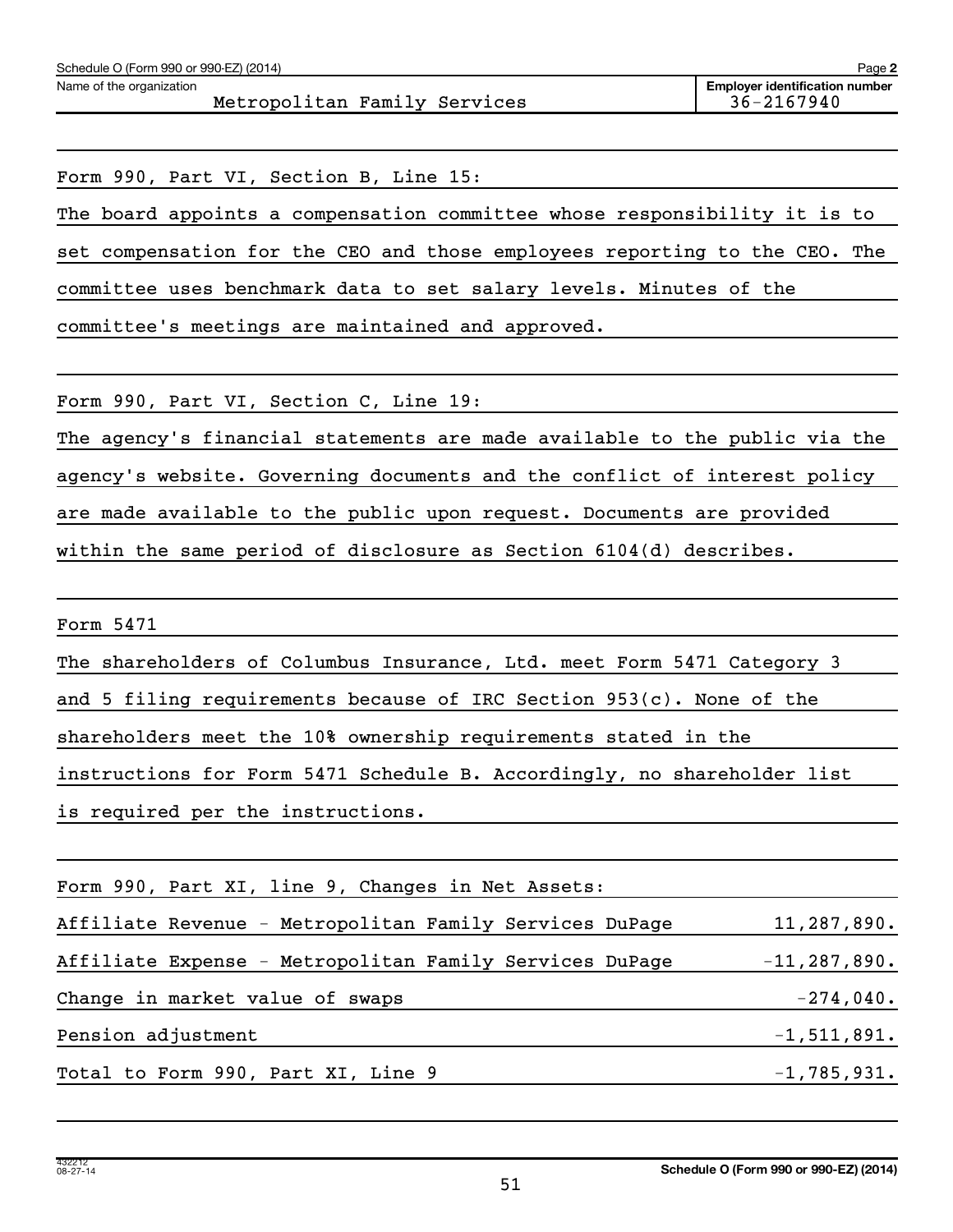Schedule O (Form 990 or 990-EZ) (2014) Page **2**

Name of the organization: Metropolitan Family Services

**Employer identification number:** 36-2167940

Form 990, Part VI, Section B, Line 15:

The board appoints a compensation committee whose responsibility it is to set compensation for the CEO and those employees reporting to the CEO. The committee uses benchmark data to set salary levels. Minutes of the committee's meetings are maintained and approved.

Form 990, Part VI, Section C, Line 19:

The agency's financial statements are made available to the public via the agency's website. Governing documents and the conflict of interest policy are made available to the public upon request. Documents are provided within the same period of disclosure as Section 6104(d) describes.

Form 5471

The shareholders of Columbus Insurance, Ltd. meet Form 5471 Category 3 and 5 filing requirements because of IRC Section 953(c). None of the shareholders meet the 10% ownership requirements stated in the instructions for Form 5471 Schedule B. Accordingly, no shareholder list is required per the instructions.

Form 990, Part XI, line 9, Changes in Net Assets:

| | |
|---|---|
| Affiliate Revenue - Metropolitan Family Services DuPage | 11,287,890. |
| Affiliate Expense - Metropolitan Family Services DuPage | -11,287,890. |
| Change in market value of swaps | -274,040. |
| Pension adjustment | -1,511,891. |
| Total to Form 990, Part XI, Line 9 | -1,785,931. |

**Schedule O (Form 990 or 990-EZ) (2014)**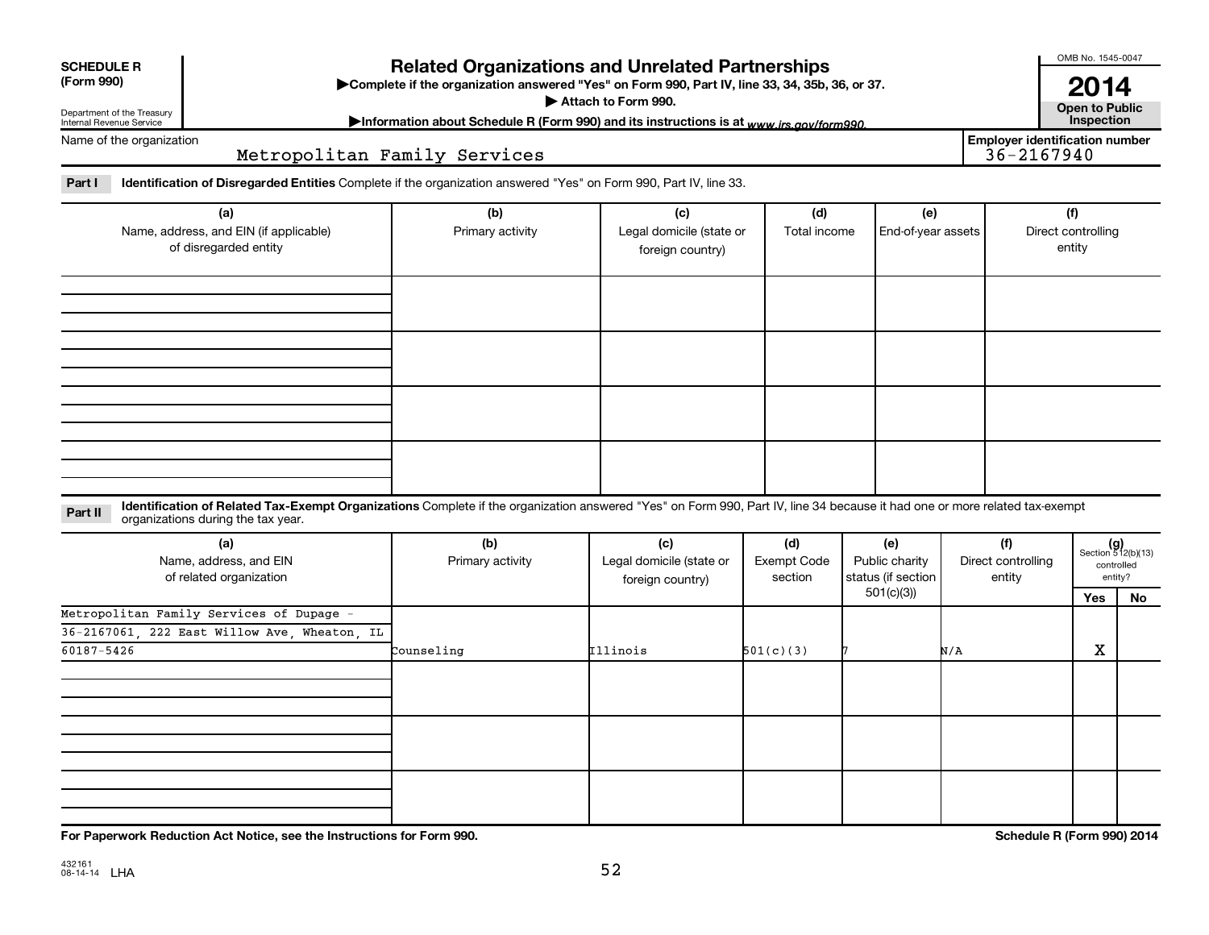**SCHEDULE R (Form 990)**

Department of the Treasury
Internal Revenue Service

# Related Organizations and Unrelated Partnerships

▶Complete if the organization answered "Yes" on Form 990, Part IV, line 33, 34, 35b, 36, or 37.
▶ Attach to Form 990.
▶Information about Schedule R (Form 990) and its instructions is at www.irs.gov/form990.

OMB No. 1545-0047

**2014**

**Open to Public Inspection**

Name of the organization: Metropolitan Family Services

Employer identification number: 36-2167940

**Part I** **Identification of Disregarded Entities** Complete if the organization answered "Yes" on Form 990, Part IV, line 33.

| (a) Name, address, and EIN (if applicable) of disregarded entity | (b) Primary activity | (c) Legal domicile (state or foreign country) | (d) Total income | (e) End-of-year assets | (f) Direct controlling entity |
|---|---|---|---|---|---|
| | | | | | |
| | | | | | |
| | | | | | |
| | | | | | |

**Part II** **Identification of Related Tax-Exempt Organizations** Complete if the organization answered "Yes" on Form 990, Part IV, line 34 because it had one or more related tax-exempt organizations during the tax year.

| (a) Name, address, and EIN of related organization | (b) Primary activity | (c) Legal domicile (state or foreign country) | (d) Exempt Code section | (e) Public charity status (if section 501(c)(3)) | (f) Direct controlling entity | (g) Section 512(b)(13) controlled entity? Yes | No |
|---|---|---|---|---|---|---|---|
| Metropolitan Family Services of Dupage - 36-2167061, 222 East Willow Ave, Wheaton, IL 60187-5426 | Counseling | Illinois | 501(c)(3) | 7 | N/A | X | |
| | | | | | | | |
| | | | | | | | |
| | | | | | | | |

**For Paperwork Reduction Act Notice, see the Instructions for Form 990.**

**Schedule R (Form 990) 2014**

432161 08-14-14 LHA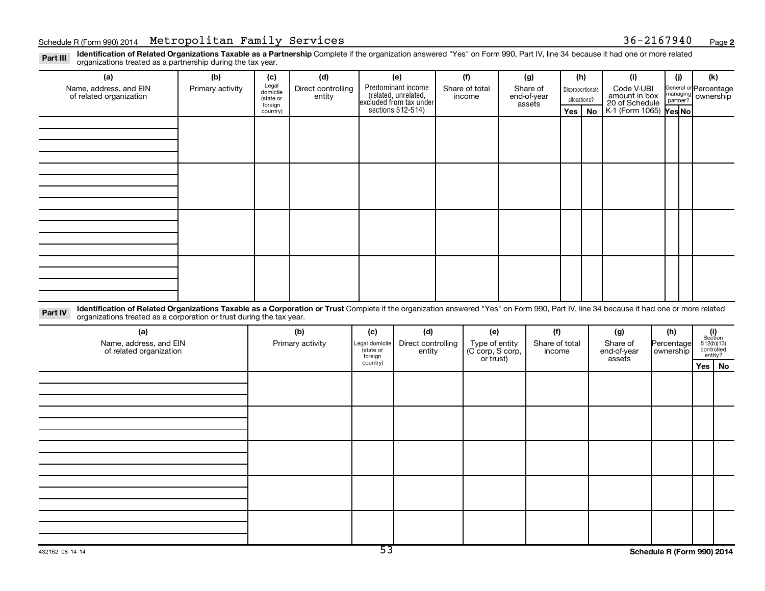Schedule R (Form 990) 2014 Metropolitan Family Services 36-2167940 Page 2

**Part III** **Identification of Related Organizations Taxable as a Partnership** Complete if the organization answered "Yes" on Form 990, Part IV, line 34 because it had one or more related organizations treated as a partnership during the tax year.

| (a) Name, address, and EIN of related organization | (b) Primary activity | (c) Legal domicile (state or foreign country) | (d) Direct controlling entity | (e) Predominant income (related, unrelated, excluded from tax under sections 512-514) | (f) Share of total income | (g) Share of end-of-year assets | (h) Disproportionate allocations? Yes | No | (i) Code V-UBI amount in box 20 of Schedule K-1 (Form 1065) | (j) General or managing partner? Yes | No | (k) Percentage ownership |
|---|---|---|---|---|---|---|---|---|---|---|---|---|
| | | | | | | | | | | | | |
| | | | | | | | | | | | | |
| | | | | | | | | | | | | |
| | | | | | | | | | | | | |

**Part IV** **Identification of Related Organizations Taxable as a Corporation or Trust** Complete if the organization answered "Yes" on Form 990, Part IV, line 34 because it had one or more related organizations treated as a corporation or trust during the tax year.

| (a) Name, address, and EIN of related organization | (b) Primary activity | (c) Legal domicile (state or foreign country) | (d) Direct controlling entity | (e) Type of entity (C corp, S corp, or trust) | (f) Share of total income | (g) Share of end-of-year assets | (h) Percentage ownership | (i) Section 512(b)(13) controlled entity? Yes | No |
|---|---|---|---|---|---|---|---|---|---|
| | | | | | | | | | |
| | | | | | | | | | |
| | | | | | | | | | |
| | | | | | | | | | |
| | | | | | | | | | |

432162 08-14-14

Schedule R (Form 990) 2014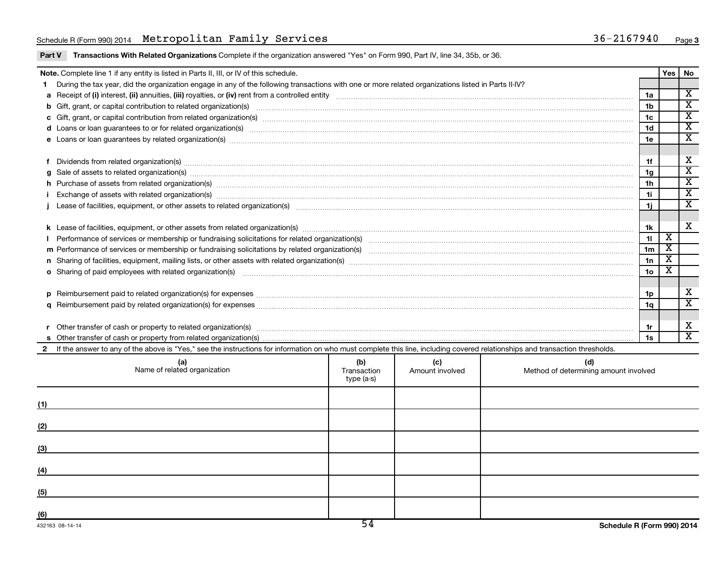Schedule R (Form 990) 2014 Metropolitan Family Services 36-2167940

**Part V Transactions With Related Organizations** Complete if the organization answered "Yes" on Form 990, Part IV, line 34, 35b, or 36.

| **Note.** Complete line 1 if any entity is listed in Parts II, III, or IV of this schedule. | | Yes | No |
|---|---|---|---|
| **1** During the tax year, did the organization engage in any of the following transactions with one or more related organizations listed in Parts II-IV? | | | |
| **a** Receipt of **(i)** interest, **(ii)** annuities, **(iii)** royalties, or **(iv)** rent from a controlled entity | 1a | | X |
| **b** Gift, grant, or capital contribution to related organization(s) | 1b | | X |
| **c** Gift, grant, or capital contribution from related organization(s) | 1c | | X |
| **d** Loans or loan guarantees to or for related organization(s) | 1d | | X |
| **e** Loans or loan guarantees by related organization(s) | 1e | | X |
| **f** Dividends from related organization(s) | 1f | | X |
| **g** Sale of assets to related organization(s) | 1g | | X |
| **h** Purchase of assets from related organization(s) | 1h | | X |
| **i** Exchange of assets with related organization(s) | 1i | | X |
| **j** Lease of facilities, equipment, or other assets to related organization(s) | 1j | | X |
| **k** Lease of facilities, equipment, or other assets from related organization(s) | 1k | | X |
| **l** Performance of services or membership or fundraising solicitations for related organization(s) | 1l | X | |
| **m** Performance of services or membership or fundraising solicitations by related organization(s) | 1m | X | |
| **n** Sharing of facilities, equipment, mailing lists, or other assets with related organization(s) | 1n | X | |
| **o** Sharing of paid employees with related organization(s) | 1o | X | |
| **p** Reimbursement paid to related organization(s) for expenses | 1p | | X |
| **q** Reimbursement paid by related organization(s) for expenses | 1q | | X |
| **r** Other transfer of cash or property to related organization(s) | 1r | | X |
| **s** Other transfer of cash or property from related organization(s) | 1s | | X |

**2** If the answer to any of the above is "Yes," see the instructions for information on who must complete this line, including covered relationships and transaction thresholds.

| | (a) Name of related organization | (b) Transaction type (a-s) | (c) Amount involved | (d) Method of determining amount involved |
|---|---|---|---|---|
| (1) | | | | |
| (2) | | | | |
| (3) | | | | |
| (4) | | | | |
| (5) | | | | |
| (6) | | | | |

432163 08-14-14 Schedule R (Form 990) 2014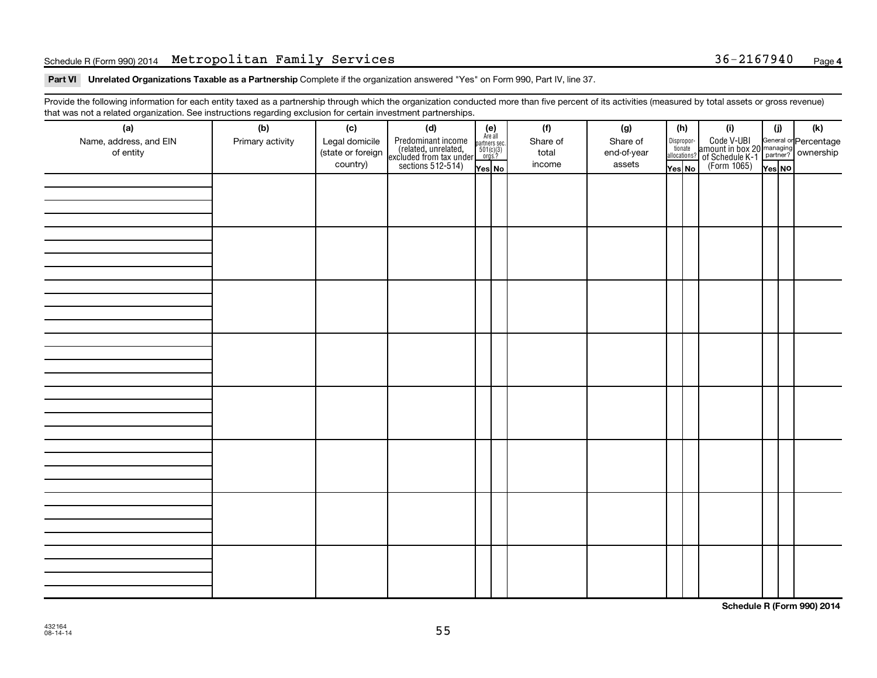Schedule R (Form 990) 2014 Metropolitan Family Services 36-2167940 Page **4**

**Part VI** **Unrelated Organizations Taxable as a Partnership** Complete if the organization answered "Yes" on Form 990, Part IV, line 37.

Provide the following information for each entity taxed as a partnership through which the organization conducted more than five percent of its activities (measured by total assets or gross revenue) that was not a related organization. See instructions regarding exclusion for certain investment partnerships.

| (a) Name, address, and EIN of entity | (b) Primary activity | (c) Legal domicile (state or foreign country) | (d) Predominant income (related, unrelated, excluded from tax under sections 512-514) | (e) Are all partners sec. 501(c)(3) orgs.? Yes | (e) No | (f) Share of total income | (g) Share of end-of-year assets | (h) Disproportionate allocations? Yes | (h) No | (i) Code V-UBI amount in box 20 of Schedule K-1 (Form 1065) | (j) General or managing partner? Yes | (j) No | (k) Percentage ownership |
|---|---|---|---|---|---|---|---|---|---|---|---|---|---|
| | | | | | | | | | | | | | |
| | | | | | | | | | | | | | |
| | | | | | | | | | | | | | |
| | | | | | | | | | | | | | |
| | | | | | | | | | | | | | |
| | | | | | | | | | | | | | |
| | | | | | | | | | | | | | |
| | | | | | | | | | | | | | |

**Schedule R (Form 990) 2014**

432164
08-14-14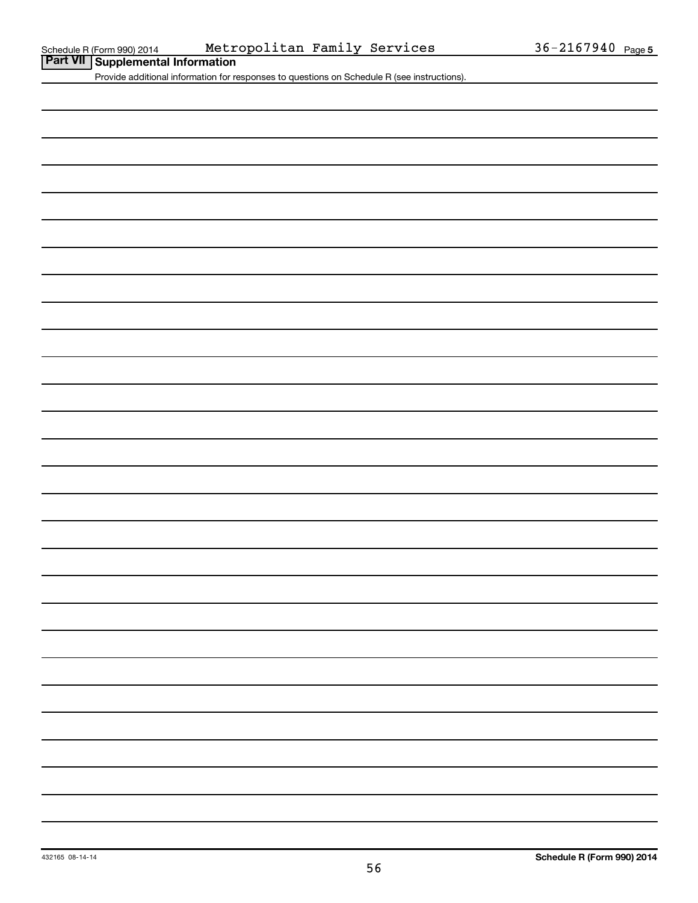Schedule R (Form 990) 2014 Metropolitan Family Services 36-2167940 Page 5

## Part VII Supplemental Information

Provide additional information for responses to questions on Schedule R (see instructions).

432165 08-14-14

**Schedule R (Form 990) 2014**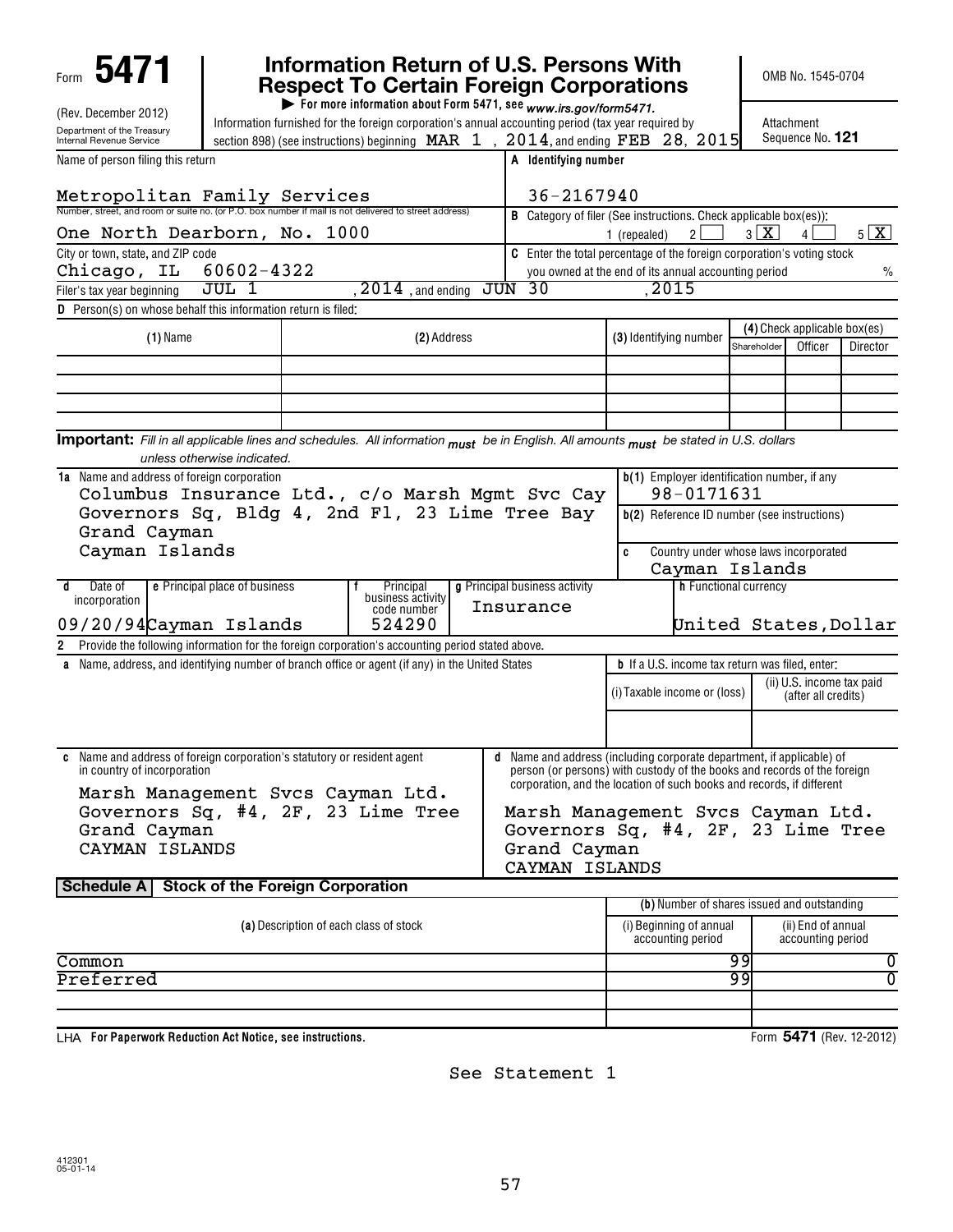Form **5471** (Rev. December 2012)
Department of the Treasury
Internal Revenue Service

# Information Return of U.S. Persons With Respect To Certain Foreign Corporations

▶ For more information about Form 5471, see www.irs.gov/form5471.

Information furnished for the foreign corporation's annual accounting period (tax year required by section 898) (see instructions) beginning MAR 1 , 2014, and ending FEB 28, 2015

OMB No. 1545-0704
Attachment Sequence No. **121**

| Name of person filing this return | A Identifying number |
|---|---|
| Metropolitan Family Services | 36-2167940 |
| Number, street, and room or suite no. (or P.O. box number if mail is not delivered to street address): One North Dearborn, No. 1000 | B Category of filer (See instructions. Check applicable box(es)): 1 (repealed) [ ] 2 [ ] 3 [X] 4 [ ] 5 [X] |
| City or town, state, and ZIP code: Chicago, IL 60602-4322 | C Enter the total percentage of the foreign corporation's voting stock you owned at the end of its annual accounting period % |

Filer's tax year beginning JUL 1 , 2014 , and ending JUN 30 , 2015

**D** Person(s) on whose behalf this information return is filed:

| (1) Name | (2) Address | (3) Identifying number | (4) Shareholder | Officer | Director |
|---|---|---|---|---|---|
| | | | | | |
| | | | | | |
| | | | | | |
| | | | | | |

**Important:** *Fill in all applicable lines and schedules. All information must be in English. All amounts must be stated in U.S. dollars unless otherwise indicated.*

**1a** Name and address of foreign corporation
Columbus Insurance Ltd., c/o Marsh Mgmt Svc Cay
Governors Sq, Bldg 4, 2nd Fl, 23 Lime Tree Bay
Grand Cayman
Cayman Islands

**b(1)** Employer identification number, if any: 98-0171631

**b(2)** Reference ID number (see instructions):

**c** Country under whose laws incorporated: Cayman Islands

| d Date of incorporation | e Principal place of business | f Principal business activity code number | g Principal business activity | h Functional currency |
|---|---|---|---|---|
| 09/20/94 | Cayman Islands | 524290 | Insurance | United States,Dollar |

**2** Provide the following information for the foreign corporation's accounting period stated above.

**a** Name, address, and identifying number of branch office or agent (if any) in the United States

**b** If a U.S. income tax return was filed, enter:

| (i) Taxable income or (loss) | (ii) U.S. income tax paid (after all credits) |
|---|---|
| | |

**c** Name and address of foreign corporation's statutory or resident agent in country of incorporation
Marsh Management Svcs Cayman Ltd.
Governors Sq, #4, 2F, 23 Lime Tree
Grand Cayman
CAYMAN ISLANDS

**d** Name and address (including corporate department, if applicable) of person (or persons) with custody of the books and records of the foreign corporation, and the location of such books and records, if different
Marsh Management Svcs Cayman Ltd.
Governors Sq, #4, 2F, 23 Lime Tree
Grand Cayman
CAYMAN ISLANDS

## Schedule A Stock of the Foreign Corporation

| (a) Description of each class of stock | (b) Number of shares issued and outstanding: (i) Beginning of annual accounting period | (ii) End of annual accounting period |
|---|---|---|
| Common | 99 | 0 |
| Preferred | 99 | 0 |
| | | |
| | | |

LHA For Paperwork Reduction Act Notice, see instructions. Form **5471** (Rev. 12-2012)

See Statement 1

412301
05-01-14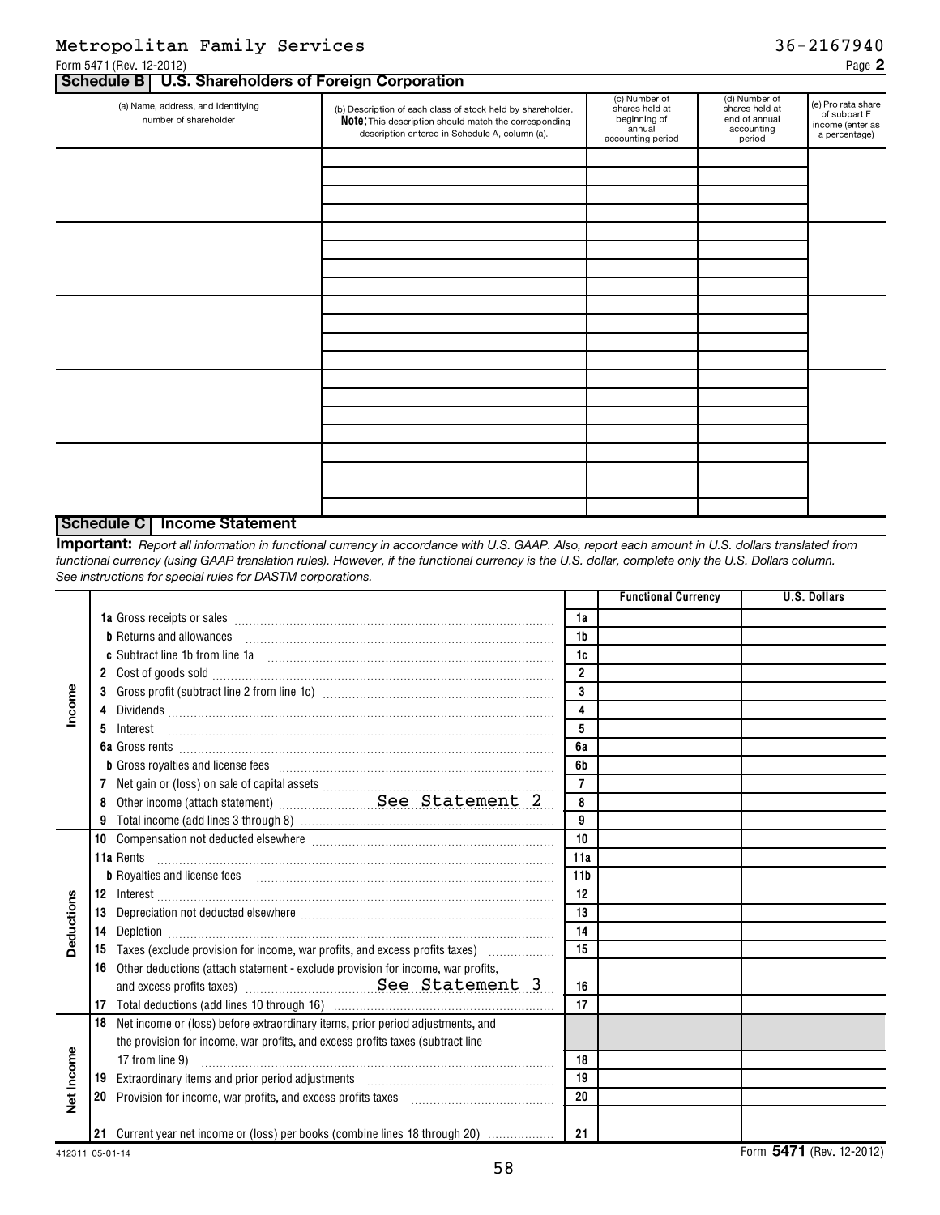Metropolitan Family Services 36-2167940

Form 5471 (Rev. 12-2012) Page **2**

## Schedule B | U.S. Shareholders of Foreign Corporation

| (a) Name, address, and identifying number of shareholder | (b) Description of each class of stock held by shareholder. **Note:** This description should match the corresponding description entered in Schedule A, column (a). | (c) Number of shares held at beginning of annual accounting period | (d) Number of shares held at end of annual accounting period | (e) Pro rata share of subpart F income (enter as a percentage) |
|---|---|---|---|---|
| | | | | |
| | | | | |
| | | | | |
| | | | | |
| | | | | |

## Schedule C | Income Statement

**Important:** *Report all information in functional currency in accordance with U.S. GAAP. Also, report each amount in U.S. dollars translated from functional currency (using GAAP translation rules). However, if the functional currency is the U.S. dollar, complete only the U.S. Dollars column. See instructions for special rules for DASTM corporations.*

| | | | Functional Currency | U.S. Dollars |
|---|---|---|---|---|
| Income | **1a** Gross receipts or sales | 1a | | |
| | **b** Returns and allowances | 1b | | |
| | **c** Subtract line 1b from line 1a | 1c | | |
| | **2** Cost of goods sold | 2 | | |
| | **3** Gross profit (subtract line 2 from line 1c) | 3 | | |
| | **4** Dividends | 4 | | |
| | **5** Interest | 5 | | |
| | **6a** Gross rents | 6a | | |
| | **b** Gross royalties and license fees | 6b | | |
| | **7** Net gain or (loss) on sale of capital assets | 7 | | |
| | **8** Other income (attach statement) See Statement 2 | 8 | | |
| | **9** Total income (add lines 3 through 8) | 9 | | |
| Deductions | **10** Compensation not deducted elsewhere | 10 | | |
| | **11a** Rents | 11a | | |
| | **b** Royalties and license fees | 11b | | |
| | **12** Interest | 12 | | |
| | **13** Depreciation not deducted elsewhere | 13 | | |
| | **14** Depletion | 14 | | |
| | **15** Taxes (exclude provision for income, war profits, and excess profits taxes) | 15 | | |
| | **16** Other deductions (attach statement - exclude provision for income, war profits, and excess profits taxes) See Statement 3 | 16 | | |
| | **17** Total deductions (add lines 10 through 16) | 17 | | |
| Net Income | **18** Net income or (loss) before extraordinary items, prior period adjustments, and the provision for income, war profits, and excess profits taxes (subtract line 17 from line 9) | 18 | | |
| | **19** Extraordinary items and prior period adjustments | 19 | | |
| | **20** Provision for income, war profits, and excess profits taxes | 20 | | |
| | **21** Current year net income or (loss) per books (combine lines 18 through 20) | 21 | | |

412311 05-01-14 Form **5471** (Rev. 12-2012)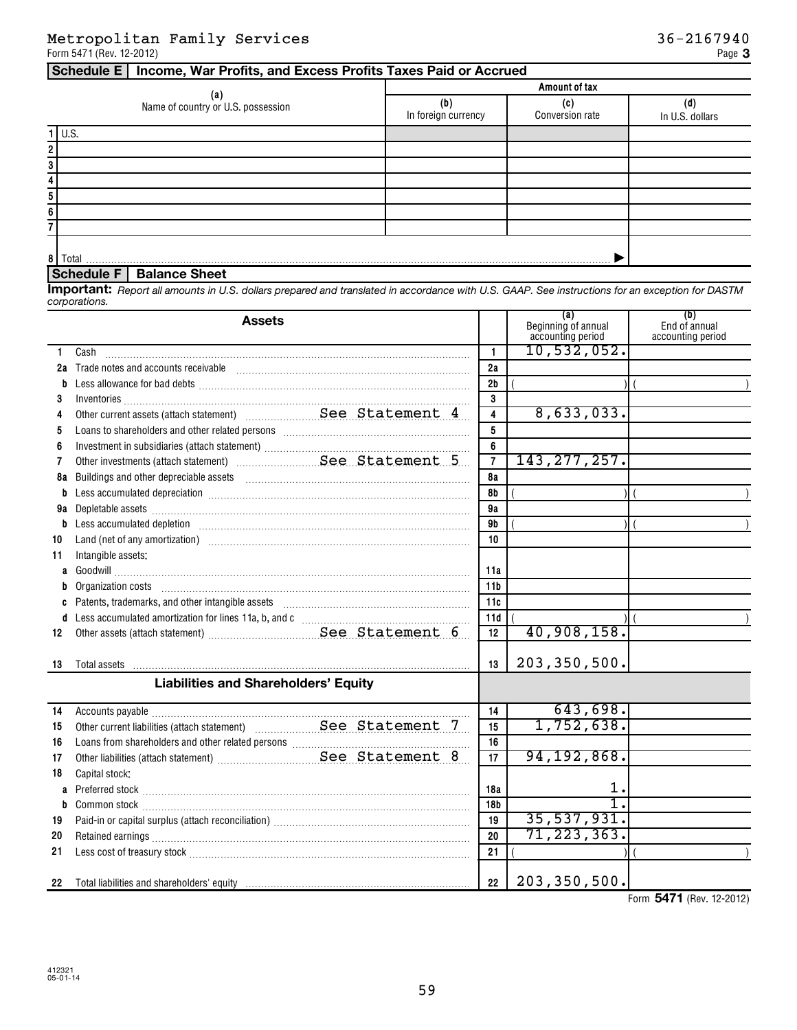Metropolitan Family Services 36-2167940

Form 5471 (Rev. 12-2012) Page **3**

## Schedule E | Income, War Profits, and Excess Profits Taxes Paid or Accrued

| | (a) Name of country or U.S. possession | Amount of tax (b) In foreign currency | (c) Conversion rate | (d) In U.S. dollars |
|---|---|---|---|---|
| 1 | U.S. | | | |
| 2 | | | | |
| 3 | | | | |
| 4 | | | | |
| 5 | | | | |
| 6 | | | | |
| 7 | | | | |
| 8 | Total ▶ | | | |

## Schedule F | Balance Sheet

**Important:** *Report all amounts in U.S. dollars prepared and translated in accordance with U.S. GAAP. See instructions for an exception for DASTM corporations.*

| | Assets | | (a) Beginning of annual accounting period | (b) End of annual accounting period |
|---|---|---|---|---|
| 1 | Cash | 1 | 10,532,052. | |
| 2a | Trade notes and accounts receivable | 2a | | |
| b | Less allowance for bad debts | 2b | ( ) | ( ) |
| 3 | Inventories | 3 | | |
| 4 | Other current assets (attach statement) See Statement 4 | 4 | 8,633,033. | |
| 5 | Loans to shareholders and other related persons | 5 | | |
| 6 | Investment in subsidiaries (attach statement) | 6 | | |
| 7 | Other investments (attach statement) See Statement 5 | 7 | 143,277,257. | |
| 8a | Buildings and other depreciable assets | 8a | | |
| b | Less accumulated depreciation | 8b | ( ) | ( ) |
| 9a | Depletable assets | 9a | | |
| b | Less accumulated depletion | 9b | ( ) | ( ) |
| 10 | Land (net of any amortization) | 10 | | |
| 11 | Intangible assets: | | | |
| a | Goodwill | 11a | | |
| b | Organization costs | 11b | | |
| c | Patents, trademarks, and other intangible assets | 11c | | |
| d | Less accumulated amortization for lines 11a, b, and c | 11d | ( ) | ( ) |
| 12 | Other assets (attach statement) See Statement 6 | 12 | 40,908,158. | |
| 13 | Total assets | 13 | 203,350,500. | |
| | **Liabilities and Shareholders' Equity** | | | |
| 14 | Accounts payable | 14 | 643,698. | |
| 15 | Other current liabilities (attach statement) See Statement 7 | 15 | 1,752,638. | |
| 16 | Loans from shareholders and other related persons | 16 | | |
| 17 | Other liabilities (attach statement) See Statement 8 | 17 | 94,192,868. | |
| 18 | Capital stock: | | | |
| a | Preferred stock | 18a | 1. | |
| b | Common stock | 18b | 1. | |
| 19 | Paid-in or capital surplus (attach reconciliation) | 19 | 35,537,931. | |
| 20 | Retained earnings | 20 | 71,223,363. | |
| 21 | Less cost of treasury stock | 21 | ( ) | ( ) |
| 22 | Total liabilities and shareholders' equity | 22 | 203,350,500. | |

Form **5471** (Rev. 12-2012)

412321
05-01-14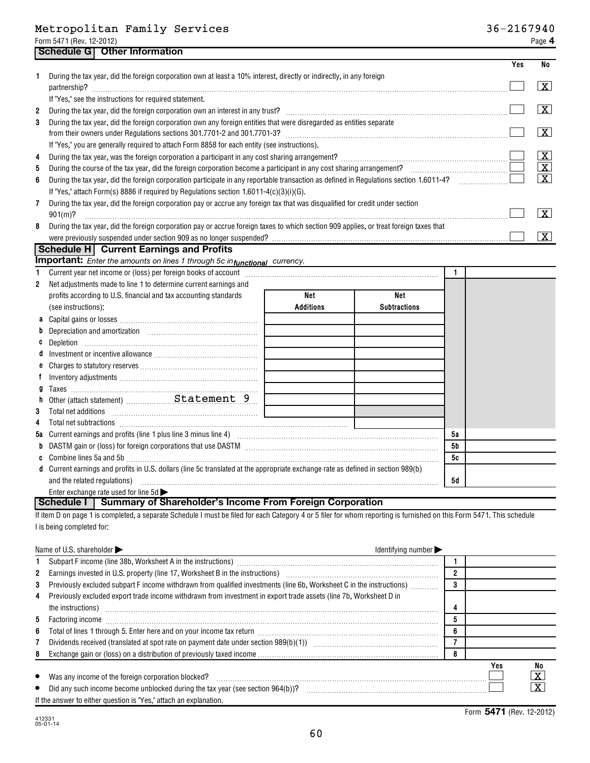Metropolitan Family Services 36-2167940

Form 5471 (Rev. 12-2012)

## Schedule G Other Information

| | | Yes | No |
|---|---|---|---|
| 1 | During the tax year, did the foreign corporation own at least a 10% interest, directly or indirectly, in any foreign partnership? If "Yes," see the instructions for required statement. | | X |
| 2 | During the tax year, did the foreign corporation own an interest in any trust? | | X |
| 3 | During the tax year, did the foreign corporation own any foreign entities that were disregarded as entities separate from their owners under Regulations sections 301.7701-2 and 301.7701-3? If "Yes," you are generally required to attach Form 8858 for each entity (see instructions). | | X |
| 4 | During the tax year, was the foreign corporation a participant in any cost sharing arrangement? | | X |
| 5 | During the course of the tax year, did the foreign corporation become a participant in any cost sharing arrangement? | | X |
| 6 | During the tax year, did the foreign corporation participate in any reportable transaction as defined in Regulations section 1.6011-4? If "Yes," attach Form(s) 8886 if required by Regulations section 1.6011-4(c)(3)(i)(G). | | X |
| 7 | During the tax year, did the foreign corporation pay or accrue any foreign tax that was disqualified for credit under section 901(m)? | | X |
| 8 | During the tax year, did the foreign corporation pay or accrue foreign taxes to which section 909 applies, or treat foreign taxes that were previously suspended under section 909 as no longer suspended? | | X |

## Schedule H Current Earnings and Profits

**Important:** *Enter the amounts on lines 1 through 5c in functional currency.*

| | | Net Additions | Net Subtractions | | |
|---|---|---|---|---|---|
| 1 | Current year net income or (loss) per foreign books of account | | | 1 | |
| 2 | Net adjustments made to line 1 to determine current earnings and profits according to U.S. financial and tax accounting standards (see instructions): | | | | |
| a | Capital gains or losses | | | | |
| b | Depreciation and amortization | | | | |
| c | Depletion | | | | |
| d | Investment or incentive allowance | | | | |
| e | Charges to statutory reserves | | | | |
| f | Inventory adjustments | | | | |
| g | Taxes | | | | |
| h | Other (attach statement) Statement 9 | | | | |
| 3 | Total net additions | | | | |
| 4 | Total net subtractions | | | | |
| 5a | Current earnings and profits (line 1 plus line 3 minus line 4) | | | 5a | |
| b | DASTM gain or (loss) for foreign corporations that use DASTM | | | 5b | |
| c | Combine lines 5a and 5b | | | 5c | |
| d | Current earnings and profits in U.S. dollars (line 5c translated at the appropriate exchange rate as defined in section 989(b) and the related regulations) | | | 5d | |

Enter exchange rate used for line 5d ▶

## Schedule I Summary of Shareholder's Income From Foreign Corporation

If item D on page 1 is completed, a separate Schedule I must be filed for each Category 4 or 5 filer for whom reporting is furnished on this Form 5471. This schedule I is being completed for:

Name of U.S. shareholder ▶ Identifying number ▶

| | | | |
|---|---|---|---|
| 1 | Subpart F income (line 38b, Worksheet A in the instructions) | 1 | |
| 2 | Earnings invested in U.S. property (line 17, Worksheet B in the instructions) | 2 | |
| 3 | Previously excluded subpart F income withdrawn from qualified investments (line 6b, Worksheet C in the instructions) | 3 | |
| 4 | Previously excluded export trade income withdrawn from investment in export trade assets (line 7b, Worksheet D in the instructions) | 4 | |
| 5 | Factoring income | 5 | |
| 6 | Total of lines 1 through 5. Enter here and on your income tax return | 6 | |
| 7 | Dividends received (translated at spot rate on payment date under section 989(b)(1)) | 7 | |
| 8 | Exchange gain or (loss) on a distribution of previously taxed income | 8 | |

| | Yes | No |
|---|---|---|
| • Was any income of the foreign corporation blocked? | | X |
| • Did any such income become unblocked during the tax year (see section 964(b))? | | X |

If the answer to either question is "Yes," attach an explanation.

Form **5471** (Rev. 12-2012)

412331 05-01-14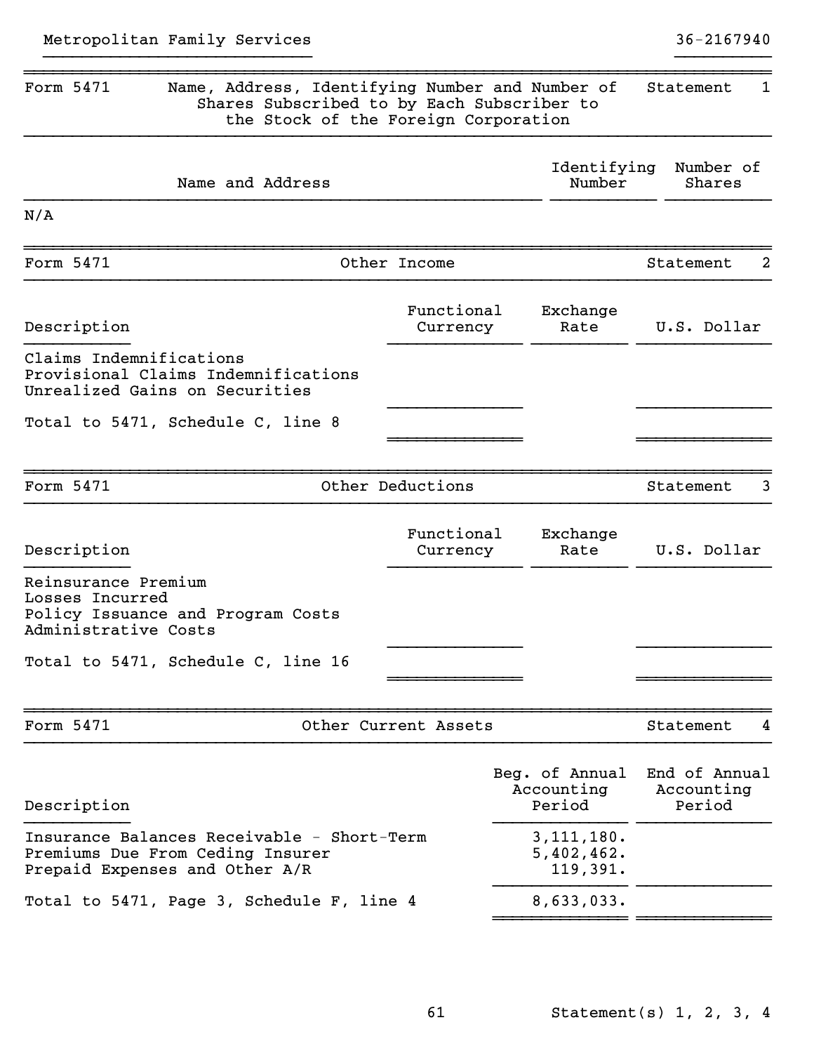Metropolitan Family Services 36-2167940

## Form 5471 — Name, Address, Identifying Number and Number of Shares Subscribed to by Each Subscriber to the Stock of the Foreign Corporation — Statement 1

| Name and Address | Identifying Number | Number of Shares |
|---|---|---|
| N/A | | |

## Form 5471 — Other Income — Statement 2

| Description | Functional Currency | Exchange Rate | U.S. Dollar |
|---|---|---|---|
| Claims Indemnifications | | | |
| Provisional Claims Indemnifications | | | |
| Unrealized Gains on Securities | | | |
| Total to 5471, Schedule C, line 8 | | | |

## Form 5471 — Other Deductions — Statement 3

| Description | Functional Currency | Exchange Rate | U.S. Dollar |
|---|---|---|---|
| Reinsurance Premium | | | |
| Losses Incurred | | | |
| Policy Issuance and Program Costs | | | |
| Administrative Costs | | | |
| Total to 5471, Schedule C, line 16 | | | |

## Form 5471 — Other Current Assets — Statement 4

| Description | Beg. of Annual Accounting Period | End of Annual Accounting Period |
|---|---|---|
| Insurance Balances Receivable - Short-Term | 3,111,180. | |
| Premiums Due From Ceding Insurer | 5,402,462. | |
| Prepaid Expenses and Other A/R | 119,391. | |
| Total to 5471, Page 3, Schedule F, line 4 | 8,633,033. | |

Statement(s) 1, 2, 3, 4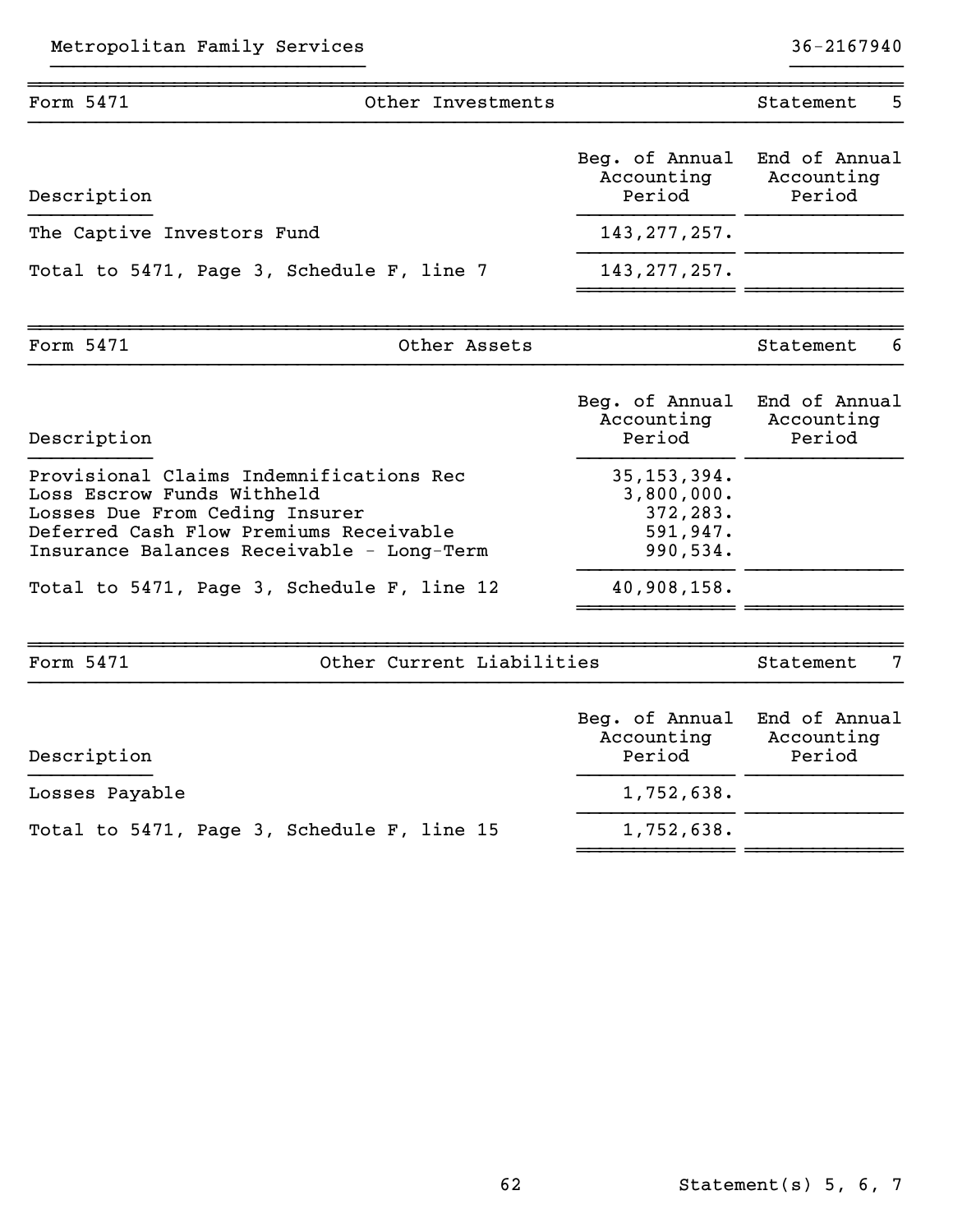Metropolitan Family Services 36-2167940

## Form 5471 — Other Investments — Statement 5

| Description | Beg. of Annual Accounting Period | End of Annual Accounting Period |
|---|---|---|
| The Captive Investors Fund | 143,277,257. | |
| Total to 5471, Page 3, Schedule F, line 7 | 143,277,257. | |

## Form 5471 — Other Assets — Statement 6

| Description | Beg. of Annual Accounting Period | End of Annual Accounting Period |
|---|---|---|
| Provisional Claims Indemnifications Rec | 35,153,394. | |
| Loss Escrow Funds Withheld | 3,800,000. | |
| Losses Due From Ceding Insurer | 372,283. | |
| Deferred Cash Flow Premiums Receivable | 591,947. | |
| Insurance Balances Receivable - Long-Term | 990,534. | |
| Total to 5471, Page 3, Schedule F, line 12 | 40,908,158. | |

## Form 5471 — Other Current Liabilities — Statement 7

| Description | Beg. of Annual Accounting Period | End of Annual Accounting Period |
|---|---|---|
| Losses Payable | 1,752,638. | |
| Total to 5471, Page 3, Schedule F, line 15 | 1,752,638. | |

Statement(s) 5, 6, 7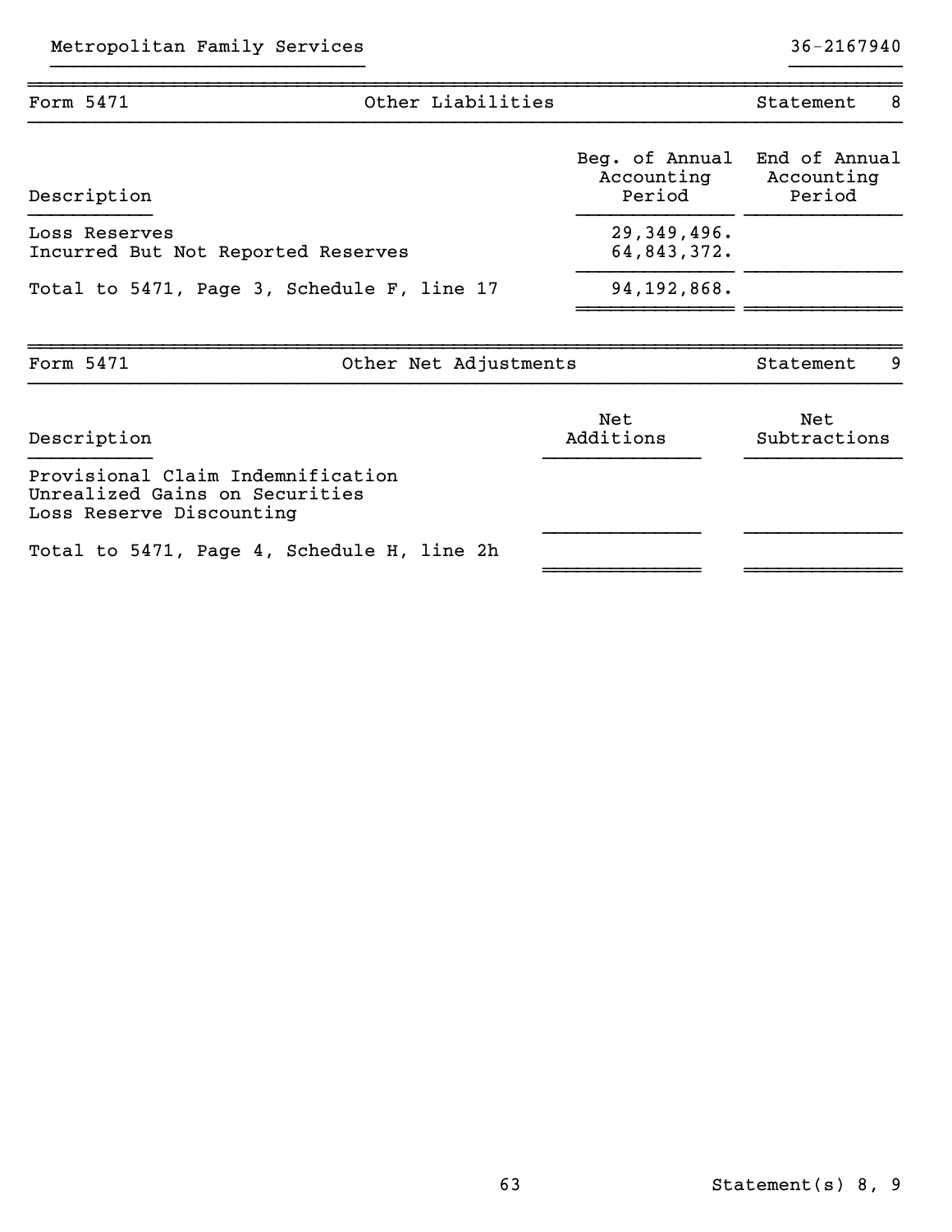Metropolitan Family Services 36-2167940

| Form 5471 | Other Liabilities | Statement 8 |
|---|---|---|

| Description | Beg. of Annual Accounting Period | End of Annual Accounting Period |
|---|---|---|
| Loss Reserves | 29,349,496. | |
| Incurred But Not Reported Reserves | 64,843,372. | |
| Total to 5471, Page 3, Schedule F, line 17 | 94,192,868. | |

| Form 5471 | Other Net Adjustments | Statement 9 |
|---|---|---|

| Description | Net Additions | Net Subtractions |
|---|---|---|
| Provisional Claim Indemnification | | |
| Unrealized Gains on Securities | | |
| Loss Reserve Discounting | | |
| Total to 5471, Page 4, Schedule H, line 2h | | |

Statement(s) 8, 9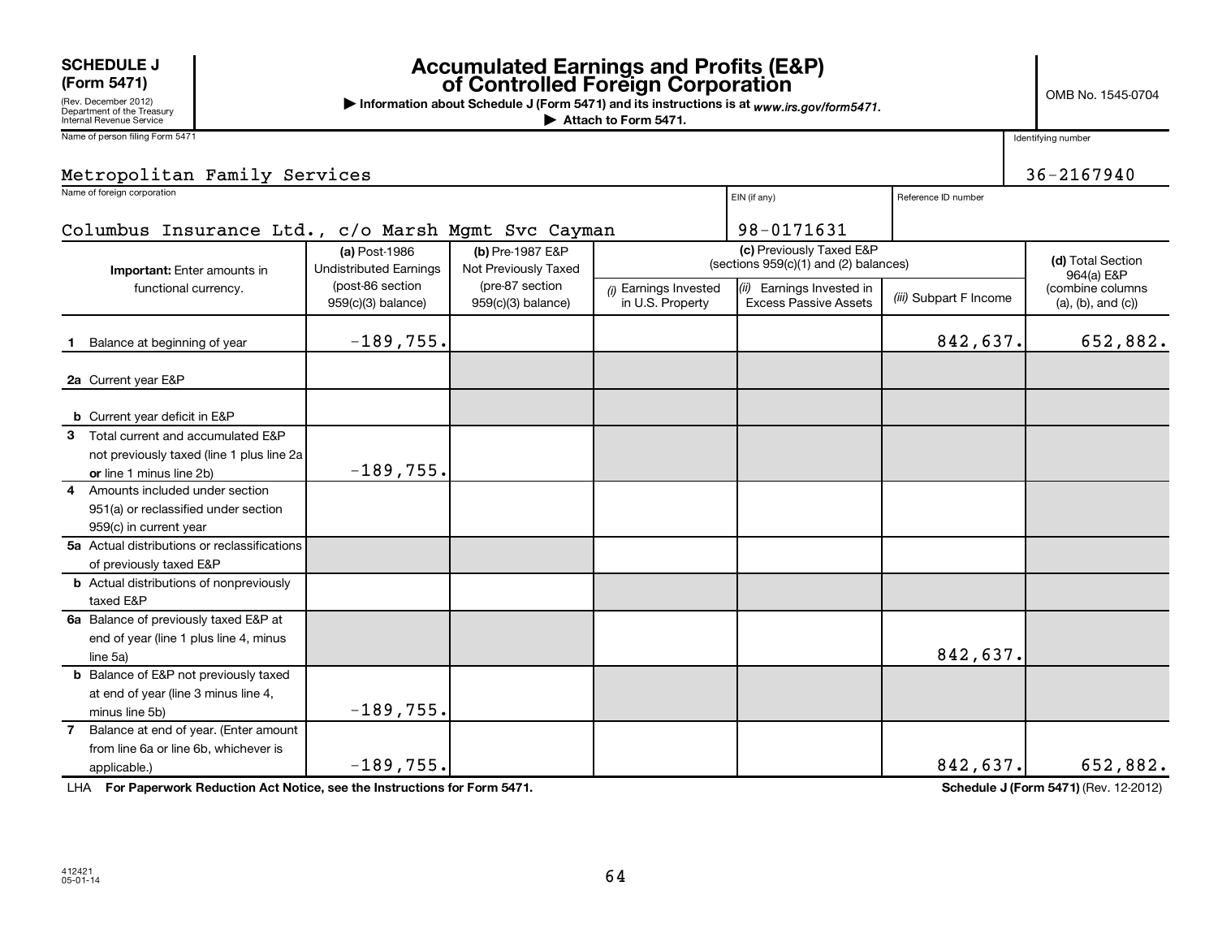**SCHEDULE J (Form 5471)**
(Rev. December 2012)
Department of the Treasury
Internal Revenue Service

# Accumulated Earnings and Profits (E&P) of Controlled Foreign Corporation

▶ Information about Schedule J (Form 5471) and its instructions is at *www.irs.gov/form5471.*
▶ Attach to Form 5471.

OMB No. 1545-0704

Name of person filing Form 5471: Metropolitan Family Services

Identifying number: 36-2167940

Name of foreign corporation: Columbus Insurance Ltd., c/o Marsh Mgmt Svc Cayman

EIN (if any): 98-0171631

Reference ID number:

| **Important:** Enter amounts in functional currency. | **(a)** Post-1986 Undistributed Earnings (post-86 section 959(c)(3) balance) | **(b)** Pre-1987 E&P Not Previously Taxed (pre-87 section 959(c)(3) balance) | **(c)** Previously Taxed E&P (sections 959(c)(1) and (2) balances) *(i)* Earnings Invested in U.S. Property | *(ii)* Earnings Invested in Excess Passive Assets | *(iii)* Subpart F Income | **(d)** Total Section 964(a) E&P (combine columns (a), (b), and (c)) |
|---|---|---|---|---|---|---|
| **1** Balance at beginning of year | -189,755. | | | | 842,637. | 652,882. |
| **2a** Current year E&P | | | | | | |
| **b** Current year deficit in E&P | | | | | | |
| **3** Total current and accumulated E&P not previously taxed (line 1 plus line 2a **or** line 1 minus line 2b) | -189,755. | | | | | |
| **4** Amounts included under section 951(a) or reclassified under section 959(c) in current year | | | | | | |
| **5a** Actual distributions or reclassifications of previously taxed E&P | | | | | | |
| **b** Actual distributions of nonpreviously taxed E&P | | | | | | |
| **6a** Balance of previously taxed E&P at end of year (line 1 plus line 4, minus line 5a) | | | | | 842,637. | |
| **b** Balance of E&P not previously taxed at end of year (line 3 minus line 4, minus line 5b) | -189,755. | | | | | |
| **7** Balance at end of year. (Enter amount from line 6a or line 6b, whichever is applicable.) | -189,755. | | | | 842,637. | 652,882. |

LHA **For Paperwork Reduction Act Notice, see the Instructions for Form 5471.** **Schedule J (Form 5471)** (Rev. 12-2012)

412421
05-01-14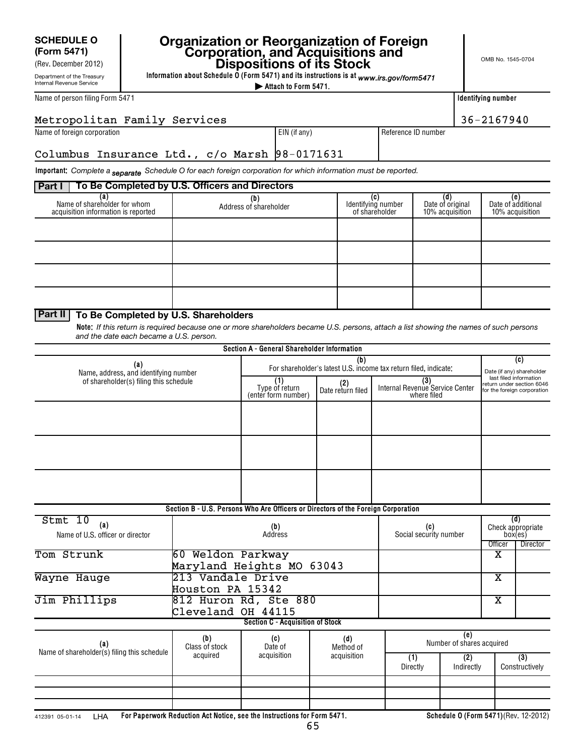**SCHEDULE O (Form 5471)**
(Rev. December 2012)
Department of the Treasury
Internal Revenue Service

# Organization or Reorganization of Foreign Corporation, and Acquisitions and Dispositions of its Stock

**Information about Schedule O (Form 5471) and its instructions is at** *www.irs.gov/form5471*

▶ **Attach to Form 5471.**

OMB No. 1545-0704

| Name of person filing Form 5471 | | Identifying number |
|---|---|---|
| Metropolitan Family Services | | 36-2167940 |
| **Name of foreign corporation** | **EIN (if any)** | **Reference ID number** |
| Columbus Insurance Ltd., c/o Marsh | 98-0171631 | |

**Important:** *Complete a separate Schedule O for each foreign corporation for which information must be reported.*

## Part I To Be Completed by U.S. Officers and Directors

| (a) Name of shareholder for whom acquisition information is reported | (b) Address of shareholder | (c) Identifying number of shareholder | (d) Date of original 10% acquisition | (e) Date of additional 10% acquisition |
|---|---|---|---|---|
| | | | | |
| | | | | |
| | | | | |
| | | | | |

## Part II To Be Completed by U.S. Shareholders

**Note:** *If this return is required because one or more shareholders became U.S. persons, attach a list showing the names of such persons and the date each became a U.S. person.*

### Section A - General Shareholder Information

| (a) Name, address, and identifying number of shareholder(s) filing this schedule | (b) For shareholder's latest U.S. income tax return filed, indicate: (1) Type of return (enter form number) | (2) Date return filed | (3) Internal Revenue Service Center where filed | (c) Date (if any) shareholder last filed information return under section 6046 for the foreign corporation |
|---|---|---|---|---|
| | | | | |
| | | | | |
| | | | | |

### Section B - U.S. Persons Who Are Officers or Directors of the Foreign Corporation

Stmt 10

| (a) Name of U.S. officer or director | (b) Address | (c) Social security number | (d) Officer | (d) Director |
|---|---|---|---|---|
| Tom Strunk | 60 Weldon Parkway Maryland Heights MO 63043 | | X | |
| Wayne Hauge | 213 Vandale Drive Houston PA 15342 | | X | |
| Jim Phillips | 812 Huron Rd, Ste 880 Cleveland OH 44115 | | X | |

### Section C - Acquisition of Stock

| (a) Name of shareholder(s) filing this schedule | (b) Class of stock acquired | (c) Date of acquisition | (d) Method of acquisition | (e) Number of shares acquired (1) Directly | (2) Indirectly | (3) Constructively |
|---|---|---|---|---|---|---|
| | | | | | | |
| | | | | | | |
| | | | | | | |

412391 05-01-14 LHA **For Paperwork Reduction Act Notice, see the Instructions for Form 5471.** **Schedule O (Form 5471)** (Rev. 12-2012)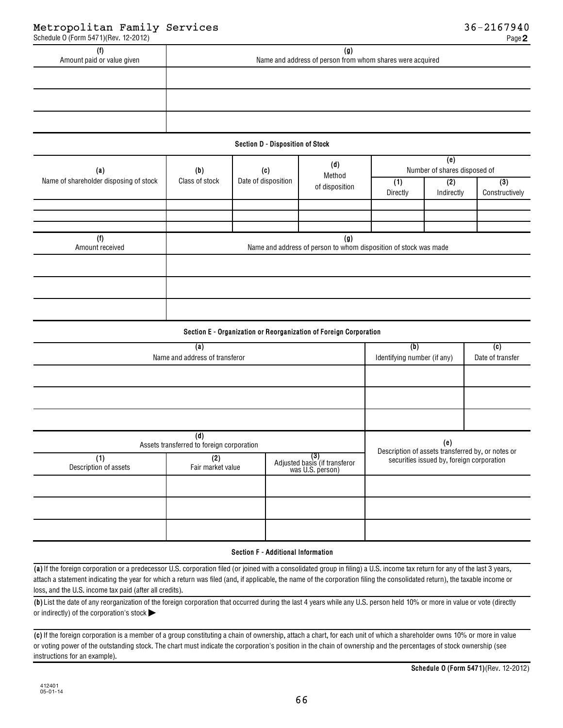Metropolitan Family Services 36-2167940

Schedule O (Form 5471)(Rev. 12-2012) Page **2**

| (f) Amount paid or value given | (g) Name and address of person from whom shares were acquired |
|---|---|
| | |
| | |
| | |

**Section D - Disposition of Stock**

| (a) Name of shareholder disposing of stock | (b) Class of stock | (c) Date of disposition | (d) Method of disposition | (e) Number of shares disposed of | | |
|---|---|---|---|---|---|---|
| | | | | (1) Directly | (2) Indirectly | (3) Constructively |
| | | | | | | |
| | | | | | | |
| | | | | | | |

| (f) Amount received | (g) Name and address of person to whom disposition of stock was made |
|---|---|
| | |
| | |
| | |

**Section E - Organization or Reorganization of Foreign Corporation**

| (a) Name and address of transferor | (b) Identifying number (if any) | (c) Date of transfer |
|---|---|---|
| | | |
| | | |
| | | |

| (d) Assets transferred to foreign corporation | | | (e) Description of assets transferred by, or notes or securities issued by, foreign corporation |
|---|---|---|---|
| (1) Description of assets | (2) Fair market value | (3) Adjusted basis (if transferor was U.S. person) | |
| | | | |
| | | | |
| | | | |

**Section F - Additional Information**

**(a)** If the foreign corporation or a predecessor U.S. corporation filed (or joined with a consolidated group in filing) a U.S. income tax return for any of the last 3 years, attach a statement indicating the year for which a return was filed (and, if applicable, the name of the corporation filing the consolidated return), the taxable income or loss, and the U.S. income tax paid (after all credits).

**(b)** List the date of any reorganization of the foreign corporation that occurred during the last 4 years while any U.S. person held 10% or more in value or vote (directly or indirectly) of the corporation's stock ▶

**(c)** If the foreign corporation is a member of a group constituting a chain of ownership, attach a chart, for each unit of which a shareholder owns 10% or more in value or voting power of the outstanding stock. The chart must indicate the corporation's position in the chain of ownership and the percentages of stock ownership (see instructions for an example).

**Schedule O (Form 5471)**(Rev. 12-2012)

412401
05-01-14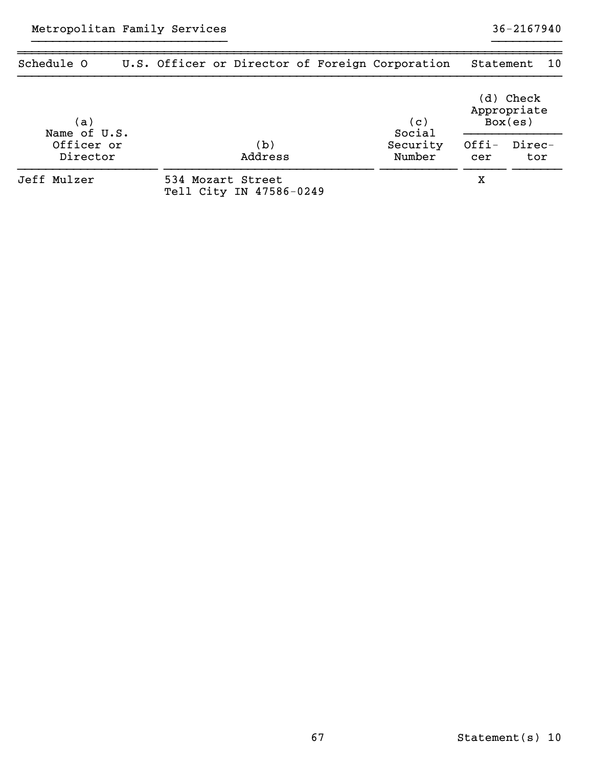Metropolitan Family Services 36-2167940

## Schedule O U.S. Officer or Director of Foreign Corporation Statement 10

| (a) Name of U.S. Officer or Director | (b) Address | (c) Social Security Number | (d) Check Appropriate Box(es) | |
|---|---|---|---|---|
| | | | Officer | Director |
| Jeff Mulzer | 534 Mozart Street Tell City IN 47586-0249 | | X | |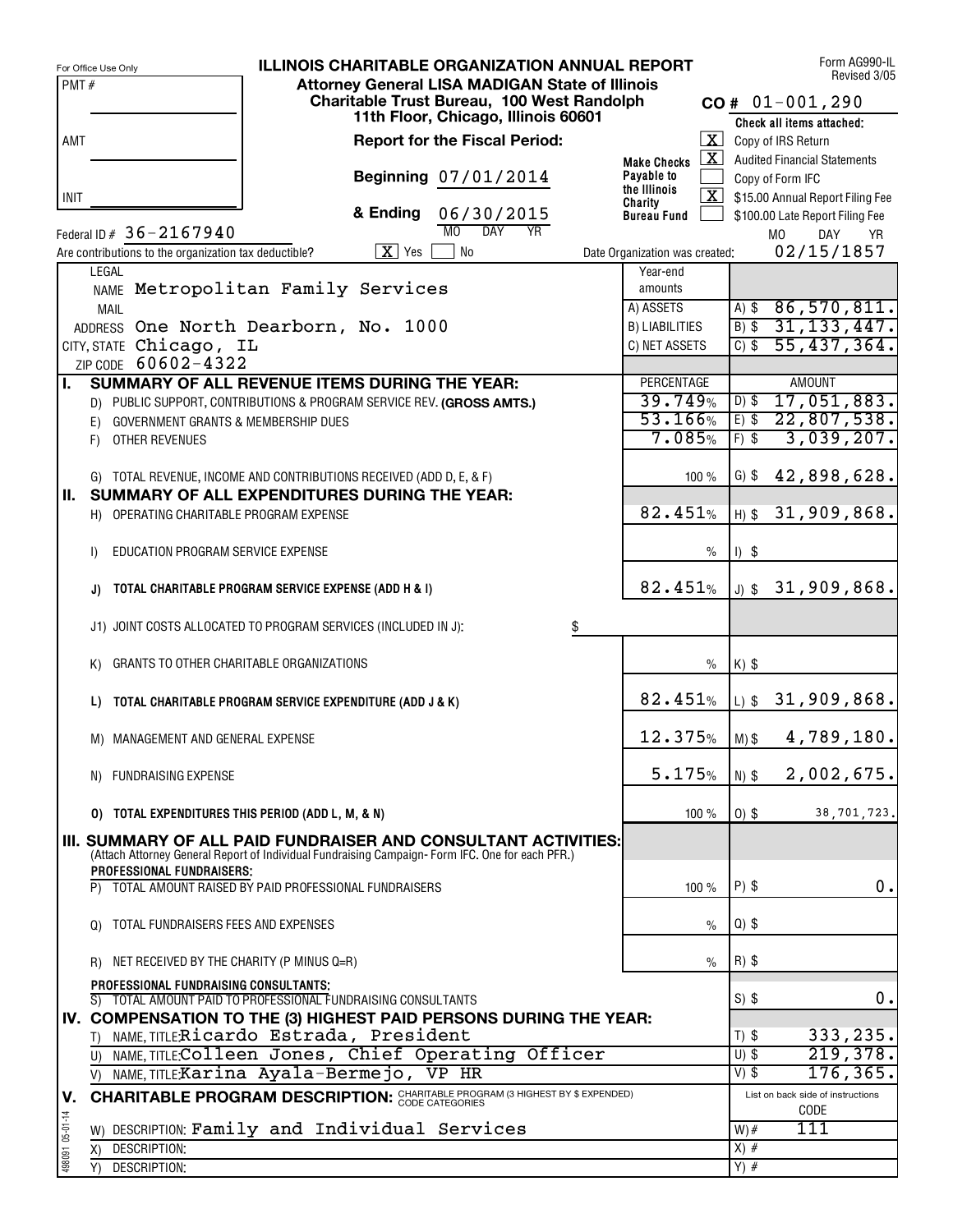For Office Use Only

PMT #

AMT

INIT

# ILLINOIS CHARITABLE ORGANIZATION ANNUAL REPORT

Form AG990-IL
Revised 3/05

**Attorney General LISA MADIGAN State of Illinois**
**Charitable Trust Bureau, 100 West Randolph**
**11th Floor, Chicago, Illinois 60601**

**CO #** 01-001,290

**Report for the Fiscal Period:**

Beginning 07/01/2014

& Ending 06/30/2015 (MO DAY YR)

**Make Checks Payable to the Illinois Charity Bureau Fund**

**Check all items attached:**

- [X] Copy of IRS Return
- [X] Audited Financial Statements
- [ ] Copy of Form IFC
- [X] $15.00 Annual Report Filing Fee
- [ ] $100.00 Late Report Filing Fee

Federal ID # 36-2167940

Are contributions to the organization tax deductible? [X] Yes [ ] No

Date Organization was created: 02/15/1857 (MO DAY YR)

LEGAL NAME Metropolitan Family Services

MAIL ADDRESS One North Dearborn, No. 1000

CITY, STATE Chicago, IL

ZIP CODE 60602-4322

| Year-end amounts | |
|---|---|
| A) ASSETS | A) $ 86,570,811. |
| B) LIABILITIES | B) $ 31,133,447. |
| C) NET ASSETS | C) $ 55,437,364. |

| | PERCENTAGE | AMOUNT |
|---|---|---|
| **I. SUMMARY OF ALL REVENUE ITEMS DURING THE YEAR:** | | |
| D) PUBLIC SUPPORT, CONTRIBUTIONS & PROGRAM SERVICE REV. **(GROSS AMTS.)** | 39.749% | D) $ 17,051,883. |
| E) GOVERNMENT GRANTS & MEMBERSHIP DUES | 53.166% | E) $ 22,807,538. |
| F) OTHER REVENUES | 7.085% | F) $ 3,039,207. |
| G) TOTAL REVENUE, INCOME AND CONTRIBUTIONS RECEIVED (ADD D, E, & F) | 100 % | G) $ 42,898,628. |
| **II. SUMMARY OF ALL EXPENDITURES DURING THE YEAR:** | | |
| H) OPERATING CHARITABLE PROGRAM EXPENSE | 82.451% | H) $ 31,909,868. |
| I) EDUCATION PROGRAM SERVICE EXPENSE | % | I) $ |
| **J) TOTAL CHARITABLE PROGRAM SERVICE EXPENSE (ADD H & I)** | 82.451% | J) $ 31,909,868. |
| J1) JOINT COSTS ALLOCATED TO PROGRAM SERVICES (INCLUDED IN J): $ | | |
| K) GRANTS TO OTHER CHARITABLE ORGANIZATIONS | % | K) $ |
| **L) TOTAL CHARITABLE PROGRAM SERVICE EXPENDITURE (ADD J & K)** | 82.451% | L) $ 31,909,868. |
| M) MANAGEMENT AND GENERAL EXPENSE | 12.375% | M) $ 4,789,180. |
| N) FUNDRAISING EXPENSE | 5.175% | N) $ 2,002,675. |
| **O) TOTAL EXPENDITURES THIS PERIOD (ADD L, M, & N)** | 100 % | O) $ 38,701,723. |
| **III. SUMMARY OF ALL PAID FUNDRAISER AND CONSULTANT ACTIVITIES:** (Attach Attorney General Report of Individual Fundraising Campaign- Form IFC. One for each PFR.) | | |
| **PROFESSIONAL FUNDRAISERS:** | | |
| P) TOTAL AMOUNT RAISED BY PAID PROFESSIONAL FUNDRAISERS | 100 % | P) $ 0. |
| Q) TOTAL FUNDRAISERS FEES AND EXPENSES | % | Q) $ |
| R) NET RECEIVED BY THE CHARITY (P MINUS Q=R) | % | R) $ |
| **PROFESSIONAL FUNDRAISING CONSULTANTS:** | | |
| S) TOTAL AMOUNT PAID TO PROFESSIONAL FUNDRAISING CONSULTANTS | | S) $ 0. |
| **IV. COMPENSATION TO THE (3) HIGHEST PAID PERSONS DURING THE YEAR:** | | |
| T) NAME, TITLE: Ricardo Estrada, President | | T) $ 333,235. |
| U) NAME, TITLE: Colleen Jones, Chief Operating Officer | | U) $ 219,378. |
| V) NAME, TITLE: Karina Ayala-Bermejo, VP HR | | V) $ 176,365. |

**V. CHARITABLE PROGRAM DESCRIPTION:** CHARITABLE PROGRAM (3 HIGHEST BY $ EXPENDED) CODE CATEGORIES

| | List on back side of instructions CODE |
|---|---|
| W) DESCRIPTION: Family and Individual Services | W) # 111 |
| X) DESCRIPTION: | X) # |
| Y) DESCRIPTION: | Y) # |

498091 05-01-14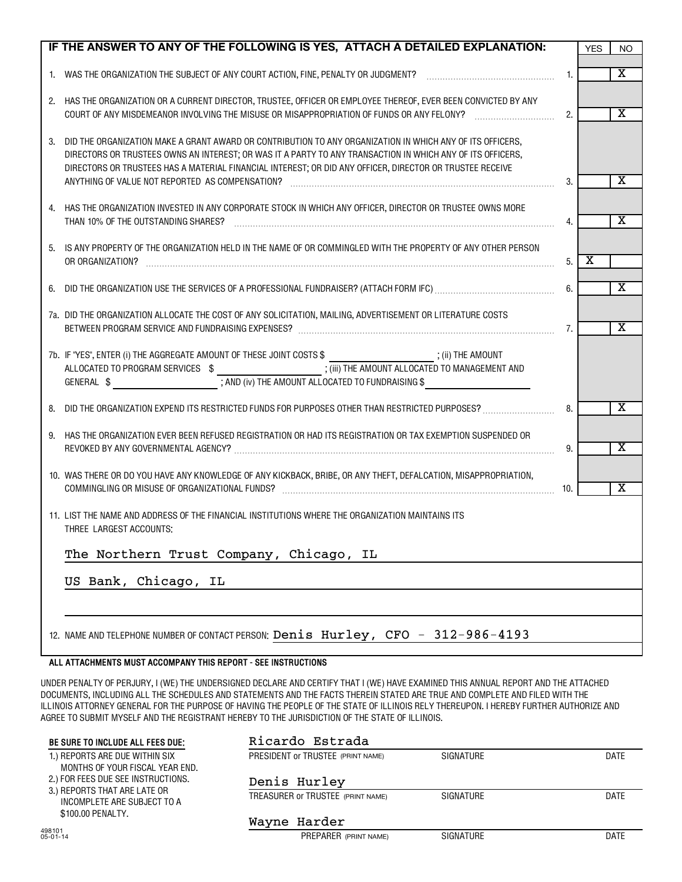| IF THE ANSWER TO ANY OF THE FOLLOWING IS YES, ATTACH A DETAILED EXPLANATION: | | YES | NO |
|---|---|---|---|
| 1. WAS THE ORGANIZATION THE SUBJECT OF ANY COURT ACTION, FINE, PENALTY OR JUDGMENT? | 1. | | X |
| 2. HAS THE ORGANIZATION OR A CURRENT DIRECTOR, TRUSTEE, OFFICER OR EMPLOYEE THEREOF, EVER BEEN CONVICTED BY ANY COURT OF ANY MISDEMEANOR INVOLVING THE MISUSE OR MISAPPROPRIATION OF FUNDS OR ANY FELONY? | 2. | | X |
| 3. DID THE ORGANIZATION MAKE A GRANT AWARD OR CONTRIBUTION TO ANY ORGANIZATION IN WHICH ANY OF ITS OFFICERS, DIRECTORS OR TRUSTEES OWNS AN INTEREST; OR WAS IT A PARTY TO ANY TRANSACTION IN WHICH ANY OF ITS OFFICERS, DIRECTORS OR TRUSTEES HAS A MATERIAL FINANCIAL INTEREST; OR DID ANY OFFICER, DIRECTOR OR TRUSTEE RECEIVE ANYTHING OF VALUE NOT REPORTED AS COMPENSATION? | 3. | | X |
| 4. HAS THE ORGANIZATION INVESTED IN ANY CORPORATE STOCK IN WHICH ANY OFFICER, DIRECTOR OR TRUSTEE OWNS MORE THAN 10% OF THE OUTSTANDING SHARES? | 4. | | X |
| 5. IS ANY PROPERTY OF THE ORGANIZATION HELD IN THE NAME OF OR COMMINGLED WITH THE PROPERTY OF ANY OTHER PERSON OR ORGANIZATION? | 5. | X | |
| 6. DID THE ORGANIZATION USE THE SERVICES OF A PROFESSIONAL FUNDRAISER? (ATTACH FORM IFC) | 6. | | X |
| 7a. DID THE ORGANIZATION ALLOCATE THE COST OF ANY SOLICITATION, MAILING, ADVERTISEMENT OR LITERATURE COSTS BETWEEN PROGRAM SERVICE AND FUNDRAISING EXPENSES? | 7. | | X |
| 7b. IF "YES", ENTER (i) THE AGGREGATE AMOUNT OF THESE JOINT COSTS $ ______ ; (ii) THE AMOUNT ALLOCATED TO PROGRAM SERVICES $ ______ ; (iii) THE AMOUNT ALLOCATED TO MANAGEMENT AND GENERAL $ ______ ; AND (iv) THE AMOUNT ALLOCATED TO FUNDRAISING $ ______ | | | |
| 8. DID THE ORGANIZATION EXPEND ITS RESTRICTED FUNDS FOR PURPOSES OTHER THAN RESTRICTED PURPOSES? | 8. | | X |
| 9. HAS THE ORGANIZATION EVER BEEN REFUSED REGISTRATION OR HAD ITS REGISTRATION OR TAX EXEMPTION SUSPENDED OR REVOKED BY ANY GOVERNMENTAL AGENCY? | 9. | | X |
| 10. WAS THERE OR DO YOU HAVE ANY KNOWLEDGE OF ANY KICKBACK, BRIBE, OR ANY THEFT, DEFALCATION, MISAPPROPRIATION, COMMINGLING OR MISUSE OF ORGANIZATIONAL FUNDS? | 10. | | X |

11. LIST THE NAME AND ADDRESS OF THE FINANCIAL INSTITUTIONS WHERE THE ORGANIZATION MAINTAINS ITS THREE LARGEST ACCOUNTS:

The Northern Trust Company, Chicago, IL

US Bank, Chicago, IL

12. NAME AND TELEPHONE NUMBER OF CONTACT PERSON: Denis Hurley, CFO - 312-986-4193

**ALL ATTACHMENTS MUST ACCOMPANY THIS REPORT - SEE INSTRUCTIONS**

UNDER PENALTY OF PERJURY, I (WE) THE UNDERSIGNED DECLARE AND CERTIFY THAT I (WE) HAVE EXAMINED THIS ANNUAL REPORT AND THE ATTACHED DOCUMENTS, INCLUDING ALL THE SCHEDULES AND STATEMENTS AND THE FACTS THEREIN STATED ARE TRUE AND COMPLETE AND FILED WITH THE ILLINOIS ATTORNEY GENERAL FOR THE PURPOSE OF HAVING THE PEOPLE OF THE STATE OF ILLINOIS RELY THEREUPON. I HEREBY FURTHER AUTHORIZE AND AGREE TO SUBMIT MYSELF AND THE REGISTRANT HEREBY TO THE JURISDICTION OF THE STATE OF ILLINOIS.

**BE SURE TO INCLUDE ALL FEES DUE:**

1.) REPORTS ARE DUE WITHIN SIX MONTHS OF YOUR FISCAL YEAR END.
2.) FOR FEES DUE SEE INSTRUCTIONS.
3.) REPORTS THAT ARE LATE OR INCOMPLETE ARE SUBJECT TO A $100.00 PENALTY.

| | | |
|---|---|---|
| Ricardo Estrada | | |
| PRESIDENT or TRUSTEE (PRINT NAME) | SIGNATURE | DATE |
| Denis Hurley | | |
| TREASURER or TRUSTEE (PRINT NAME) | SIGNATURE | DATE |
| Wayne Harder | | |
| PREPARER (PRINT NAME) | SIGNATURE | DATE |

498101
05-01-14